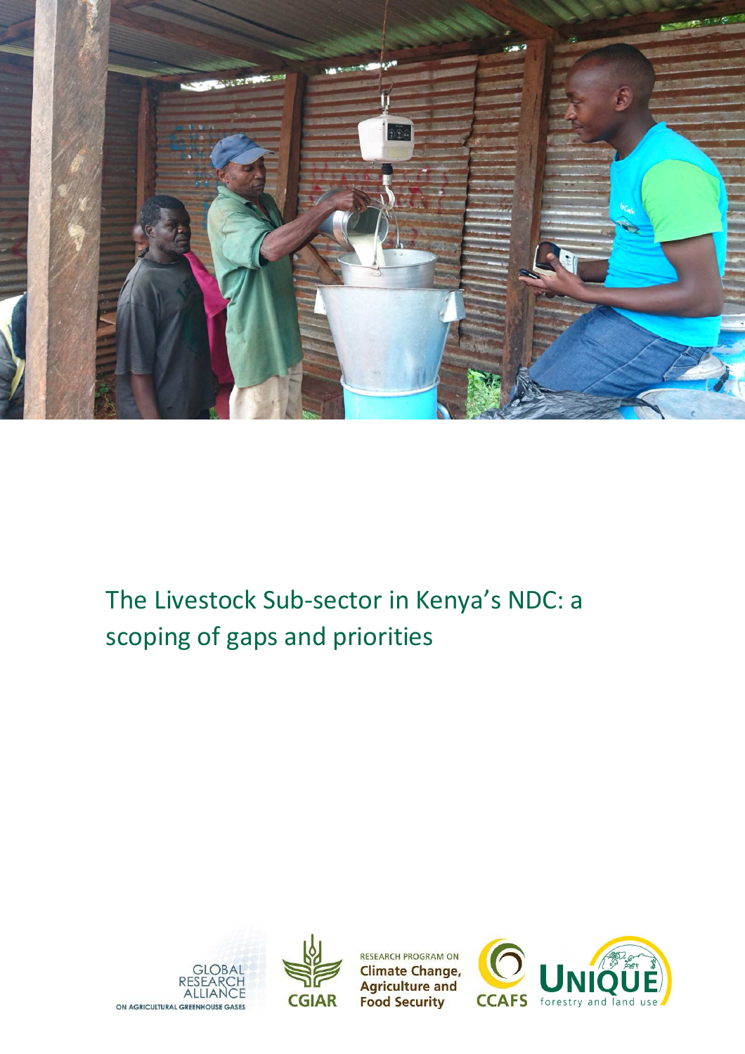# The Livestock Sub-sector in Kenya's NDC: a scoping of gaps and priorities

GLOBAL RESEARCH ALLIANCE ON AGRICULTURAL GREENHOUSE GASES

CGIAR

RESEARCH PROGRAM ON Climate Change, Agriculture and Food Security

CCAFS

UNIQUE forestry and land use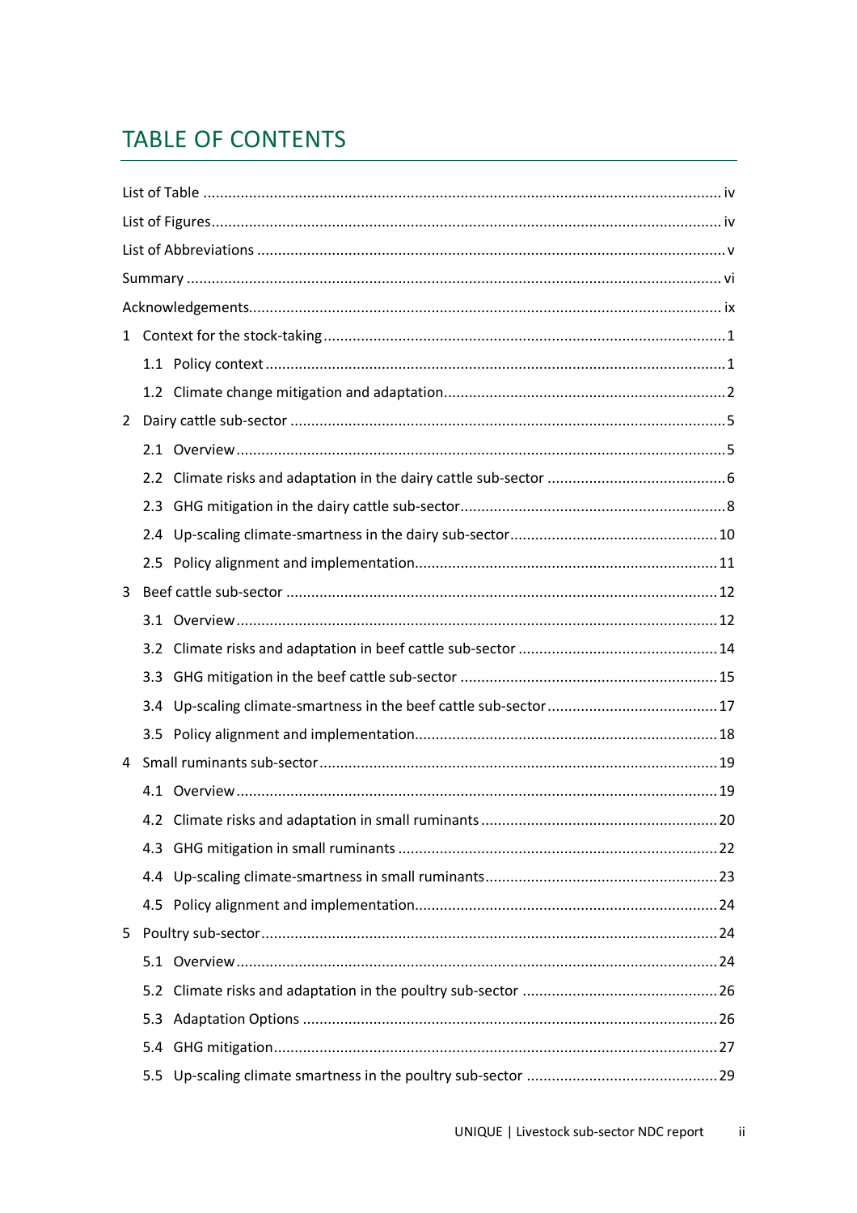# TABLE OF CONTENTS

List of Table ..... iv

List of Figures ..... iv

List of Abbreviations ..... v

Summary ..... vi

Acknowledgements ..... ix

1 Context for the stock-taking ..... 1

- 1.1 Policy context ..... 1
- 1.2 Climate change mitigation and adaptation ..... 2

2 Dairy cattle sub-sector ..... 5

- 2.1 Overview ..... 5
- 2.2 Climate risks and adaptation in the dairy cattle sub-sector ..... 6
- 2.3 GHG mitigation in the dairy cattle sub-sector ..... 8
- 2.4 Up-scaling climate-smartness in the dairy sub-sector ..... 10
- 2.5 Policy alignment and implementation ..... 11

3 Beef cattle sub-sector ..... 12

- 3.1 Overview ..... 12
- 3.2 Climate risks and adaptation in beef cattle sub-sector ..... 14
- 3.3 GHG mitigation in the beef cattle sub-sector ..... 15
- 3.4 Up-scaling climate-smartness in the beef cattle sub-sector ..... 17
- 3.5 Policy alignment and implementation ..... 18

4 Small ruminants sub-sector ..... 19

- 4.1 Overview ..... 19
- 4.2 Climate risks and adaptation in small ruminants ..... 20
- 4.3 GHG mitigation in small ruminants ..... 22
- 4.4 Up-scaling climate-smartness in small ruminants ..... 23
- 4.5 Policy alignment and implementation ..... 24

5 Poultry sub-sector ..... 24

- 5.1 Overview ..... 24
- 5.2 Climate risks and adaptation in the poultry sub-sector ..... 26
- 5.3 Adaptation Options ..... 26
- 5.4 GHG mitigation ..... 27
- 5.5 Up-scaling climate smartness in the poultry sub-sector ..... 29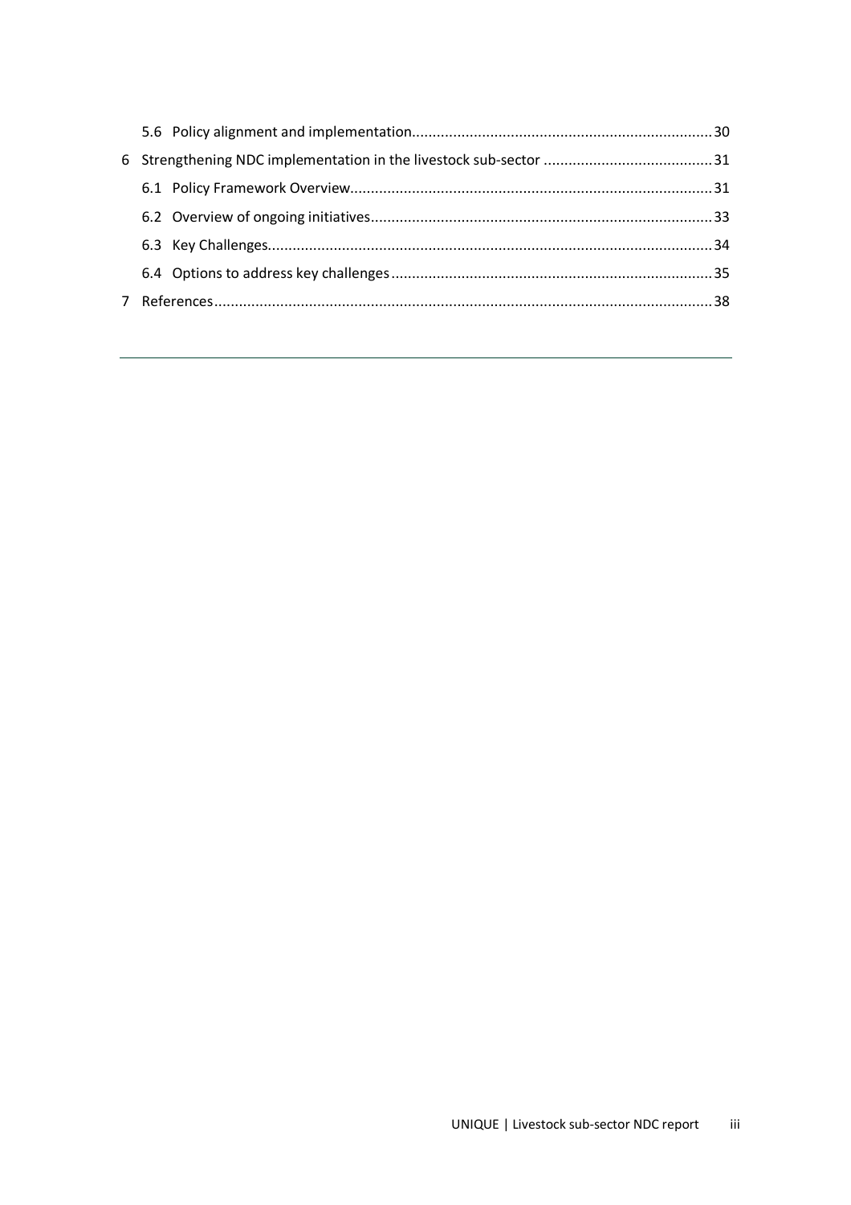5.6 Policy alignment and implementation........................................................................30

6 Strengthening NDC implementation in the livestock sub-sector .........................................31

6.1 Policy Framework Overview.......................................................................................31

6.2 Overview of ongoing initiatives..................................................................................33

6.3 Key Challenges..........................................................................................................34

6.4 Options to address key challenges.............................................................................35

7 References........................................................................................................................38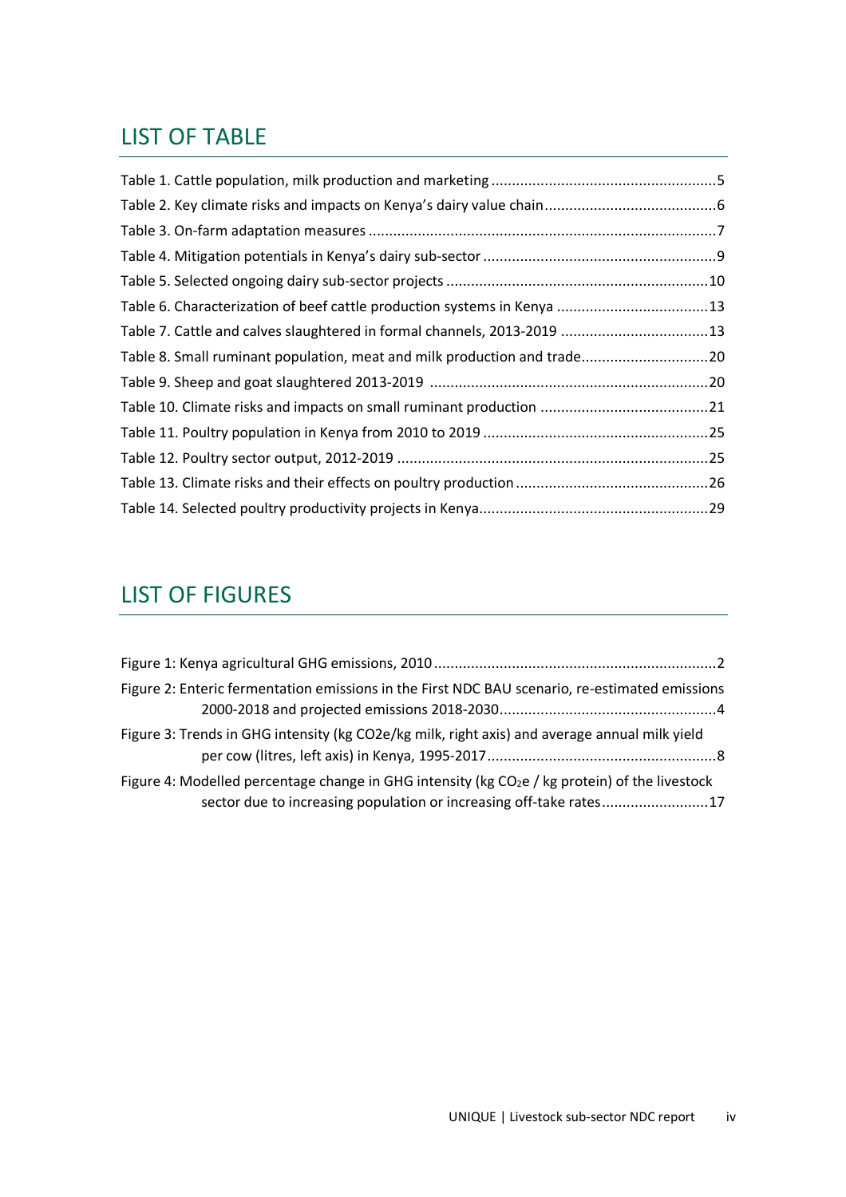## LIST OF TABLE

Table 1. Cattle population, milk production and marketing .......................................................5
Table 2. Key climate risks and impacts on Kenya's dairy value chain..........................................6
Table 3. On-farm adaptation measures ........................................................................................7
Table 4. Mitigation potentials in Kenya's dairy sub-sector .........................................................9
Table 5. Selected ongoing dairy sub-sector projects ...................................................................10
Table 6. Characterization of beef cattle production systems in Kenya .....................................13
Table 7. Cattle and calves slaughtered in formal channels, 2013-2019 ....................................13
Table 8. Small ruminant population, meat and milk production and trade................................20
Table 9. Sheep and goat slaughtered 2013-2019 ......................................................................20
Table 10. Climate risks and impacts on small ruminant production ..........................................21
Table 11. Poultry population in Kenya from 2010 to 2019 .......................................................25
Table 12. Poultry sector output, 2012-2019 ...............................................................................25
Table 13. Climate risks and their effects on poultry production ...............................................26
Table 14. Selected poultry productivity projects in Kenya.........................................................29

## LIST OF FIGURES

Figure 1: Kenya agricultural GHG emissions, 2010 .....................................................................2
Figure 2: Enteric fermentation emissions in the First NDC BAU scenario, re-estimated emissions 2000-2018 and projected emissions 2018-2030.....................................................4
Figure 3: Trends in GHG intensity (kg CO2e/kg milk, right axis) and average annual milk yield per cow (litres, left axis) in Kenya, 1995-2017........................................................8
Figure 4: Modelled percentage change in GHG intensity (kg $CO_2e$ / kg protein) of the livestock sector due to increasing population or increasing off-take rates..........................17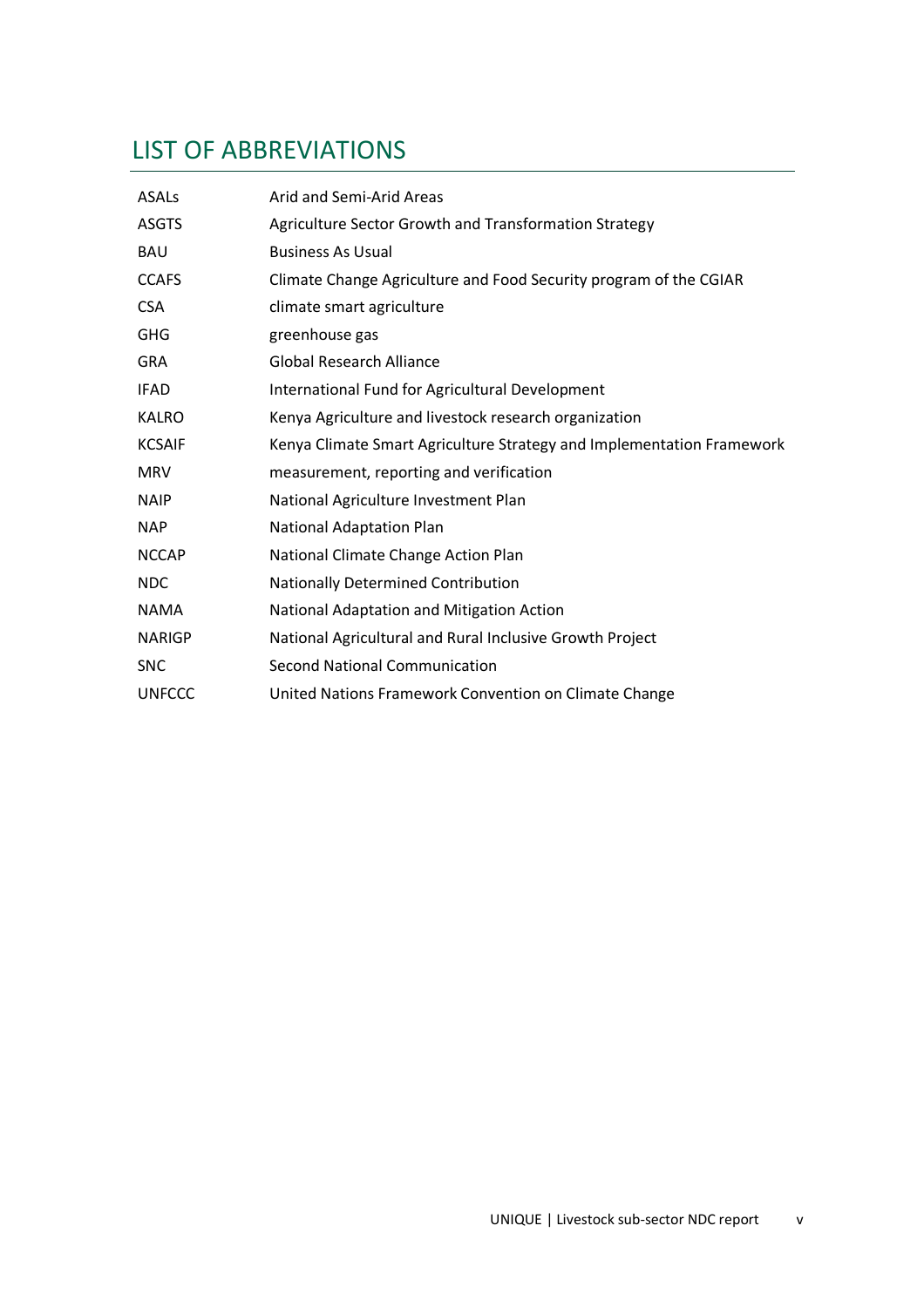# LIST OF ABBREVIATIONS

| | |
|---|---|
| ASALs | Arid and Semi-Arid Areas |
| ASGTS | Agriculture Sector Growth and Transformation Strategy |
| BAU | Business As Usual |
| CCAFS | Climate Change Agriculture and Food Security program of the CGIAR |
| CSA | climate smart agriculture |
| GHG | greenhouse gas |
| GRA | Global Research Alliance |
| IFAD | International Fund for Agricultural Development |
| KALRO | Kenya Agriculture and livestock research organization |
| KCSAIF | Kenya Climate Smart Agriculture Strategy and Implementation Framework |
| MRV | measurement, reporting and verification |
| NAIP | National Agriculture Investment Plan |
| NAP | National Adaptation Plan |
| NCCAP | National Climate Change Action Plan |
| NDC | Nationally Determined Contribution |
| NAMA | National Adaptation and Mitigation Action |
| NARIGP | National Agricultural and Rural Inclusive Growth Project |
| SNC | Second National Communication |
| UNFCCC | United Nations Framework Convention on Climate Change |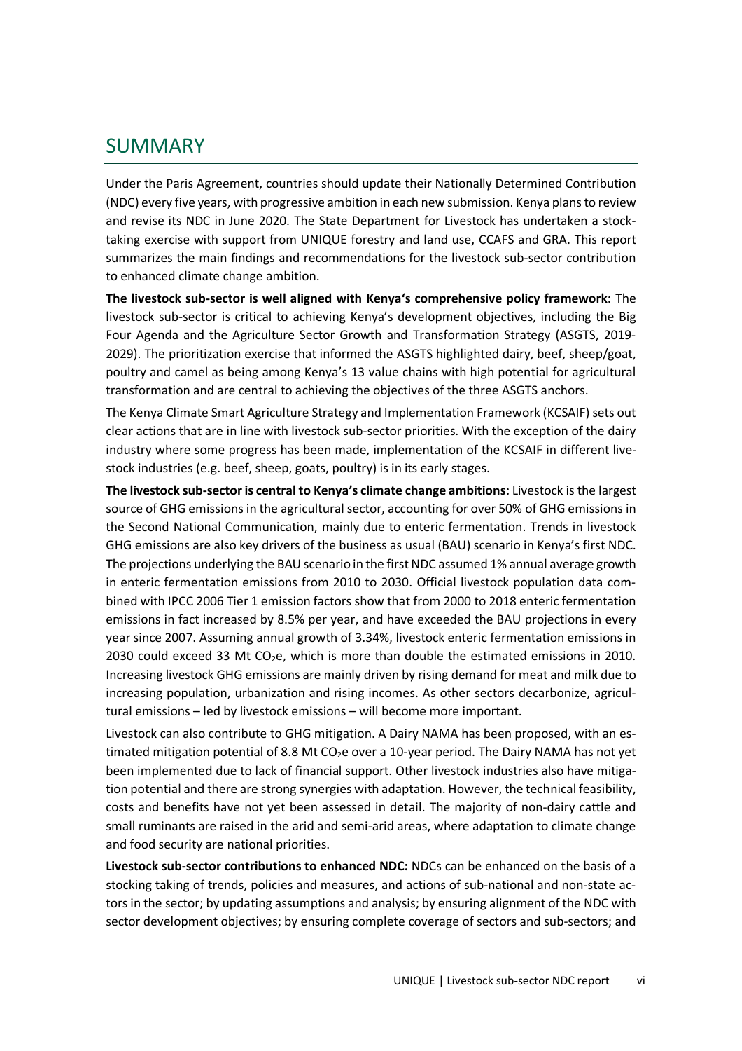## SUMMARY

Under the Paris Agreement, countries should update their Nationally Determined Contribution (NDC) every five years, with progressive ambition in each new submission. Kenya plans to review and revise its NDC in June 2020. The State Department for Livestock has undertaken a stock-taking exercise with support from UNIQUE forestry and land use, CCAFS and GRA. This report summarizes the main findings and recommendations for the livestock sub-sector contribution to enhanced climate change ambition.

**The livestock sub-sector is well aligned with Kenya's comprehensive policy framework:** The livestock sub-sector is critical to achieving Kenya's development objectives, including the Big Four Agenda and the Agriculture Sector Growth and Transformation Strategy (ASGTS, 2019-2029). The prioritization exercise that informed the ASGTS highlighted dairy, beef, sheep/goat, poultry and camel as being among Kenya's 13 value chains with high potential for agricultural transformation and are central to achieving the objectives of the three ASGTS anchors.

The Kenya Climate Smart Agriculture Strategy and Implementation Framework (KCSAIF) sets out clear actions that are in line with livestock sub-sector priorities. With the exception of the dairy industry where some progress has been made, implementation of the KCSAIF in different livestock industries (e.g. beef, sheep, goats, poultry) is in its early stages.

**The livestock sub-sector is central to Kenya's climate change ambitions:** Livestock is the largest source of GHG emissions in the agricultural sector, accounting for over 50% of GHG emissions in the Second National Communication, mainly due to enteric fermentation. Trends in livestock GHG emissions are also key drivers of the business as usual (BAU) scenario in Kenya's first NDC. The projections underlying the BAU scenario in the first NDC assumed 1% annual average growth in enteric fermentation emissions from 2010 to 2030. Official livestock population data combined with IPCC 2006 Tier 1 emission factors show that from 2000 to 2018 enteric fermentation emissions in fact increased by 8.5% per year, and have exceeded the BAU projections in every year since 2007. Assuming annual growth of 3.34%, livestock enteric fermentation emissions in 2030 could exceed 33 Mt $CO_2$e, which is more than double the estimated emissions in 2010. Increasing livestock GHG emissions are mainly driven by rising demand for meat and milk due to increasing population, urbanization and rising incomes. As other sectors decarbonize, agricultural emissions – led by livestock emissions – will become more important.

Livestock can also contribute to GHG mitigation. A Dairy NAMA has been proposed, with an estimated mitigation potential of 8.8 Mt $CO_2$e over a 10-year period. The Dairy NAMA has not yet been implemented due to lack of financial support. Other livestock industries also have mitigation potential and there are strong synergies with adaptation. However, the technical feasibility, costs and benefits have not yet been assessed in detail. The majority of non-dairy cattle and small ruminants are raised in the arid and semi-arid areas, where adaptation to climate change and food security are national priorities.

**Livestock sub-sector contributions to enhanced NDC:** NDCs can be enhanced on the basis of a stocking taking of trends, policies and measures, and actions of sub-national and non-state actors in the sector; by updating assumptions and analysis; by ensuring alignment of the NDC with sector development objectives; by ensuring complete coverage of sectors and sub-sectors; and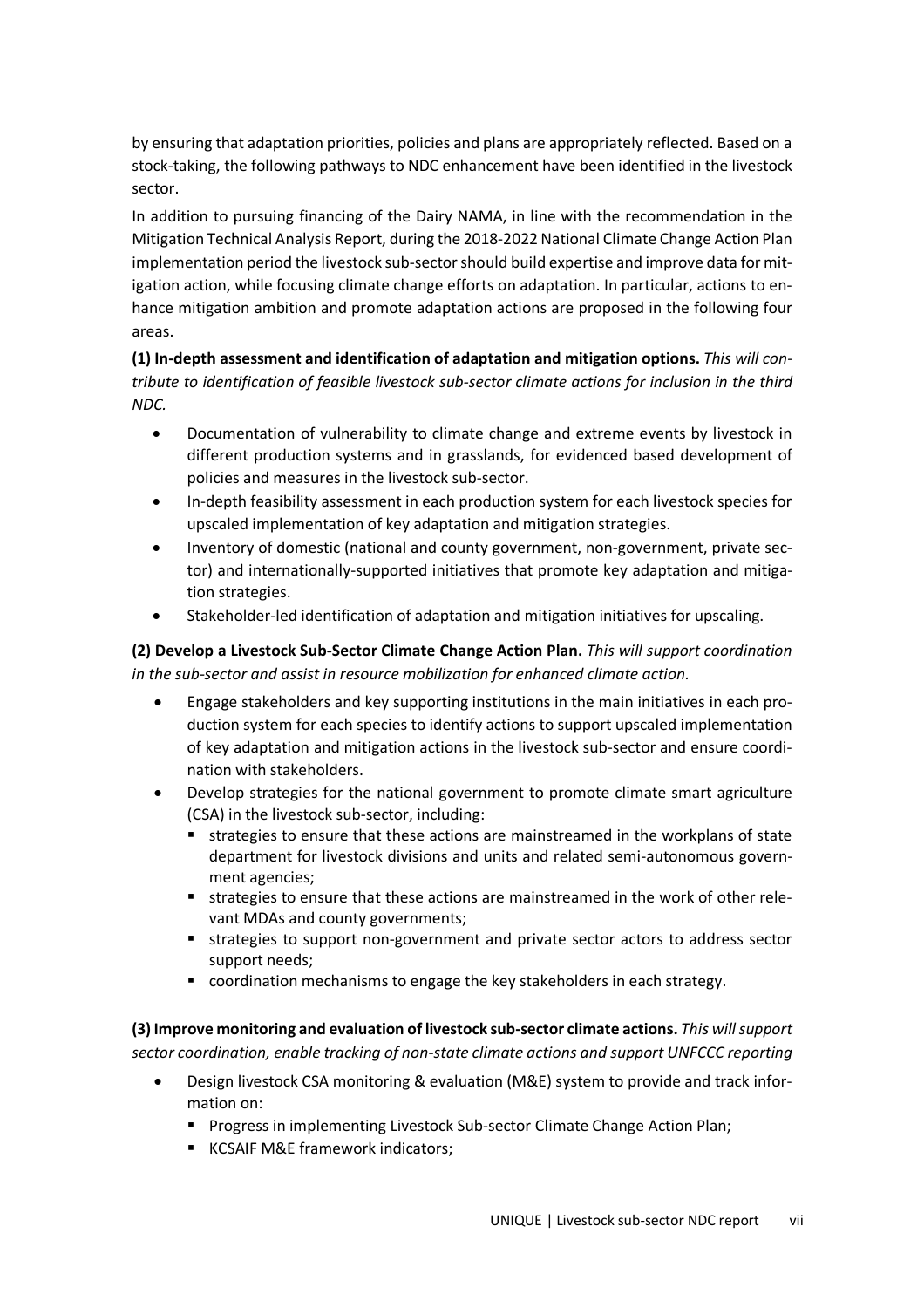by ensuring that adaptation priorities, policies and plans are appropriately reflected. Based on a stock-taking, the following pathways to NDC enhancement have been identified in the livestock sector.

In addition to pursuing financing of the Dairy NAMA, in line with the recommendation in the Mitigation Technical Analysis Report, during the 2018-2022 National Climate Change Action Plan implementation period the livestock sub-sector should build expertise and improve data for mitigation action, while focusing climate change efforts on adaptation. In particular, actions to enhance mitigation ambition and promote adaptation actions are proposed in the following four areas.

**(1) In-depth assessment and identification of adaptation and mitigation options.** *This will contribute to identification of feasible livestock sub-sector climate actions for inclusion in the third NDC.*

- Documentation of vulnerability to climate change and extreme events by livestock in different production systems and in grasslands, for evidenced based development of policies and measures in the livestock sub-sector.
- In-depth feasibility assessment in each production system for each livestock species for upscaled implementation of key adaptation and mitigation strategies.
- Inventory of domestic (national and county government, non-government, private sector) and internationally-supported initiatives that promote key adaptation and mitigation strategies.
- Stakeholder-led identification of adaptation and mitigation initiatives for upscaling.

**(2) Develop a Livestock Sub-Sector Climate Change Action Plan.** *This will support coordination in the sub-sector and assist in resource mobilization for enhanced climate action.*

- Engage stakeholders and key supporting institutions in the main initiatives in each production system for each species to identify actions to support upscaled implementation of key adaptation and mitigation actions in the livestock sub-sector and ensure coordination with stakeholders.
- Develop strategies for the national government to promote climate smart agriculture (CSA) in the livestock sub-sector, including:
  - strategies to ensure that these actions are mainstreamed in the workplans of state department for livestock divisions and units and related semi-autonomous government agencies;
  - strategies to ensure that these actions are mainstreamed in the work of other relevant MDAs and county governments;
  - strategies to support non-government and private sector actors to address sector support needs;
  - coordination mechanisms to engage the key stakeholders in each strategy.

**(3) Improve monitoring and evaluation of livestock sub-sector climate actions.** *This will support sector coordination, enable tracking of non-state climate actions and support UNFCCC reporting*

- Design livestock CSA monitoring & evaluation (M&E) system to provide and track information on:
  - Progress in implementing Livestock Sub-sector Climate Change Action Plan;
  - KCSAIF M&E framework indicators;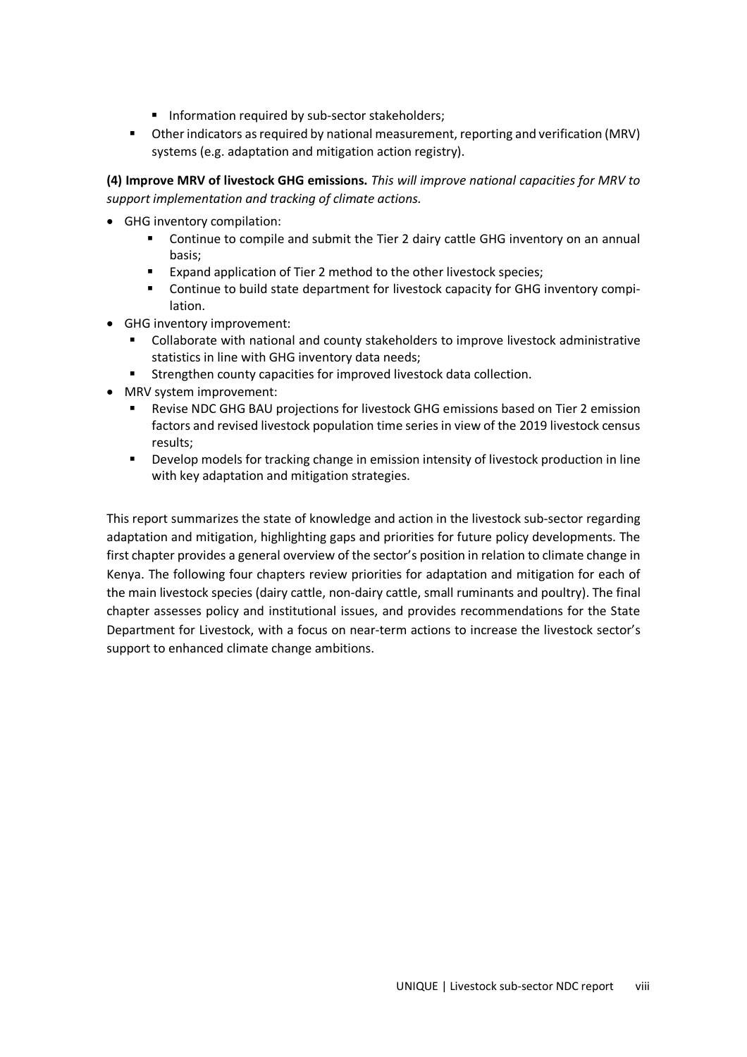- Information required by sub-sector stakeholders;
  - Other indicators as required by national measurement, reporting and verification (MRV) systems (e.g. adaptation and mitigation action registry).

**(4) Improve MRV of livestock GHG emissions.** *This will improve national capacities for MRV to support implementation and tracking of climate actions.*

- GHG inventory compilation:
  - Continue to compile and submit the Tier 2 dairy cattle GHG inventory on an annual basis;
  - Expand application of Tier 2 method to the other livestock species;
  - Continue to build state department for livestock capacity for GHG inventory compilation.
- GHG inventory improvement:
  - Collaborate with national and county stakeholders to improve livestock administrative statistics in line with GHG inventory data needs;
  - Strengthen county capacities for improved livestock data collection.
- MRV system improvement:
  - Revise NDC GHG BAU projections for livestock GHG emissions based on Tier 2 emission factors and revised livestock population time series in view of the 2019 livestock census results;
  - Develop models for tracking change in emission intensity of livestock production in line with key adaptation and mitigation strategies.

This report summarizes the state of knowledge and action in the livestock sub-sector regarding adaptation and mitigation, highlighting gaps and priorities for future policy developments. The first chapter provides a general overview of the sector's position in relation to climate change in Kenya. The following four chapters review priorities for adaptation and mitigation for each of the main livestock species (dairy cattle, non-dairy cattle, small ruminants and poultry). The final chapter assesses policy and institutional issues, and provides recommendations for the State Department for Livestock, with a focus on near-term actions to increase the livestock sector's support to enhanced climate change ambitions.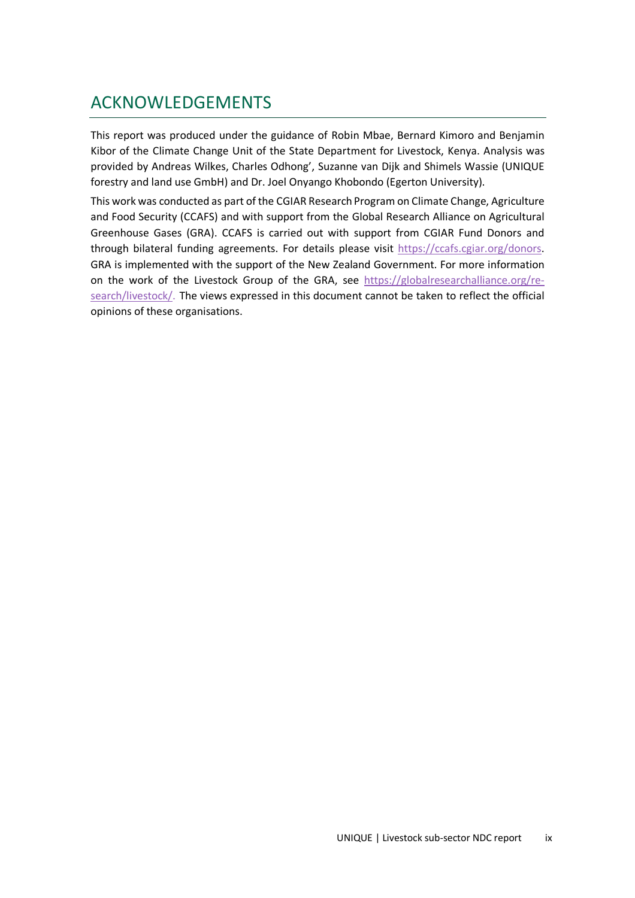# ACKNOWLEDGEMENTS

This report was produced under the guidance of Robin Mbae, Bernard Kimoro and Benjamin Kibor of the Climate Change Unit of the State Department for Livestock, Kenya. Analysis was provided by Andreas Wilkes, Charles Odhong', Suzanne van Dijk and Shimels Wassie (UNIQUE forestry and land use GmbH) and Dr. Joel Onyango Khobondo (Egerton University).

This work was conducted as part of the CGIAR Research Program on Climate Change, Agriculture and Food Security (CCAFS) and with support from the Global Research Alliance on Agricultural Greenhouse Gases (GRA). CCAFS is carried out with support from CGIAR Fund Donors and through bilateral funding agreements. For details please visit https://ccafs.cgiar.org/donors. GRA is implemented with the support of the New Zealand Government. For more information on the work of the Livestock Group of the GRA, see https://globalresearchalliance.org/research/livestock/. The views expressed in this document cannot be taken to reflect the official opinions of these organisations.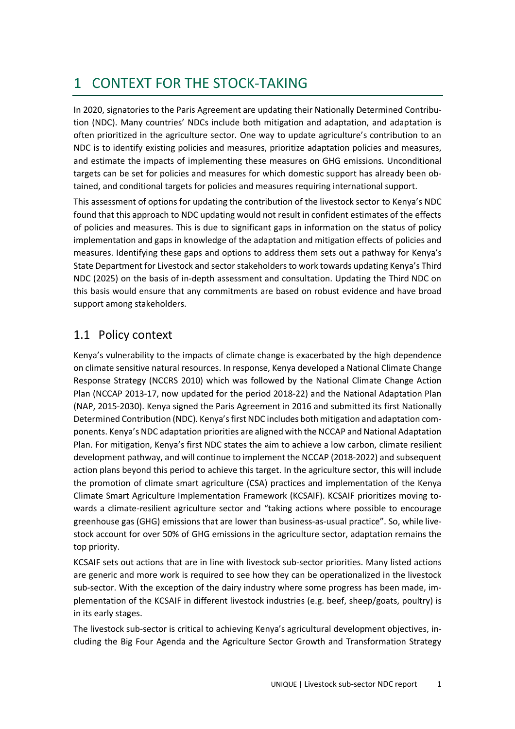# 1 CONTEXT FOR THE STOCK-TAKING

In 2020, signatories to the Paris Agreement are updating their Nationally Determined Contribution (NDC). Many countries' NDCs include both mitigation and adaptation, and adaptation is often prioritized in the agriculture sector. One way to update agriculture's contribution to an NDC is to identify existing policies and measures, prioritize adaptation policies and measures, and estimate the impacts of implementing these measures on GHG emissions. Unconditional targets can be set for policies and measures for which domestic support has already been obtained, and conditional targets for policies and measures requiring international support.

This assessment of options for updating the contribution of the livestock sector to Kenya's NDC found that this approach to NDC updating would not result in confident estimates of the effects of policies and measures. This is due to significant gaps in information on the status of policy implementation and gaps in knowledge of the adaptation and mitigation effects of policies and measures. Identifying these gaps and options to address them sets out a pathway for Kenya's State Department for Livestock and sector stakeholders to work towards updating Kenya's Third NDC (2025) on the basis of in-depth assessment and consultation. Updating the Third NDC on this basis would ensure that any commitments are based on robust evidence and have broad support among stakeholders.

## 1.1 Policy context

Kenya's vulnerability to the impacts of climate change is exacerbated by the high dependence on climate sensitive natural resources. In response, Kenya developed a National Climate Change Response Strategy (NCCRS 2010) which was followed by the National Climate Change Action Plan (NCCAP 2013-17, now updated for the period 2018-22) and the National Adaptation Plan (NAP, 2015-2030). Kenya signed the Paris Agreement in 2016 and submitted its first Nationally Determined Contribution (NDC). Kenya's first NDC includes both mitigation and adaptation components. Kenya's NDC adaptation priorities are aligned with the NCCAP and National Adaptation Plan. For mitigation, Kenya's first NDC states the aim to achieve a low carbon, climate resilient development pathway, and will continue to implement the NCCAP (2018-2022) and subsequent action plans beyond this period to achieve this target. In the agriculture sector, this will include the promotion of climate smart agriculture (CSA) practices and implementation of the Kenya Climate Smart Agriculture Implementation Framework (KCSAIF). KCSAIF prioritizes moving towards a climate-resilient agriculture sector and "taking actions where possible to encourage greenhouse gas (GHG) emissions that are lower than business-as-usual practice". So, while livestock account for over 50% of GHG emissions in the agriculture sector, adaptation remains the top priority.

KCSAIF sets out actions that are in line with livestock sub-sector priorities. Many listed actions are generic and more work is required to see how they can be operationalized in the livestock sub-sector. With the exception of the dairy industry where some progress has been made, implementation of the KCSAIF in different livestock industries (e.g. beef, sheep/goats, poultry) is in its early stages.

The livestock sub-sector is critical to achieving Kenya's agricultural development objectives, including the Big Four Agenda and the Agriculture Sector Growth and Transformation Strategy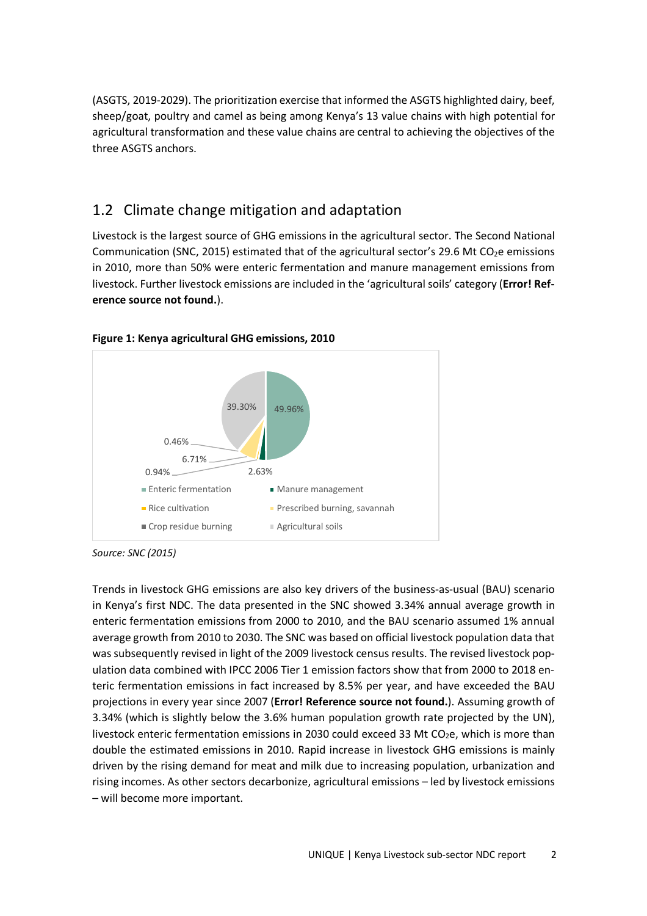(ASGTS, 2019-2029). The prioritization exercise that informed the ASGTS highlighted dairy, beef, sheep/goat, poultry and camel as being among Kenya's 13 value chains with high potential for agricultural transformation and these value chains are central to achieving the objectives of the three ASGTS anchors.

## 1.2 Climate change mitigation and adaptation

Livestock is the largest source of GHG emissions in the agricultural sector. The Second National Communication (SNC, 2015) estimated that of the agricultural sector's 29.6 Mt $CO_2$e emissions in 2010, more than 50% were enteric fermentation and manure management emissions from livestock. Further livestock emissions are included in the 'agricultural soils' category (**Error! Reference source not found.**).

**Figure 1: Kenya agricultural GHG emissions, 2010**

| Category | Share |
|---|---|
| Enteric fermentation | 49.96% |
| Manure management | 2.63% |
| Rice cultivation | 0.94% |
| Prescribed burning, savannah | 6.71% |
| Crop residue burning | 0.46% |
| Agricultural soils | 39.30% |

*Source: SNC (2015)*

Trends in livestock GHG emissions are also key drivers of the business-as-usual (BAU) scenario in Kenya's first NDC. The data presented in the SNC showed 3.34% annual average growth in enteric fermentation emissions from 2000 to 2010, and the BAU scenario assumed 1% annual average growth from 2010 to 2030. The SNC was based on official livestock population data that was subsequently revised in light of the 2009 livestock census results. The revised livestock population data combined with IPCC 2006 Tier 1 emission factors show that from 2000 to 2018 enteric fermentation emissions in fact increased by 8.5% per year, and have exceeded the BAU projections in every year since 2007 (**Error! Reference source not found.**). Assuming growth of 3.34% (which is slightly below the 3.6% human population growth rate projected by the UN), livestock enteric fermentation emissions in 2030 could exceed 33 Mt $CO_2$e, which is more than double the estimated emissions in 2010. Rapid increase in livestock GHG emissions is mainly driven by the rising demand for meat and milk due to increasing population, urbanization and rising incomes. As other sectors decarbonize, agricultural emissions – led by livestock emissions – will become more important.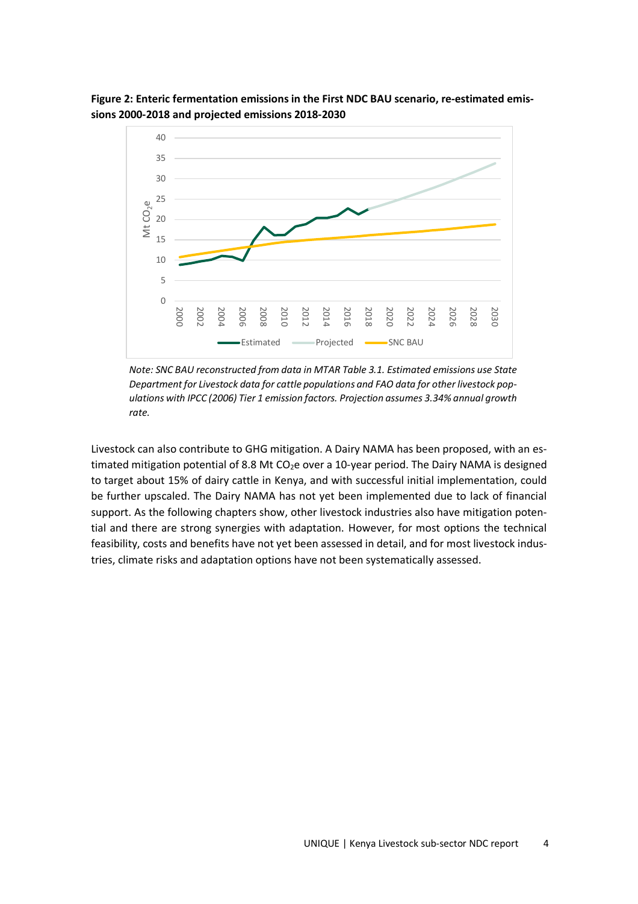**Figure 2: Enteric fermentation emissions in the First NDC BAU scenario, re-estimated emissions 2000-2018 and projected emissions 2018-2030**

*Note: SNC BAU reconstructed from data in MTAR Table 3.1. Estimated emissions use State Department for Livestock data for cattle populations and FAO data for other livestock populations with IPCC (2006) Tier 1 emission factors. Projection assumes 3.34% annual growth rate.*

Livestock can also contribute to GHG mitigation. A Dairy NAMA has been proposed, with an estimated mitigation potential of 8.8 Mt $CO_2e$ over a 10-year period. The Dairy NAMA is designed to target about 15% of dairy cattle in Kenya, and with successful initial implementation, could be further upscaled. The Dairy NAMA has not yet been implemented due to lack of financial support. As the following chapters show, other livestock industries also have mitigation potential and there are strong synergies with adaptation. However, for most options the technical feasibility, costs and benefits have not yet been assessed in detail, and for most livestock industries, climate risks and adaptation options have not been systematically assessed.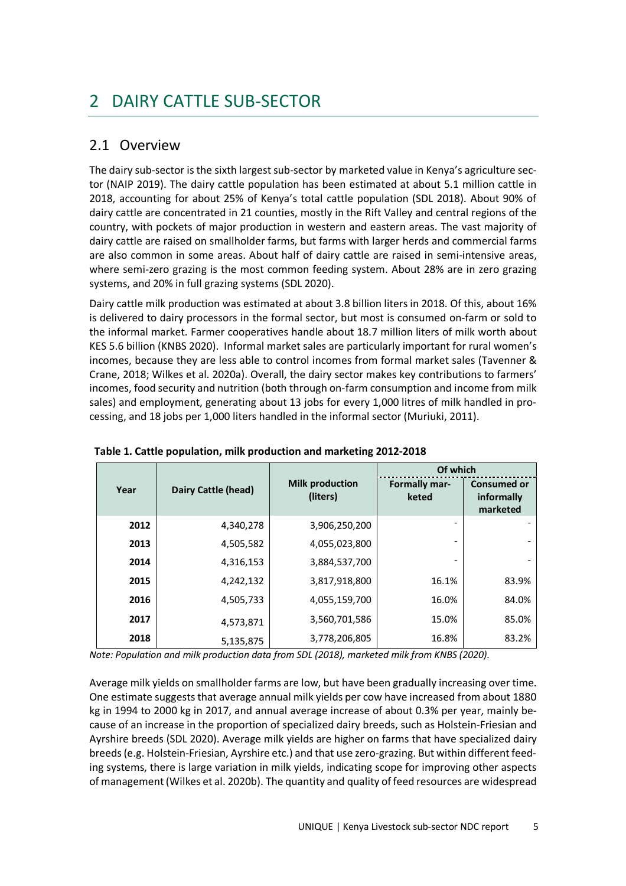# 2 DAIRY CATTLE SUB-SECTOR

## 2.1 Overview

The dairy sub-sector is the sixth largest sub-sector by marketed value in Kenya's agriculture sector (NAIP 2019). The dairy cattle population has been estimated at about 5.1 million cattle in 2018, accounting for about 25% of Kenya's total cattle population (SDL 2018). About 90% of dairy cattle are concentrated in 21 counties, mostly in the Rift Valley and central regions of the country, with pockets of major production in western and eastern areas. The vast majority of dairy cattle are raised on smallholder farms, but farms with larger herds and commercial farms are also common in some areas. About half of dairy cattle are raised in semi-intensive areas, where semi-zero grazing is the most common feeding system. About 28% are in zero grazing systems, and 20% in full grazing systems (SDL 2020).

Dairy cattle milk production was estimated at about 3.8 billion liters in 2018. Of this, about 16% is delivered to dairy processors in the formal sector, but most is consumed on-farm or sold to the informal market. Farmer cooperatives handle about 18.7 million liters of milk worth about KES 5.6 billion (KNBS 2020). Informal market sales are particularly important for rural women's incomes, because they are less able to control incomes from formal market sales (Tavenner & Crane, 2018; Wilkes et al. 2020a). Overall, the dairy sector makes key contributions to farmers' incomes, food security and nutrition (both through on-farm consumption and income from milk sales) and employment, generating about 13 jobs for every 1,000 litres of milk handled in processing, and 18 jobs per 1,000 liters handled in the informal sector (Muriuki, 2011).

**Table 1. Cattle population, milk production and marketing 2012-2018**

| Year | Dairy Cattle (head) | Milk production (liters) | Of which | |
|---|---|---|---|---|
| | | | Formally marketed | Consumed or informally marketed |
| **2012** | 4,340,278 | 3,906,250,200 | - | - |
| **2013** | 4,505,582 | 4,055,023,800 | - | - |
| **2014** | 4,316,153 | 3,884,537,700 | - | - |
| **2015** | 4,242,132 | 3,817,918,800 | 16.1% | 83.9% |
| **2016** | 4,505,733 | 4,055,159,700 | 16.0% | 84.0% |
| **2017** | 4,573,871 | 3,560,701,586 | 15.0% | 85.0% |
| **2018** | 5,135,875 | 3,778,206,805 | 16.8% | 83.2% |

*Note: Population and milk production data from SDL (2018), marketed milk from KNBS (2020).*

Average milk yields on smallholder farms are low, but have been gradually increasing over time. One estimate suggests that average annual milk yields per cow have increased from about 1880 kg in 1994 to 2000 kg in 2017, and annual average increase of about 0.3% per year, mainly because of an increase in the proportion of specialized dairy breeds, such as Holstein-Friesian and Ayrshire breeds (SDL 2020). Average milk yields are higher on farms that have specialized dairy breeds (e.g. Holstein-Friesian, Ayrshire etc.) and that use zero-grazing. But within different feeding systems, there is large variation in milk yields, indicating scope for improving other aspects of management (Wilkes et al. 2020b). The quantity and quality of feed resources are widespread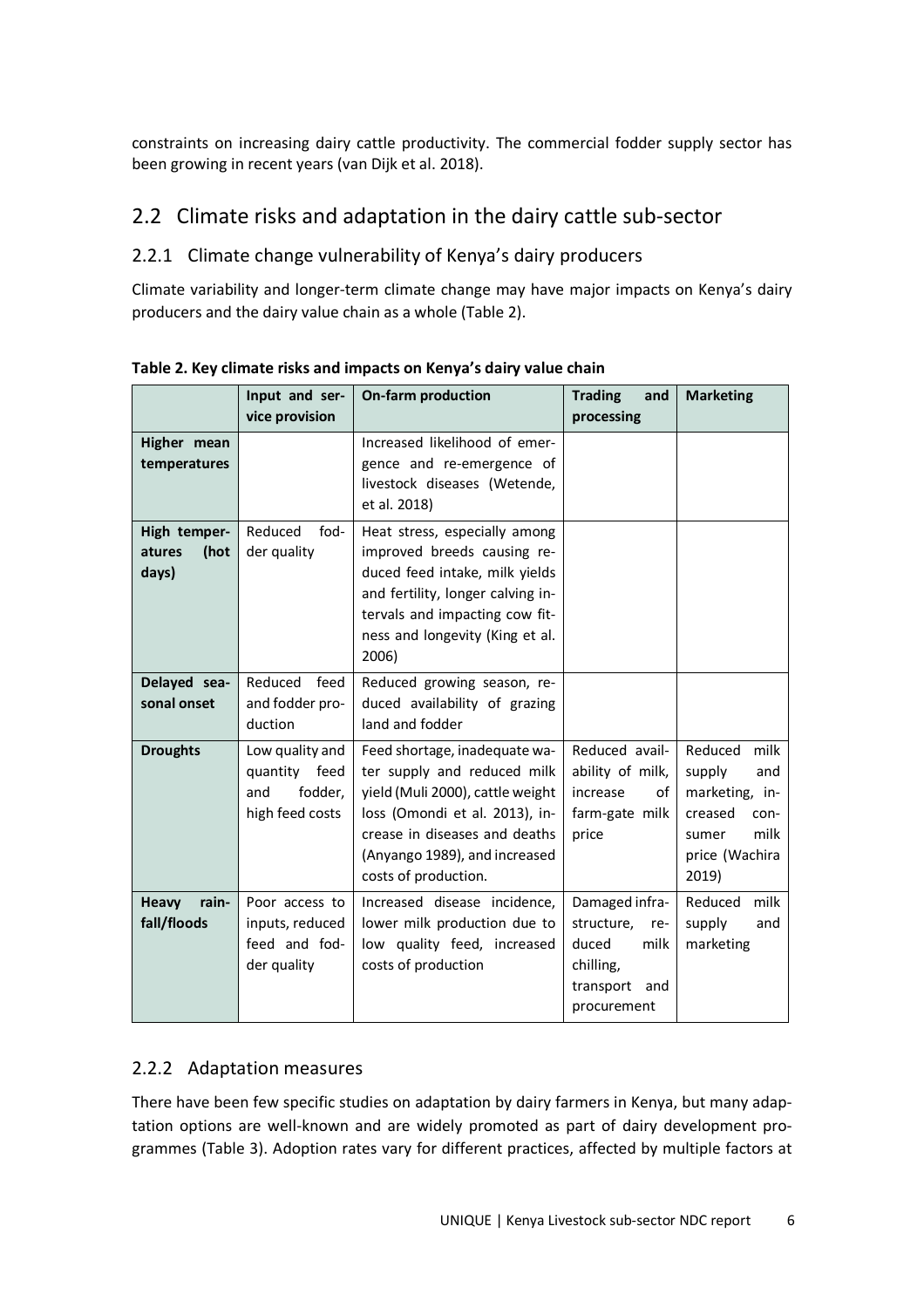constraints on increasing dairy cattle productivity. The commercial fodder supply sector has been growing in recent years (van Dijk et al. 2018).

## 2.2 Climate risks and adaptation in the dairy cattle sub-sector

### 2.2.1 Climate change vulnerability of Kenya's dairy producers

Climate variability and longer-term climate change may have major impacts on Kenya's dairy producers and the dairy value chain as a whole (Table 2).

**Table 2. Key climate risks and impacts on Kenya's dairy value chain**

| | Input and service provision | On-farm production | Trading and processing | Marketing |
|---|---|---|---|---|
| **Higher mean temperatures** | | Increased likelihood of emergence and re-emergence of livestock diseases (Wetende, et al. 2018) | | |
| **High temperatures (hot days)** | Reduced fodder quality | Heat stress, especially among improved breeds causing reduced feed intake, milk yields and fertility, longer calving intervals and impacting cow fitness and longevity (King et al. 2006) | | |
| **Delayed seasonal onset** | Reduced feed and fodder production | Reduced growing season, reduced availability of grazing land and fodder | | |
| **Droughts** | Low quality and quantity feed and fodder, high feed costs | Feed shortage, inadequate water supply and reduced milk yield (Muli 2000), cattle weight loss (Omondi et al. 2013), increase in diseases and deaths (Anyango 1989), and increased costs of production. | Reduced availability of milk, increase of farm-gate milk price | Reduced milk supply and marketing, increased consumer milk price (Wachira 2019) |
| **Heavy rainfall/floods** | Poor access to inputs, reduced feed and fodder quality | Increased disease incidence, lower milk production due to low quality feed, increased costs of production | Damaged infrastructure, reduced milk chilling, transport and procurement | Reduced milk supply and marketing |

### 2.2.2 Adaptation measures

There have been few specific studies on adaptation by dairy farmers in Kenya, but many adaptation options are well-known and are widely promoted as part of dairy development programmes (Table 3). Adoption rates vary for different practices, affected by multiple factors at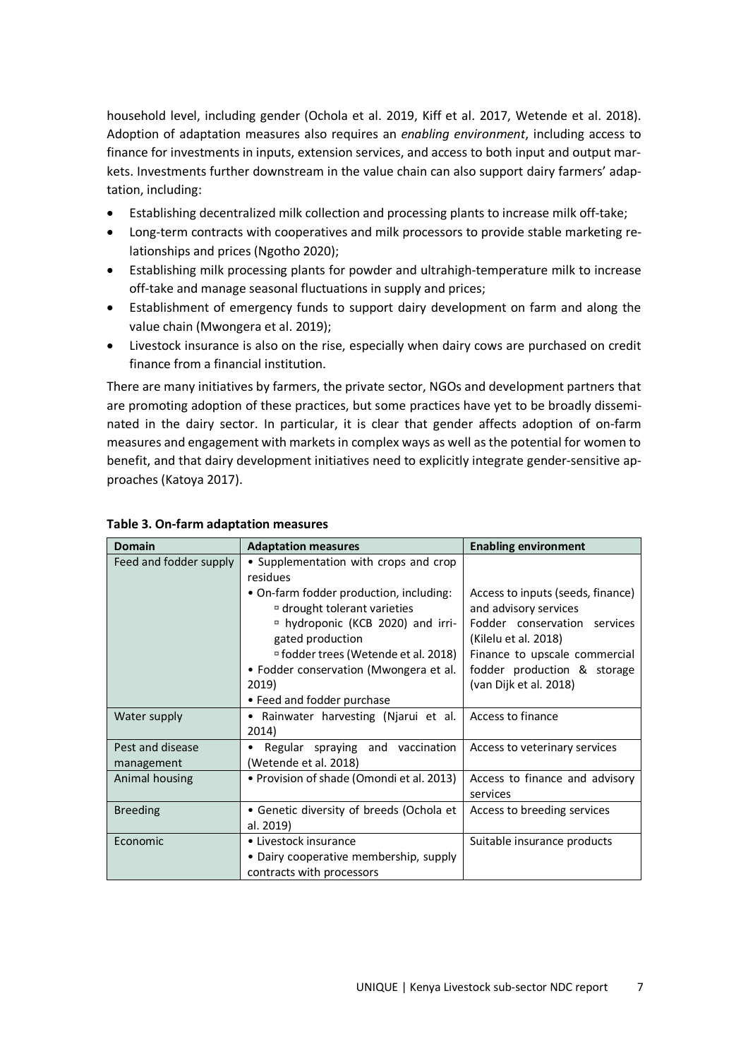household level, including gender (Ochola et al. 2019, Kiff et al. 2017, Wetende et al. 2018). Adoption of adaptation measures also requires an *enabling environment*, including access to finance for investments in inputs, extension services, and access to both input and output markets. Investments further downstream in the value chain can also support dairy farmers' adaptation, including:

- Establishing decentralized milk collection and processing plants to increase milk off-take;
- Long-term contracts with cooperatives and milk processors to provide stable marketing relationships and prices (Ngotho 2020);
- Establishing milk processing plants for powder and ultrahigh-temperature milk to increase off-take and manage seasonal fluctuations in supply and prices;
- Establishment of emergency funds to support dairy development on farm and along the value chain (Mwongera et al. 2019);
- Livestock insurance is also on the rise, especially when dairy cows are purchased on credit finance from a financial institution.

There are many initiatives by farmers, the private sector, NGOs and development partners that are promoting adoption of these practices, but some practices have yet to be broadly disseminated in the dairy sector. In particular, it is clear that gender affects adoption of on-farm measures and engagement with markets in complex ways as well as the potential for women to benefit, and that dairy development initiatives need to explicitly integrate gender-sensitive approaches (Katoya 2017).

**Table 3. On-farm adaptation measures**

| Domain | Adaptation measures | Enabling environment |
|---|---|---|
| Feed and fodder supply | • Supplementation with crops and crop residues<br>• On-farm fodder production, including:<br>▫ drought tolerant varieties<br>▫ hydroponic (KCB 2020) and irrigated production<br>▫ fodder trees (Wetende et al. 2018)<br>• Fodder conservation (Mwongera et al. 2019)<br>• Feed and fodder purchase | Access to inputs (seeds, finance) and advisory services<br>Fodder conservation services (Kilelu et al. 2018)<br>Finance to upscale commercial fodder production & storage (van Dijk et al. 2018) |
| Water supply | • Rainwater harvesting (Njarui et al. 2014) | Access to finance |
| Pest and disease management | • Regular spraying and vaccination (Wetende et al. 2018) | Access to veterinary services |
| Animal housing | • Provision of shade (Omondi et al. 2013) | Access to finance and advisory services |
| Breeding | • Genetic diversity of breeds (Ochola et al. 2019) | Access to breeding services |
| Economic | • Livestock insurance<br>• Dairy cooperative membership, supply contracts with processors | Suitable insurance products |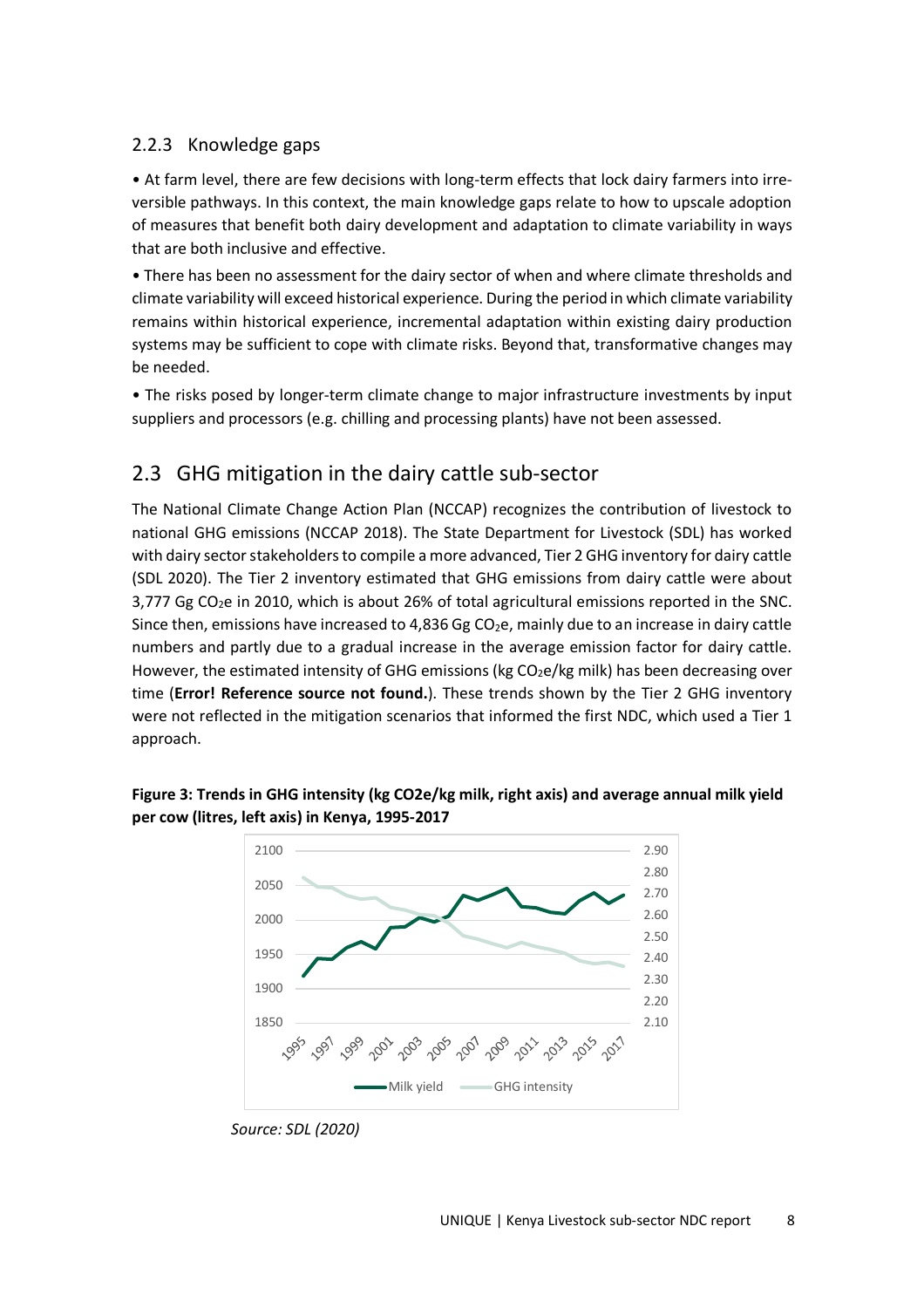### 2.2.3 Knowledge gaps

• At farm level, there are few decisions with long-term effects that lock dairy farmers into irreversible pathways. In this context, the main knowledge gaps relate to how to upscale adoption of measures that benefit both dairy development and adaptation to climate variability in ways that are both inclusive and effective.

• There has been no assessment for the dairy sector of when and where climate thresholds and climate variability will exceed historical experience. During the period in which climate variability remains within historical experience, incremental adaptation within existing dairy production systems may be sufficient to cope with climate risks. Beyond that, transformative changes may be needed.

• The risks posed by longer-term climate change to major infrastructure investments by input suppliers and processors (e.g. chilling and processing plants) have not been assessed.

## 2.3 GHG mitigation in the dairy cattle sub-sector

The National Climate Change Action Plan (NCCAP) recognizes the contribution of livestock to national GHG emissions (NCCAP 2018). The State Department for Livestock (SDL) has worked with dairy sector stakeholders to compile a more advanced, Tier 2 GHG inventory for dairy cattle (SDL 2020). The Tier 2 inventory estimated that GHG emissions from dairy cattle were about 3,777 Gg $CO_2e$ in 2010, which is about 26% of total agricultural emissions reported in the SNC. Since then, emissions have increased to 4,836 Gg $CO_2e$, mainly due to an increase in dairy cattle numbers and partly due to a gradual increase in the average emission factor for dairy cattle. However, the estimated intensity of GHG emissions (kg $CO_2e$/kg milk) has been decreasing over time (**Error! Reference source not found.**). These trends shown by the Tier 2 GHG inventory were not reflected in the mitigation scenarios that informed the first NDC, which used a Tier 1 approach.

**Figure 3: Trends in GHG intensity (kg CO2e/kg milk, right axis) and average annual milk yield per cow (litres, left axis) in Kenya, 1995-2017**

*Source: SDL (2020)*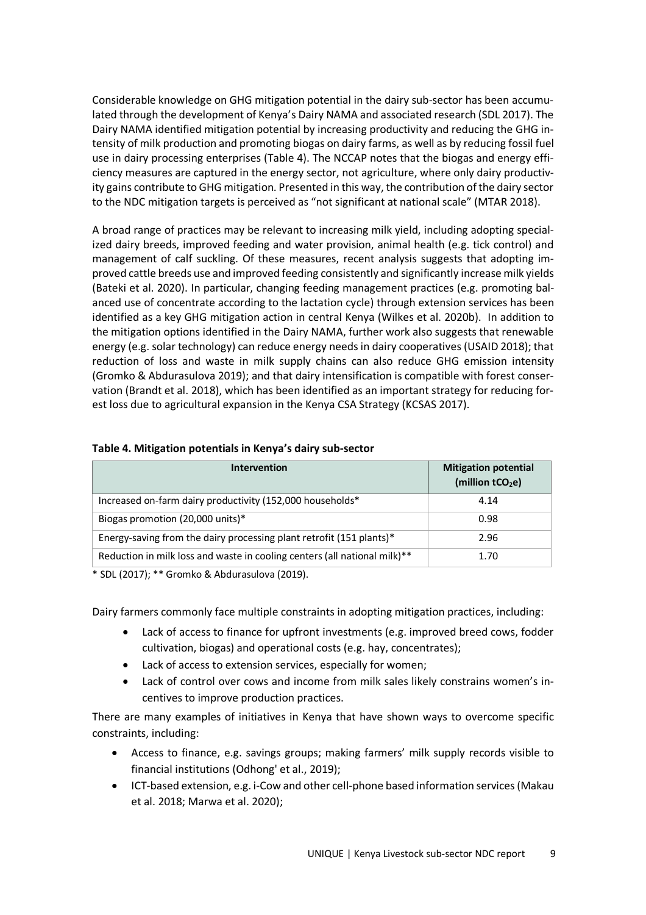Considerable knowledge on GHG mitigation potential in the dairy sub-sector has been accumulated through the development of Kenya's Dairy NAMA and associated research (SDL 2017). The Dairy NAMA identified mitigation potential by increasing productivity and reducing the GHG intensity of milk production and promoting biogas on dairy farms, as well as by reducing fossil fuel use in dairy processing enterprises (Table 4). The NCCAP notes that the biogas and energy efficiency measures are captured in the energy sector, not agriculture, where only dairy productivity gains contribute to GHG mitigation. Presented in this way, the contribution of the dairy sector to the NDC mitigation targets is perceived as "not significant at national scale" (MTAR 2018).

A broad range of practices may be relevant to increasing milk yield, including adopting specialized dairy breeds, improved feeding and water provision, animal health (e.g. tick control) and management of calf suckling. Of these measures, recent analysis suggests that adopting improved cattle breeds use and improved feeding consistently and significantly increase milk yields (Bateki et al. 2020). In particular, changing feeding management practices (e.g. promoting balanced use of concentrate according to the lactation cycle) through extension services has been identified as a key GHG mitigation action in central Kenya (Wilkes et al. 2020b). In addition to the mitigation options identified in the Dairy NAMA, further work also suggests that renewable energy (e.g. solar technology) can reduce energy needs in dairy cooperatives (USAID 2018); that reduction of loss and waste in milk supply chains can also reduce GHG emission intensity (Gromko & Abdurasulova 2019); and that dairy intensification is compatible with forest conservation (Brandt et al. 2018), which has been identified as an important strategy for reducing forest loss due to agricultural expansion in the Kenya CSA Strategy (KCSAS 2017).

**Table 4. Mitigation potentials in Kenya's dairy sub-sector**

| Intervention | Mitigation potential (million $tCO_2e$) |
|---|---|
| Increased on-farm dairy productivity (152,000 households* | 4.14 |
| Biogas promotion (20,000 units)* | 0.98 |
| Energy-saving from the dairy processing plant retrofit (151 plants)* | 2.96 |
| Reduction in milk loss and waste in cooling centers (all national milk)** | 1.70 |

* SDL (2017); ** Gromko & Abdurasulova (2019).

Dairy farmers commonly face multiple constraints in adopting mitigation practices, including:

- Lack of access to finance for upfront investments (e.g. improved breed cows, fodder cultivation, biogas) and operational costs (e.g. hay, concentrates);
- Lack of access to extension services, especially for women;
- Lack of control over cows and income from milk sales likely constrains women's incentives to improve production practices.

There are many examples of initiatives in Kenya that have shown ways to overcome specific constraints, including:

- Access to finance, e.g. savings groups; making farmers' milk supply records visible to financial institutions (Odhong' et al., 2019);
- ICT-based extension, e.g. i-Cow and other cell-phone based information services (Makau et al. 2018; Marwa et al. 2020);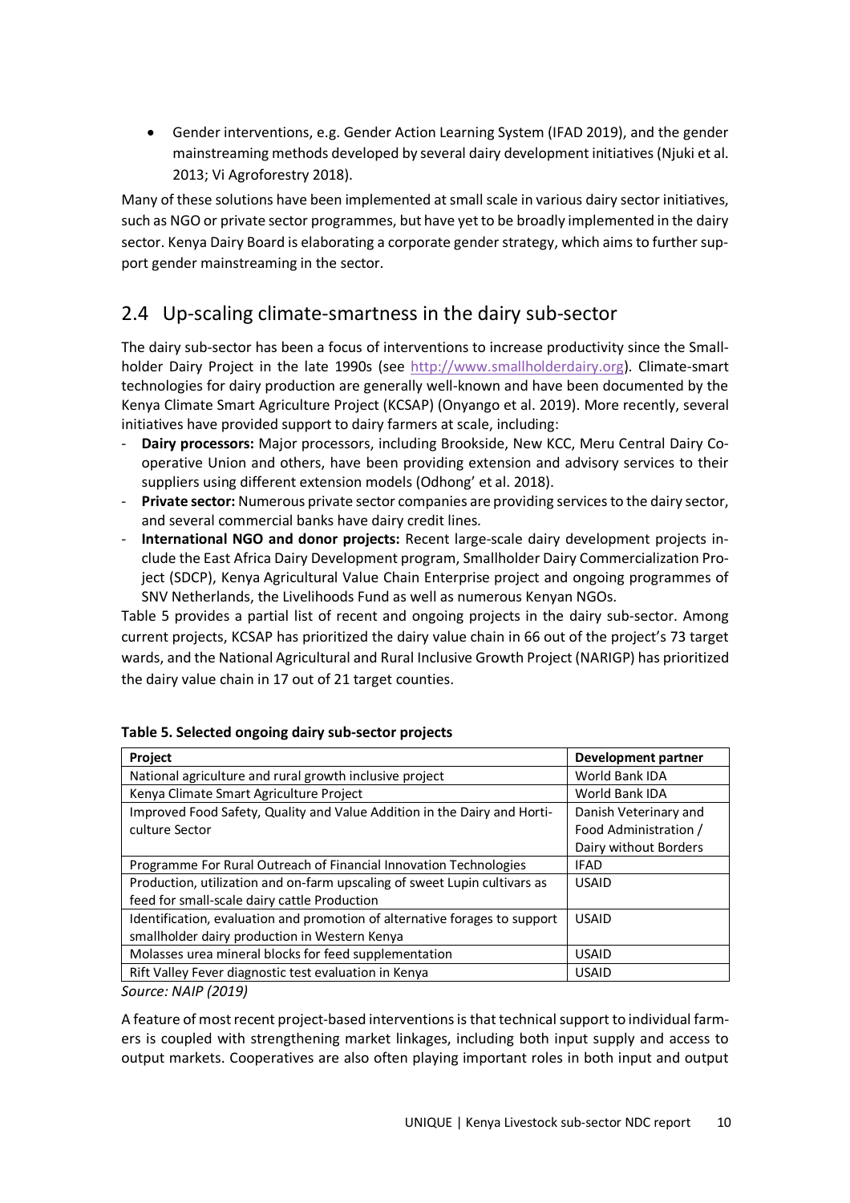- Gender interventions, e.g. Gender Action Learning System (IFAD 2019), and the gender mainstreaming methods developed by several dairy development initiatives (Njuki et al. 2013; Vi Agroforestry 2018).

Many of these solutions have been implemented at small scale in various dairy sector initiatives, such as NGO or private sector programmes, but have yet to be broadly implemented in the dairy sector. Kenya Dairy Board is elaborating a corporate gender strategy, which aims to further support gender mainstreaming in the sector.

## 2.4 Up-scaling climate-smartness in the dairy sub-sector

The dairy sub-sector has been a focus of interventions to increase productivity since the Smallholder Dairy Project in the late 1990s (see http://www.smallholderdairy.org). Climate-smart technologies for dairy production are generally well-known and have been documented by the Kenya Climate Smart Agriculture Project (KCSAP) (Onyango et al. 2019). More recently, several initiatives have provided support to dairy farmers at scale, including:

- **Dairy processors:** Major processors, including Brookside, New KCC, Meru Central Dairy Cooperative Union and others, have been providing extension and advisory services to their suppliers using different extension models (Odhong' et al. 2018).
- **Private sector:** Numerous private sector companies are providing services to the dairy sector, and several commercial banks have dairy credit lines.
- **International NGO and donor projects:** Recent large-scale dairy development projects include the East Africa Dairy Development program, Smallholder Dairy Commercialization Project (SDCP), Kenya Agricultural Value Chain Enterprise project and ongoing programmes of SNV Netherlands, the Livelihoods Fund as well as numerous Kenyan NGOs.

Table 5 provides a partial list of recent and ongoing projects in the dairy sub-sector. Among current projects, KCSAP has prioritized the dairy value chain in 66 out of the project's 73 target wards, and the National Agricultural and Rural Inclusive Growth Project (NARIGP) has prioritized the dairy value chain in 17 out of 21 target counties.

**Table 5. Selected ongoing dairy sub-sector projects**

| Project | Development partner |
|---|---|
| National agriculture and rural growth inclusive project | World Bank IDA |
| Kenya Climate Smart Agriculture Project | World Bank IDA |
| Improved Food Safety, Quality and Value Addition in the Dairy and Horticulture Sector | Danish Veterinary and Food Administration / Dairy without Borders |
| Programme For Rural Outreach of Financial Innovation Technologies | IFAD |
| Production, utilization and on-farm upscaling of sweet Lupin cultivars as feed for small-scale dairy cattle Production | USAID |
| Identification, evaluation and promotion of alternative forages to support smallholder dairy production in Western Kenya | USAID |
| Molasses urea mineral blocks for feed supplementation | USAID |
| Rift Valley Fever diagnostic test evaluation in Kenya | USAID |

*Source: NAIP (2019)*

A feature of most recent project-based interventions is that technical support to individual farmers is coupled with strengthening market linkages, including both input supply and access to output markets. Cooperatives are also often playing important roles in both input and output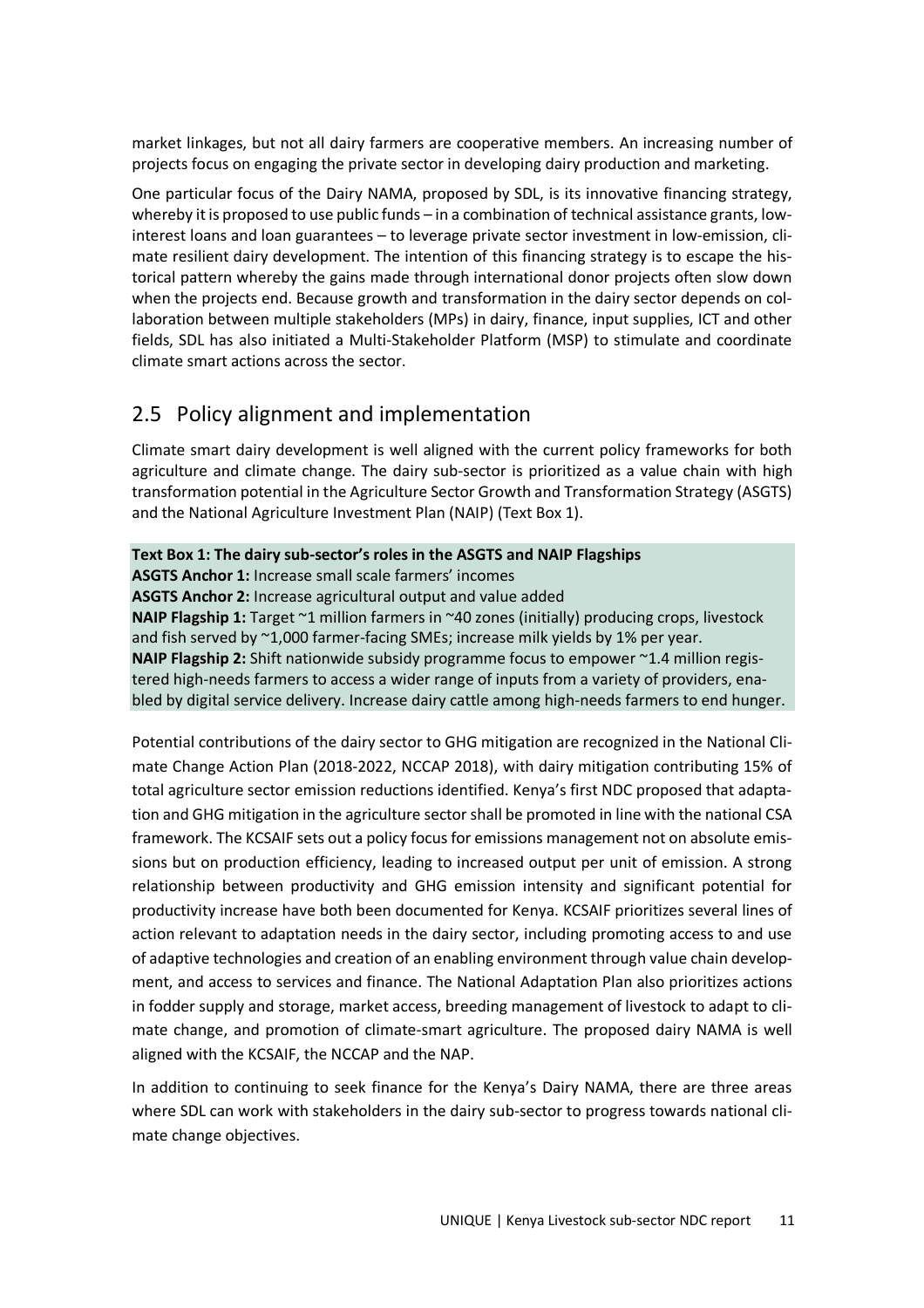market linkages, but not all dairy farmers are cooperative members. An increasing number of projects focus on engaging the private sector in developing dairy production and marketing.

One particular focus of the Dairy NAMA, proposed by SDL, is its innovative financing strategy, whereby it is proposed to use public funds – in a combination of technical assistance grants, low-interest loans and loan guarantees – to leverage private sector investment in low-emission, climate resilient dairy development. The intention of this financing strategy is to escape the historical pattern whereby the gains made through international donor projects often slow down when the projects end. Because growth and transformation in the dairy sector depends on collaboration between multiple stakeholders (MPs) in dairy, finance, input supplies, ICT and other fields, SDL has also initiated a Multi-Stakeholder Platform (MSP) to stimulate and coordinate climate smart actions across the sector.

## 2.5 Policy alignment and implementation

Climate smart dairy development is well aligned with the current policy frameworks for both agriculture and climate change. The dairy sub-sector is prioritized as a value chain with high transformation potential in the Agriculture Sector Growth and Transformation Strategy (ASGTS) and the National Agriculture Investment Plan (NAIP) (Text Box 1).

**Text Box 1: The dairy sub-sector's roles in the ASGTS and NAIP Flagships**

**ASGTS Anchor 1:** Increase small scale farmers' incomes

**ASGTS Anchor 2:** Increase agricultural output and value added

**NAIP Flagship 1:** Target ~1 million farmers in ~40 zones (initially) producing crops, livestock and fish served by ~1,000 farmer-facing SMEs; increase milk yields by 1% per year.

**NAIP Flagship 2:** Shift nationwide subsidy programme focus to empower ~1.4 million registered high-needs farmers to access a wider range of inputs from a variety of providers, enabled by digital service delivery. Increase dairy cattle among high-needs farmers to end hunger.

Potential contributions of the dairy sector to GHG mitigation are recognized in the National Climate Change Action Plan (2018-2022, NCCAP 2018), with dairy mitigation contributing 15% of total agriculture sector emission reductions identified. Kenya's first NDC proposed that adaptation and GHG mitigation in the agriculture sector shall be promoted in line with the national CSA framework. The KCSAIF sets out a policy focus for emissions management not on absolute emissions but on production efficiency, leading to increased output per unit of emission. A strong relationship between productivity and GHG emission intensity and significant potential for productivity increase have both been documented for Kenya. KCSAIF prioritizes several lines of action relevant to adaptation needs in the dairy sector, including promoting access to and use of adaptive technologies and creation of an enabling environment through value chain development, and access to services and finance. The National Adaptation Plan also prioritizes actions in fodder supply and storage, market access, breeding management of livestock to adapt to climate change, and promotion of climate-smart agriculture. The proposed dairy NAMA is well aligned with the KCSAIF, the NCCAP and the NAP.

In addition to continuing to seek finance for the Kenya's Dairy NAMA, there are three areas where SDL can work with stakeholders in the dairy sub-sector to progress towards national climate change objectives.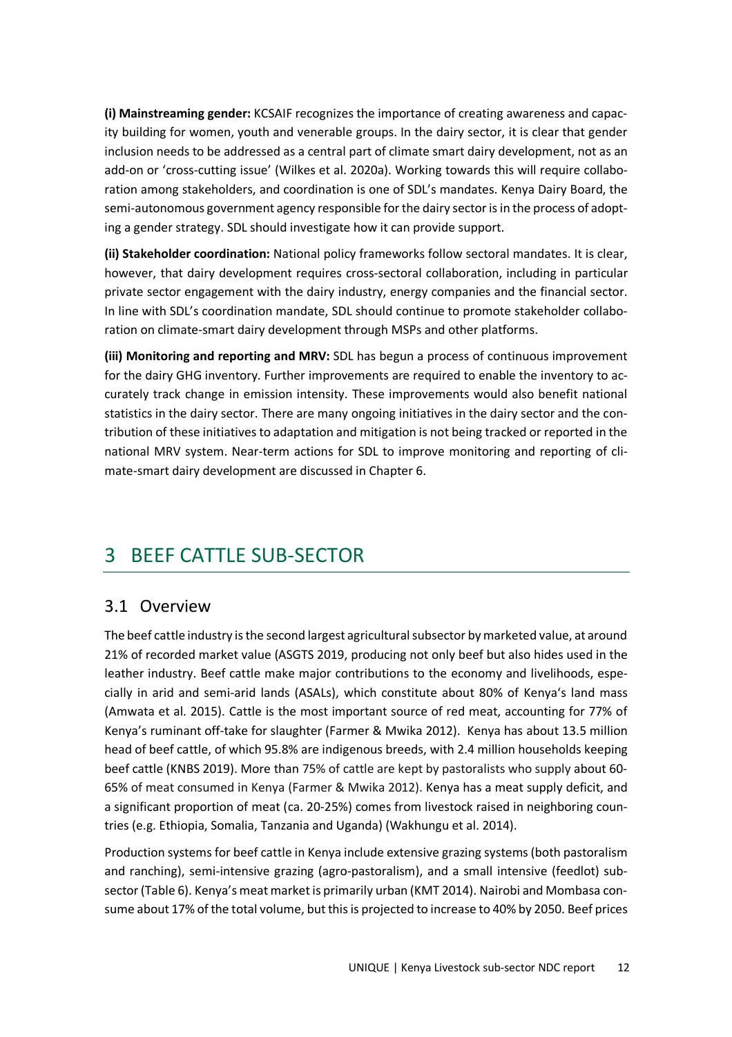**(i) Mainstreaming gender:** KCSAIF recognizes the importance of creating awareness and capacity building for women, youth and venerable groups. In the dairy sector, it is clear that gender inclusion needs to be addressed as a central part of climate smart dairy development, not as an add-on or 'cross-cutting issue' (Wilkes et al. 2020a). Working towards this will require collaboration among stakeholders, and coordination is one of SDL's mandates. Kenya Dairy Board, the semi-autonomous government agency responsible for the dairy sector is in the process of adopting a gender strategy. SDL should investigate how it can provide support.

**(ii) Stakeholder coordination:** National policy frameworks follow sectoral mandates. It is clear, however, that dairy development requires cross-sectoral collaboration, including in particular private sector engagement with the dairy industry, energy companies and the financial sector. In line with SDL's coordination mandate, SDL should continue to promote stakeholder collaboration on climate-smart dairy development through MSPs and other platforms.

**(iii) Monitoring and reporting and MRV:** SDL has begun a process of continuous improvement for the dairy GHG inventory. Further improvements are required to enable the inventory to accurately track change in emission intensity. These improvements would also benefit national statistics in the dairy sector. There are many ongoing initiatives in the dairy sector and the contribution of these initiatives to adaptation and mitigation is not being tracked or reported in the national MRV system. Near-term actions for SDL to improve monitoring and reporting of climate-smart dairy development are discussed in Chapter 6.

# 3 BEEF CATTLE SUB-SECTOR

## 3.1 Overview

The beef cattle industry is the second largest agricultural subsector by marketed value, at around 21% of recorded market value (ASGTS 2019, producing not only beef but also hides used in the leather industry. Beef cattle make major contributions to the economy and livelihoods, especially in arid and semi-arid lands (ASALs), which constitute about 80% of Kenya's land mass (Amwata et al. 2015). Cattle is the most important source of red meat, accounting for 77% of Kenya's ruminant off-take for slaughter (Farmer & Mwika 2012). Kenya has about 13.5 million head of beef cattle, of which 95.8% are indigenous breeds, with 2.4 million households keeping beef cattle (KNBS 2019). More than 75% of cattle are kept by pastoralists who supply about 60-65% of meat consumed in Kenya (Farmer & Mwika 2012). Kenya has a meat supply deficit, and a significant proportion of meat (ca. 20-25%) comes from livestock raised in neighboring countries (e.g. Ethiopia, Somalia, Tanzania and Uganda) (Wakhungu et al. 2014).

Production systems for beef cattle in Kenya include extensive grazing systems (both pastoralism and ranching), semi-intensive grazing (agro-pastoralism), and a small intensive (feedlot) subsector (Table 6). Kenya's meat market is primarily urban (KMT 2014). Nairobi and Mombasa consume about 17% of the total volume, but this is projected to increase to 40% by 2050. Beef prices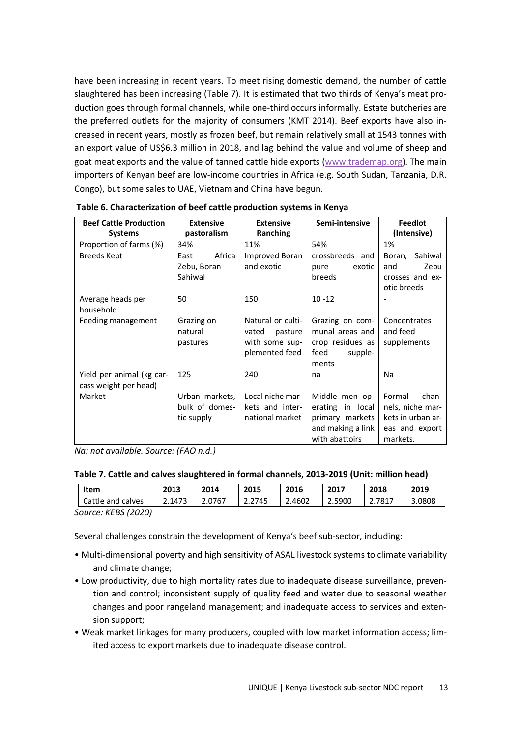have been increasing in recent years. To meet rising domestic demand, the number of cattle slaughtered has been increasing (Table 7). It is estimated that two thirds of Kenya's meat production goes through formal channels, while one-third occurs informally. Estate butcheries are the preferred outlets for the majority of consumers (KMT 2014). Beef exports have also increased in recent years, mostly as frozen beef, but remain relatively small at 1543 tonnes with an export value of US$6.3 million in 2018, and lag behind the value and volume of sheep and goat meat exports and the value of tanned cattle hide exports (www.trademap.org). The main importers of Kenyan beef are low-income countries in Africa (e.g. South Sudan, Tanzania, D.R. Congo), but some sales to UAE, Vietnam and China have begun.

**Table 6. Characterization of beef cattle production systems in Kenya**

| Beef Cattle Production Systems | Extensive pastoralism | Extensive Ranching | Semi-intensive | Feedlot (Intensive) |
|---|---|---|---|---|
| Proportion of farms (%) | 34% | 11% | 54% | 1% |
| Breeds Kept | East Africa Zebu, Boran Sahiwal | Improved Boran and exotic | crossbreeds and pure exotic breeds | Boran, Sahiwal and Zebu crosses and exotic breeds |
| Average heads per household | 50 | 150 | 10 -12 | - |
| Feeding management | Grazing on natural pastures | Natural or cultivated pasture with some supplemented feed | Grazing on communal areas and crop residues as feed supplements | Concentrates and feed supplements |
| Yield per animal (kg carcass weight per head) | 125 | 240 | na | Na |
| Market | Urban markets, bulk of domestic supply | Local niche markets and international market | Middle men operating in local primary markets and making a link with abattoirs | Formal channels, niche markets in urban areas and export markets. |

*Na: not available. Source: (FAO n.d.)*

**Table 7. Cattle and calves slaughtered in formal channels, 2013-2019 (Unit: million head)**

| Item | 2013 | 2014 | 2015 | 2016 | 2017 | 2018 | 2019 |
|---|---|---|---|---|---|---|---|
| Cattle and calves | 2.1473 | 2.0767 | 2.2745 | 2.4602 | 2.5900 | 2.7817 | 3.0808 |

*Source: KEBS (2020)*

Several challenges constrain the development of Kenya's beef sub-sector, including:

- Multi-dimensional poverty and high sensitivity of ASAL livestock systems to climate variability and climate change;
- Low productivity, due to high mortality rates due to inadequate disease surveillance, prevention and control; inconsistent supply of quality feed and water due to seasonal weather changes and poor rangeland management; and inadequate access to services and extension support;
- Weak market linkages for many producers, coupled with low market information access; limited access to export markets due to inadequate disease control.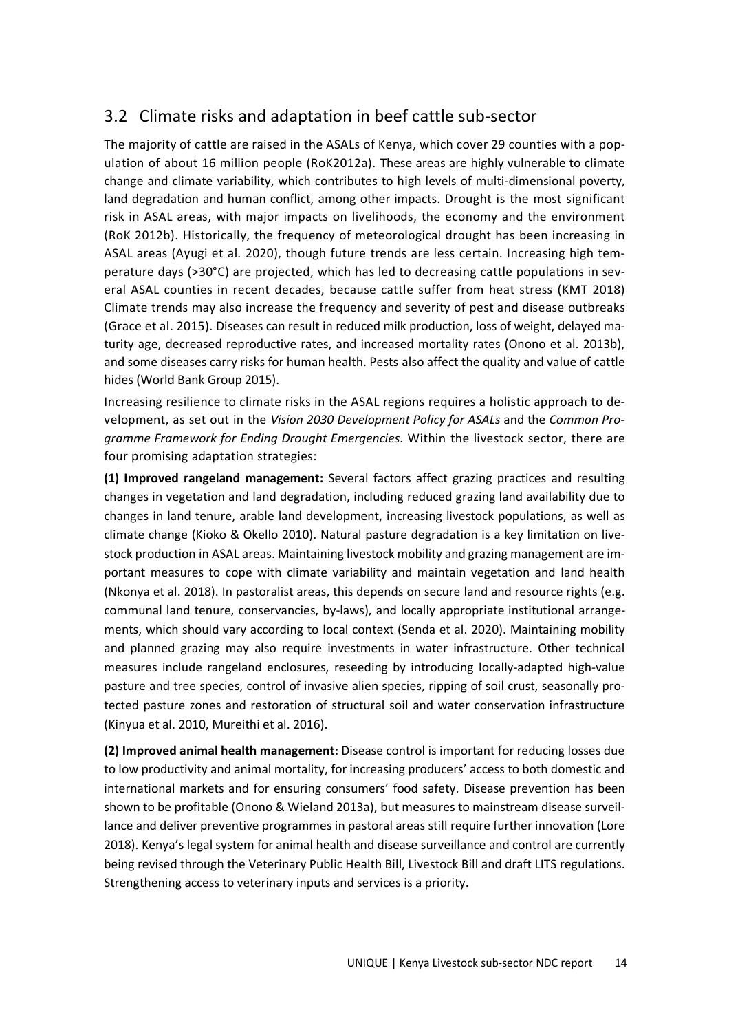## 3.2 Climate risks and adaptation in beef cattle sub-sector

The majority of cattle are raised in the ASALs of Kenya, which cover 29 counties with a population of about 16 million people (RoK2012a). These areas are highly vulnerable to climate change and climate variability, which contributes to high levels of multi-dimensional poverty, land degradation and human conflict, among other impacts. Drought is the most significant risk in ASAL areas, with major impacts on livelihoods, the economy and the environment (RoK 2012b). Historically, the frequency of meteorological drought has been increasing in ASAL areas (Ayugi et al. 2020), though future trends are less certain. Increasing high temperature days (>30°C) are projected, which has led to decreasing cattle populations in several ASAL counties in recent decades, because cattle suffer from heat stress (KMT 2018) Climate trends may also increase the frequency and severity of pest and disease outbreaks (Grace et al. 2015). Diseases can result in reduced milk production, loss of weight, delayed maturity age, decreased reproductive rates, and increased mortality rates (Onono et al. 2013b), and some diseases carry risks for human health. Pests also affect the quality and value of cattle hides (World Bank Group 2015).

Increasing resilience to climate risks in the ASAL regions requires a holistic approach to development, as set out in the *Vision 2030 Development Policy for ASALs* and the *Common Programme Framework for Ending Drought Emergencies*. Within the livestock sector, there are four promising adaptation strategies:

**(1) Improved rangeland management:** Several factors affect grazing practices and resulting changes in vegetation and land degradation, including reduced grazing land availability due to changes in land tenure, arable land development, increasing livestock populations, as well as climate change (Kioko & Okello 2010). Natural pasture degradation is a key limitation on livestock production in ASAL areas. Maintaining livestock mobility and grazing management are important measures to cope with climate variability and maintain vegetation and land health (Nkonya et al. 2018). In pastoralist areas, this depends on secure land and resource rights (e.g. communal land tenure, conservancies, by-laws), and locally appropriate institutional arrangements, which should vary according to local context (Senda et al. 2020). Maintaining mobility and planned grazing may also require investments in water infrastructure. Other technical measures include rangeland enclosures, reseeding by introducing locally-adapted high-value pasture and tree species, control of invasive alien species, ripping of soil crust, seasonally protected pasture zones and restoration of structural soil and water conservation infrastructure (Kinyua et al. 2010, Mureithi et al. 2016).

**(2) Improved animal health management:** Disease control is important for reducing losses due to low productivity and animal mortality, for increasing producers' access to both domestic and international markets and for ensuring consumers' food safety. Disease prevention has been shown to be profitable (Onono & Wieland 2013a), but measures to mainstream disease surveillance and deliver preventive programmes in pastoral areas still require further innovation (Lore 2018). Kenya's legal system for animal health and disease surveillance and control are currently being revised through the Veterinary Public Health Bill, Livestock Bill and draft LITS regulations. Strengthening access to veterinary inputs and services is a priority.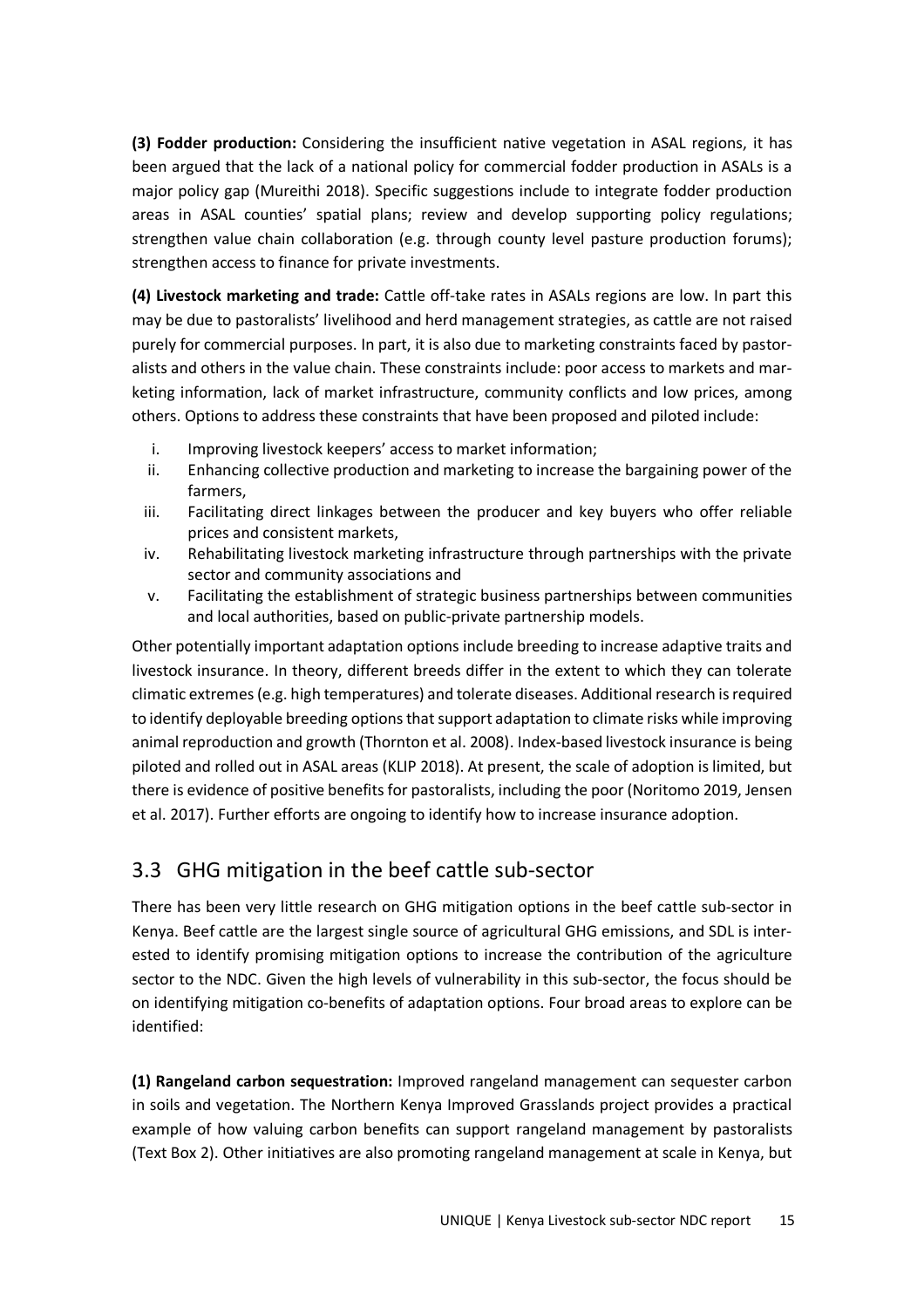**(3) Fodder production:** Considering the insufficient native vegetation in ASAL regions, it has been argued that the lack of a national policy for commercial fodder production in ASALs is a major policy gap (Mureithi 2018). Specific suggestions include to integrate fodder production areas in ASAL counties' spatial plans; review and develop supporting policy regulations; strengthen value chain collaboration (e.g. through county level pasture production forums); strengthen access to finance for private investments.

**(4) Livestock marketing and trade:** Cattle off-take rates in ASALs regions are low. In part this may be due to pastoralists' livelihood and herd management strategies, as cattle are not raised purely for commercial purposes. In part, it is also due to marketing constraints faced by pastoralists and others in the value chain. These constraints include: poor access to markets and marketing information, lack of market infrastructure, community conflicts and low prices, among others. Options to address these constraints that have been proposed and piloted include:

i. Improving livestock keepers' access to market information;
ii. Enhancing collective production and marketing to increase the bargaining power of the farmers,
iii. Facilitating direct linkages between the producer and key buyers who offer reliable prices and consistent markets,
iv. Rehabilitating livestock marketing infrastructure through partnerships with the private sector and community associations and
v. Facilitating the establishment of strategic business partnerships between communities and local authorities, based on public-private partnership models.

Other potentially important adaptation options include breeding to increase adaptive traits and livestock insurance. In theory, different breeds differ in the extent to which they can tolerate climatic extremes (e.g. high temperatures) and tolerate diseases. Additional research is required to identify deployable breeding options that support adaptation to climate risks while improving animal reproduction and growth (Thornton et al. 2008). Index-based livestock insurance is being piloted and rolled out in ASAL areas (KLIP 2018). At present, the scale of adoption is limited, but there is evidence of positive benefits for pastoralists, including the poor (Noritomo 2019, Jensen et al. 2017). Further efforts are ongoing to identify how to increase insurance adoption.

## 3.3 GHG mitigation in the beef cattle sub-sector

There has been very little research on GHG mitigation options in the beef cattle sub-sector in Kenya. Beef cattle are the largest single source of agricultural GHG emissions, and SDL is interested to identify promising mitigation options to increase the contribution of the agriculture sector to the NDC. Given the high levels of vulnerability in this sub-sector, the focus should be on identifying mitigation co-benefits of adaptation options. Four broad areas to explore can be identified:

**(1) Rangeland carbon sequestration:** Improved rangeland management can sequester carbon in soils and vegetation. The Northern Kenya Improved Grasslands project provides a practical example of how valuing carbon benefits can support rangeland management by pastoralists (Text Box 2). Other initiatives are also promoting rangeland management at scale in Kenya, but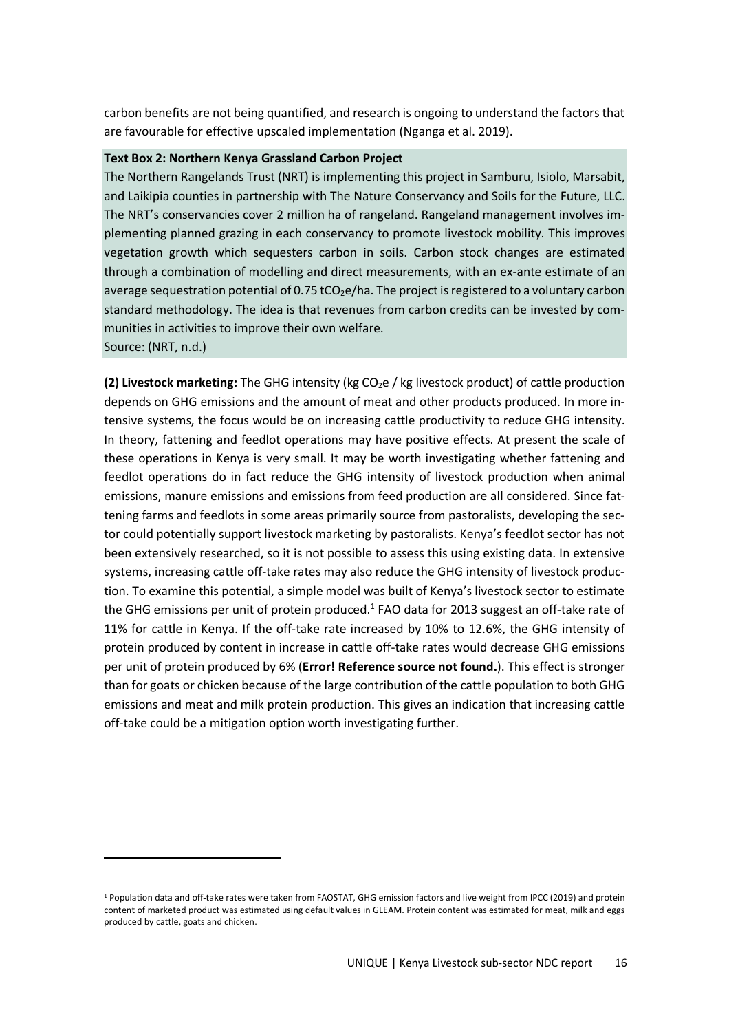carbon benefits are not being quantified, and research is ongoing to understand the factors that are favourable for effective upscaled implementation (Nganga et al. 2019).

**Text Box 2: Northern Kenya Grassland Carbon Project**

The Northern Rangelands Trust (NRT) is implementing this project in Samburu, Isiolo, Marsabit, and Laikipia counties in partnership with The Nature Conservancy and Soils for the Future, LLC. The NRT's conservancies cover 2 million ha of rangeland. Rangeland management involves implementing planned grazing in each conservancy to promote livestock mobility. This improves vegetation growth which sequesters carbon in soils. Carbon stock changes are estimated through a combination of modelling and direct measurements, with an ex-ante estimate of an average sequestration potential of 0.75 $tCO_2e$/ha. The project is registered to a voluntary carbon standard methodology. The idea is that revenues from carbon credits can be invested by communities in activities to improve their own welfare.

Source: (NRT, n.d.)

**(2) Livestock marketing:** The GHG intensity (kg $CO_2e$ / kg livestock product) of cattle production depends on GHG emissions and the amount of meat and other products produced. In more intensive systems, the focus would be on increasing cattle productivity to reduce GHG intensity. In theory, fattening and feedlot operations may have positive effects. At present the scale of these operations in Kenya is very small. It may be worth investigating whether fattening and feedlot operations do in fact reduce the GHG intensity of livestock production when animal emissions, manure emissions and emissions from feed production are all considered. Since fattening farms and feedlots in some areas primarily source from pastoralists, developing the sector could potentially support livestock marketing by pastoralists. Kenya's feedlot sector has not been extensively researched, so it is not possible to assess this using existing data. In extensive systems, increasing cattle off-take rates may also reduce the GHG intensity of livestock production. To examine this potential, a simple model was built of Kenya's livestock sector to estimate the GHG emissions per unit of protein produced.[1] FAO data for 2013 suggest an off-take rate of 11% for cattle in Kenya. If the off-take rate increased by 10% to 12.6%, the GHG intensity of protein produced by content in increase in cattle off-take rates would decrease GHG emissions per unit of protein produced by 6% (**Error! Reference source not found.**). This effect is stronger than for goats or chicken because of the large contribution of the cattle population to both GHG emissions and meat and milk protein production. This gives an indication that increasing cattle off-take could be a mitigation option worth investigating further.

[1] Population data and off-take rates were taken from FAOSTAT, GHG emission factors and live weight from IPCC (2019) and protein content of marketed product was estimated using default values in GLEAM. Protein content was estimated for meat, milk and eggs produced by cattle, goats and chicken.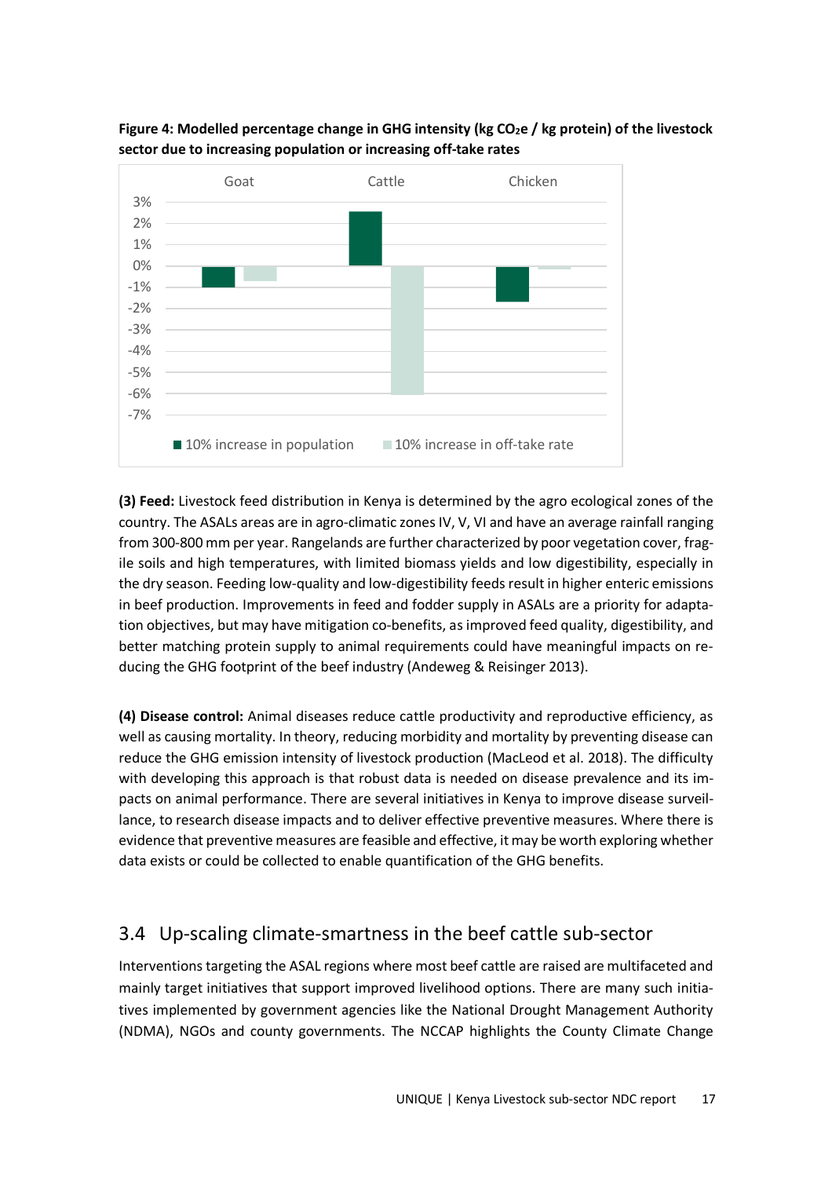**Figure 4: Modelled percentage change in GHG intensity (kg $CO_2e$ / kg protein) of the livestock sector due to increasing population or increasing off-take rates**

| | 10% increase in population | 10% increase in off-take rate |
|---|---|---|
| Goat | -1.0% | -0.7% |
| Cattle | 2.5% | -6.1% |
| Chicken | -1.7% | -0.2% |

**(3) Feed:** Livestock feed distribution in Kenya is determined by the agro ecological zones of the country. The ASALs areas are in agro-climatic zones IV, V, VI and have an average rainfall ranging from 300-800 mm per year. Rangelands are further characterized by poor vegetation cover, fragile soils and high temperatures, with limited biomass yields and low digestibility, especially in the dry season. Feeding low-quality and low-digestibility feeds result in higher enteric emissions in beef production. Improvements in feed and fodder supply in ASALs are a priority for adaptation objectives, but may have mitigation co-benefits, as improved feed quality, digestibility, and better matching protein supply to animal requirements could have meaningful impacts on reducing the GHG footprint of the beef industry (Andeweg & Reisinger 2013).

**(4) Disease control:** Animal diseases reduce cattle productivity and reproductive efficiency, as well as causing mortality. In theory, reducing morbidity and mortality by preventing disease can reduce the GHG emission intensity of livestock production (MacLeod et al. 2018). The difficulty with developing this approach is that robust data is needed on disease prevalence and its impacts on animal performance. There are several initiatives in Kenya to improve disease surveillance, to research disease impacts and to deliver effective preventive measures. Where there is evidence that preventive measures are feasible and effective, it may be worth exploring whether data exists or could be collected to enable quantification of the GHG benefits.

## 3.4 Up-scaling climate-smartness in the beef cattle sub-sector

Interventions targeting the ASAL regions where most beef cattle are raised are multifaceted and mainly target initiatives that support improved livelihood options. There are many such initiatives implemented by government agencies like the National Drought Management Authority (NDMA), NGOs and county governments. The NCCAP highlights the County Climate Change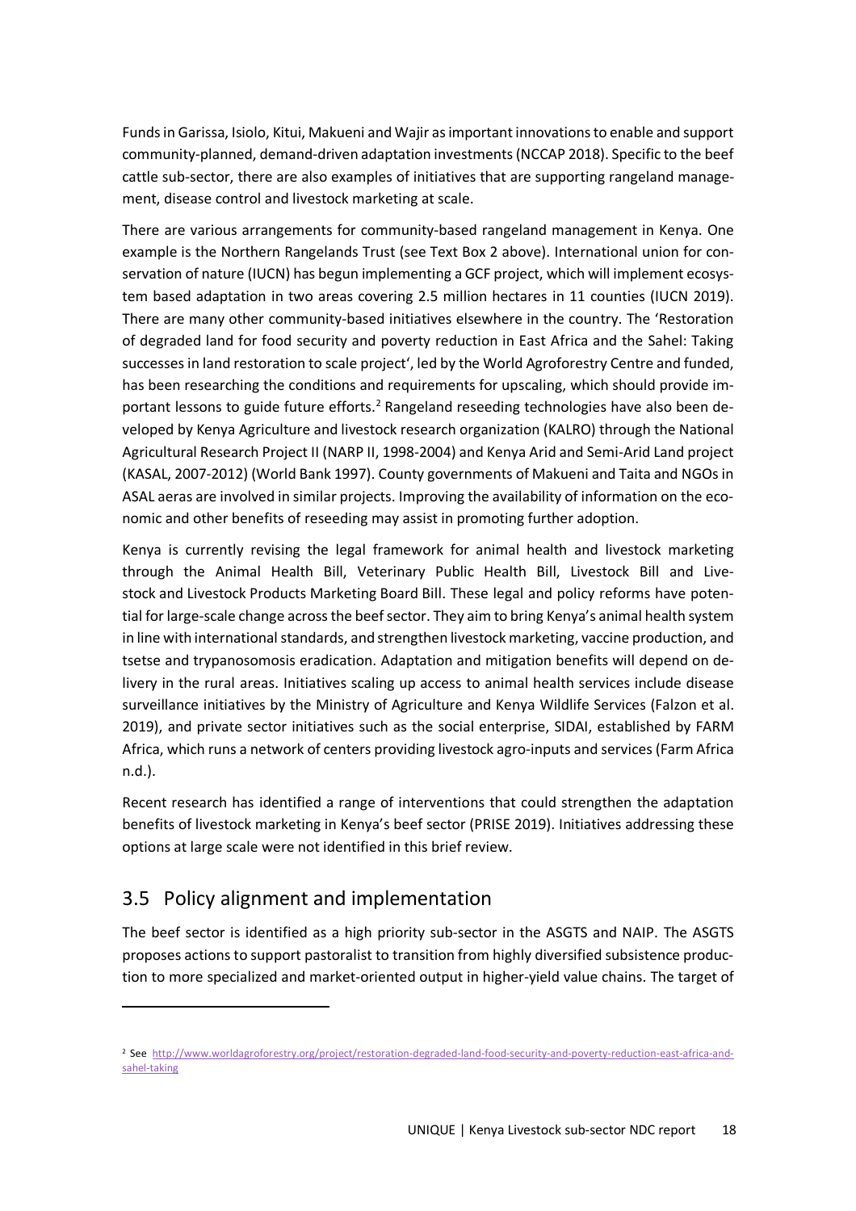Funds in Garissa, Isiolo, Kitui, Makueni and Wajir as important innovations to enable and support community-planned, demand-driven adaptation investments (NCCAP 2018). Specific to the beef cattle sub-sector, there are also examples of initiatives that are supporting rangeland management, disease control and livestock marketing at scale.

There are various arrangements for community-based rangeland management in Kenya. One example is the Northern Rangelands Trust (see Text Box 2 above). International union for conservation of nature (IUCN) has begun implementing a GCF project, which will implement ecosystem based adaptation in two areas covering 2.5 million hectares in 11 counties (IUCN 2019). There are many other community-based initiatives elsewhere in the country. The 'Restoration of degraded land for food security and poverty reduction in East Africa and the Sahel: Taking successes in land restoration to scale project', led by the World Agroforestry Centre and funded, has been researching the conditions and requirements for upscaling, which should provide important lessons to guide future efforts.[2] Rangeland reseeding technologies have also been developed by Kenya Agriculture and livestock research organization (KALRO) through the National Agricultural Research Project II (NARP II, 1998-2004) and Kenya Arid and Semi-Arid Land project (KASAL, 2007-2012) (World Bank 1997). County governments of Makueni and Taita and NGOs in ASAL aeras are involved in similar projects. Improving the availability of information on the economic and other benefits of reseeding may assist in promoting further adoption.

Kenya is currently revising the legal framework for animal health and livestock marketing through the Animal Health Bill, Veterinary Public Health Bill, Livestock Bill and Livestock and Livestock Products Marketing Board Bill. These legal and policy reforms have potential for large-scale change across the beef sector. They aim to bring Kenya's animal health system in line with international standards, and strengthen livestock marketing, vaccine production, and tsetse and trypanosomosis eradication. Adaptation and mitigation benefits will depend on delivery in the rural areas. Initiatives scaling up access to animal health services include disease surveillance initiatives by the Ministry of Agriculture and Kenya Wildlife Services (Falzon et al. 2019), and private sector initiatives such as the social enterprise, SIDAI, established by FARM Africa, which runs a network of centers providing livestock agro-inputs and services (Farm Africa n.d.).

Recent research has identified a range of interventions that could strengthen the adaptation benefits of livestock marketing in Kenya's beef sector (PRISE 2019). Initiatives addressing these options at large scale were not identified in this brief review.

## 3.5 Policy alignment and implementation

The beef sector is identified as a high priority sub-sector in the ASGTS and NAIP. The ASGTS proposes actions to support pastoralist to transition from highly diversified subsistence production to more specialized and market-oriented output in higher-yield value chains. The target of

---

[2] See http://www.worldagroforestry.org/project/restoration-degraded-land-food-security-and-poverty-reduction-east-africa-and-sahel-taking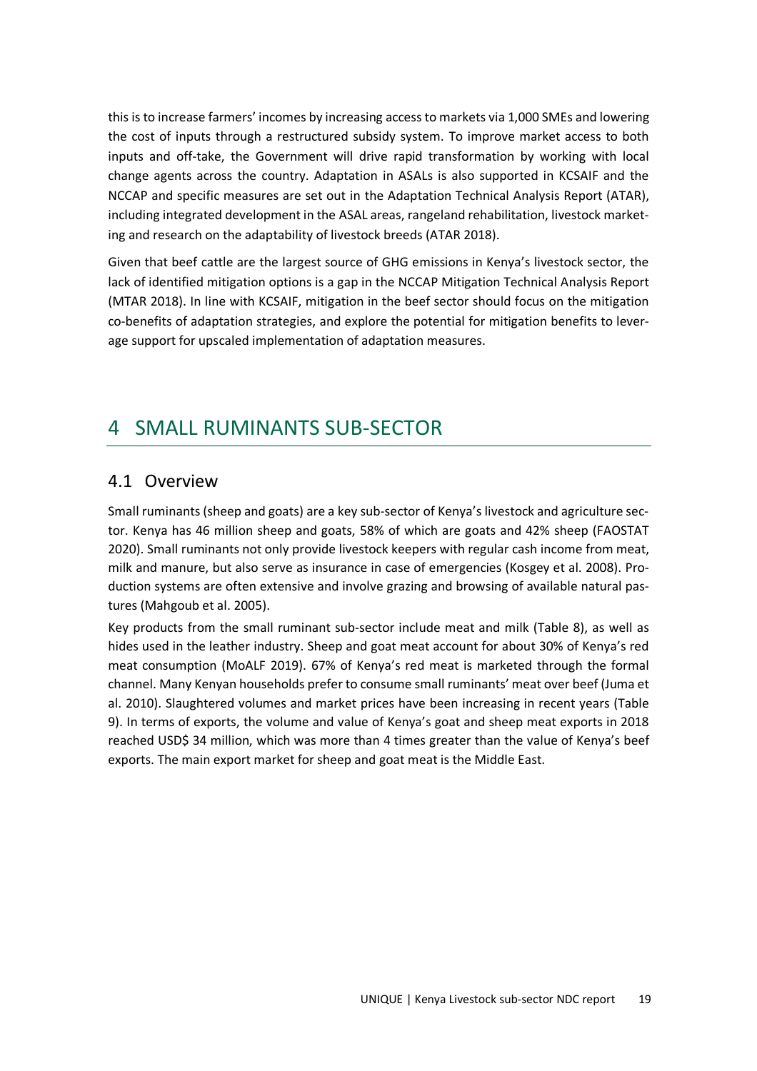this is to increase farmers' incomes by increasing access to markets via 1,000 SMEs and lowering the cost of inputs through a restructured subsidy system. To improve market access to both inputs and off-take, the Government will drive rapid transformation by working with local change agents across the country. Adaptation in ASALs is also supported in KCSAIF and the NCCAP and specific measures are set out in the Adaptation Technical Analysis Report (ATAR), including integrated development in the ASAL areas, rangeland rehabilitation, livestock marketing and research on the adaptability of livestock breeds (ATAR 2018).

Given that beef cattle are the largest source of GHG emissions in Kenya's livestock sector, the lack of identified mitigation options is a gap in the NCCAP Mitigation Technical Analysis Report (MTAR 2018). In line with KCSAIF, mitigation in the beef sector should focus on the mitigation co-benefits of adaptation strategies, and explore the potential for mitigation benefits to leverage support for upscaled implementation of adaptation measures.

# 4 SMALL RUMINANTS SUB-SECTOR

## 4.1 Overview

Small ruminants (sheep and goats) are a key sub-sector of Kenya's livestock and agriculture sector. Kenya has 46 million sheep and goats, 58% of which are goats and 42% sheep (FAOSTAT 2020). Small ruminants not only provide livestock keepers with regular cash income from meat, milk and manure, but also serve as insurance in case of emergencies (Kosgey et al. 2008). Production systems are often extensive and involve grazing and browsing of available natural pastures (Mahgoub et al. 2005).

Key products from the small ruminant sub-sector include meat and milk (Table 8), as well as hides used in the leather industry. Sheep and goat meat account for about 30% of Kenya's red meat consumption (MoALF 2019). 67% of Kenya's red meat is marketed through the formal channel. Many Kenyan households prefer to consume small ruminants' meat over beef (Juma et al. 2010). Slaughtered volumes and market prices have been increasing in recent years (Table 9). In terms of exports, the volume and value of Kenya's goat and sheep meat exports in 2018 reached USD$ 34 million, which was more than 4 times greater than the value of Kenya's beef exports. The main export market for sheep and goat meat is the Middle East.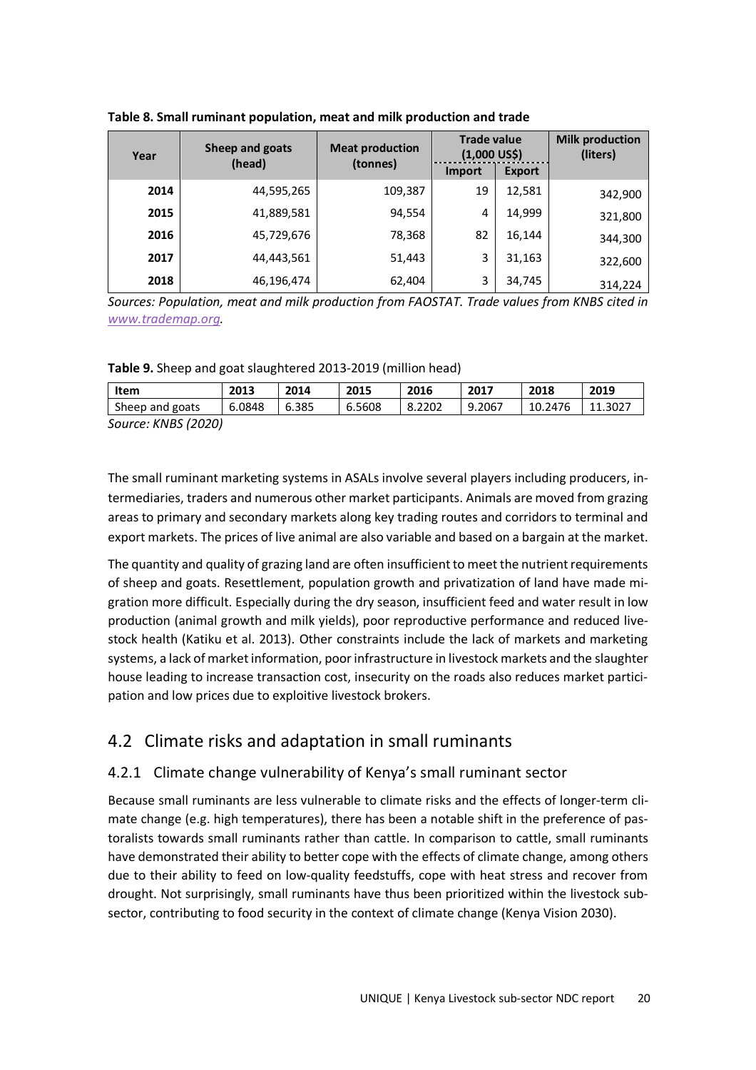**Table 8. Small ruminant population, meat and milk production and trade**

| Year | Sheep and goats (head) | Meat production (tonnes) | Trade value (1,000 US$) | | Milk production (liters) |
|---|---|---|---|---|---|
| | | | Import | Export | |
| **2014** | 44,595,265 | 109,387 | 19 | 12,581 | 342,900 |
| **2015** | 41,889,581 | 94,554 | 4 | 14,999 | 321,800 |
| **2016** | 45,729,676 | 78,368 | 82 | 16,144 | 344,300 |
| **2017** | 44,443,561 | 51,443 | 3 | 31,163 | 322,600 |
| **2018** | 46,196,474 | 62,404 | 3 | 34,745 | 314,224 |

*Sources: Population, meat and milk production from FAOSTAT. Trade values from KNBS cited in www.trademap.org.*

**Table 9.** Sheep and goat slaughtered 2013-2019 (million head)

| Item | 2013 | 2014 | 2015 | 2016 | 2017 | 2018 | 2019 |
|---|---|---|---|---|---|---|---|
| Sheep and goats | 6.0848 | 6.385 | 6.5608 | 8.2202 | 9.2067 | 10.2476 | 11.3027 |

*Source: KNBS (2020)*

The small ruminant marketing systems in ASALs involve several players including producers, intermediaries, traders and numerous other market participants. Animals are moved from grazing areas to primary and secondary markets along key trading routes and corridors to terminal and export markets. The prices of live animal are also variable and based on a bargain at the market.

The quantity and quality of grazing land are often insufficient to meet the nutrient requirements of sheep and goats. Resettlement, population growth and privatization of land have made migration more difficult. Especially during the dry season, insufficient feed and water result in low production (animal growth and milk yields), poor reproductive performance and reduced livestock health (Katiku et al. 2013). Other constraints include the lack of markets and marketing systems, a lack of market information, poor infrastructure in livestock markets and the slaughter house leading to increase transaction cost, insecurity on the roads also reduces market participation and low prices due to exploitive livestock brokers.

## 4.2 Climate risks and adaptation in small ruminants

### 4.2.1 Climate change vulnerability of Kenya's small ruminant sector

Because small ruminants are less vulnerable to climate risks and the effects of longer-term climate change (e.g. high temperatures), there has been a notable shift in the preference of pastoralists towards small ruminants rather than cattle. In comparison to cattle, small ruminants have demonstrated their ability to better cope with the effects of climate change, among others due to their ability to feed on low-quality feedstuffs, cope with heat stress and recover from drought. Not surprisingly, small ruminants have thus been prioritized within the livestock subsector, contributing to food security in the context of climate change (Kenya Vision 2030).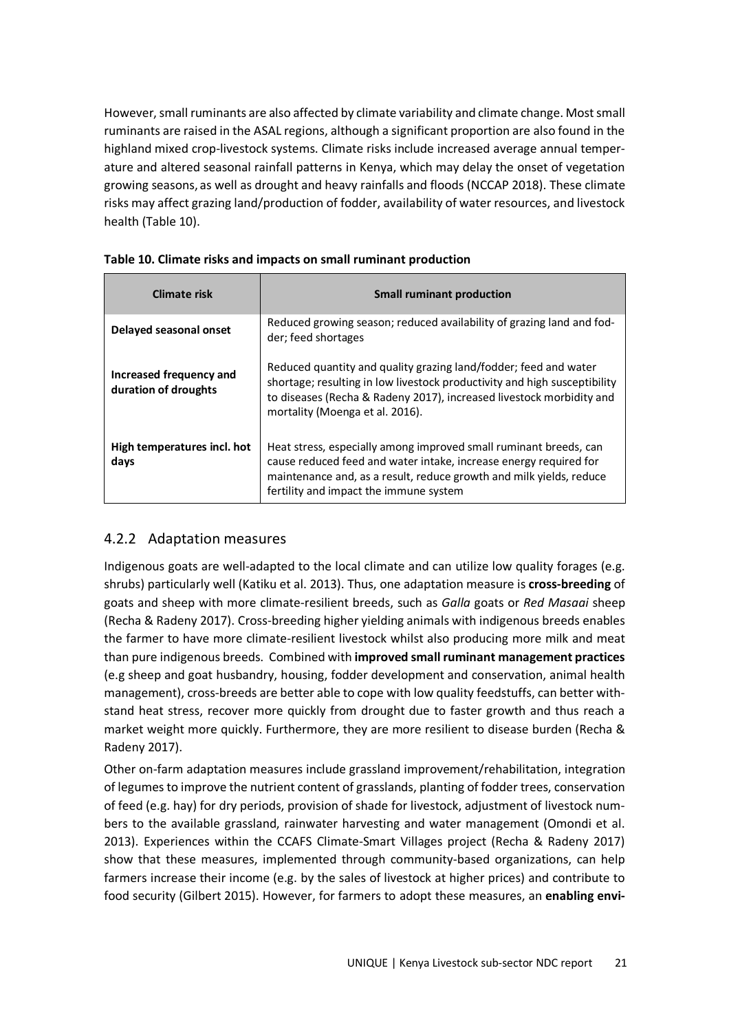However, small ruminants are also affected by climate variability and climate change. Most small ruminants are raised in the ASAL regions, although a significant proportion are also found in the highland mixed crop-livestock systems. Climate risks include increased average annual temperature and altered seasonal rainfall patterns in Kenya, which may delay the onset of vegetation growing seasons, as well as drought and heavy rainfalls and floods (NCCAP 2018). These climate risks may affect grazing land/production of fodder, availability of water resources, and livestock health (Table 10).

**Table 10. Climate risks and impacts on small ruminant production**

| Climate risk | Small ruminant production |
|---|---|
| **Delayed seasonal onset** | Reduced growing season; reduced availability of grazing land and fodder; feed shortages |
| **Increased frequency and duration of droughts** | Reduced quantity and quality grazing land/fodder; feed and water shortage; resulting in low livestock productivity and high susceptibility to diseases (Recha & Radeny 2017), increased livestock morbidity and mortality (Moenga et al. 2016). |
| **High temperatures incl. hot days** | Heat stress, especially among improved small ruminant breeds, can cause reduced feed and water intake, increase energy required for maintenance and, as a result, reduce growth and milk yields, reduce fertility and impact the immune system |

### 4.2.2 Adaptation measures

Indigenous goats are well-adapted to the local climate and can utilize low quality forages (e.g. shrubs) particularly well (Katiku et al. 2013). Thus, one adaptation measure is **cross-breeding** of goats and sheep with more climate-resilient breeds, such as *Galla* goats or *Red Masaai* sheep (Recha & Radeny 2017). Cross-breeding higher yielding animals with indigenous breeds enables the farmer to have more climate-resilient livestock whilst also producing more milk and meat than pure indigenous breeds. Combined with **improved small ruminant management practices** (e.g sheep and goat husbandry, housing, fodder development and conservation, animal health management), cross-breeds are better able to cope with low quality feedstuffs, can better withstand heat stress, recover more quickly from drought due to faster growth and thus reach a market weight more quickly. Furthermore, they are more resilient to disease burden (Recha & Radeny 2017).

Other on-farm adaptation measures include grassland improvement/rehabilitation, integration of legumes to improve the nutrient content of grasslands, planting of fodder trees, conservation of feed (e.g. hay) for dry periods, provision of shade for livestock, adjustment of livestock numbers to the available grassland, rainwater harvesting and water management (Omondi et al. 2013). Experiences within the CCAFS Climate-Smart Villages project (Recha & Radeny 2017) show that these measures, implemented through community-based organizations, can help farmers increase their income (e.g. by the sales of livestock at higher prices) and contribute to food security (Gilbert 2015). However, for farmers to adopt these measures, an **enabling envi-**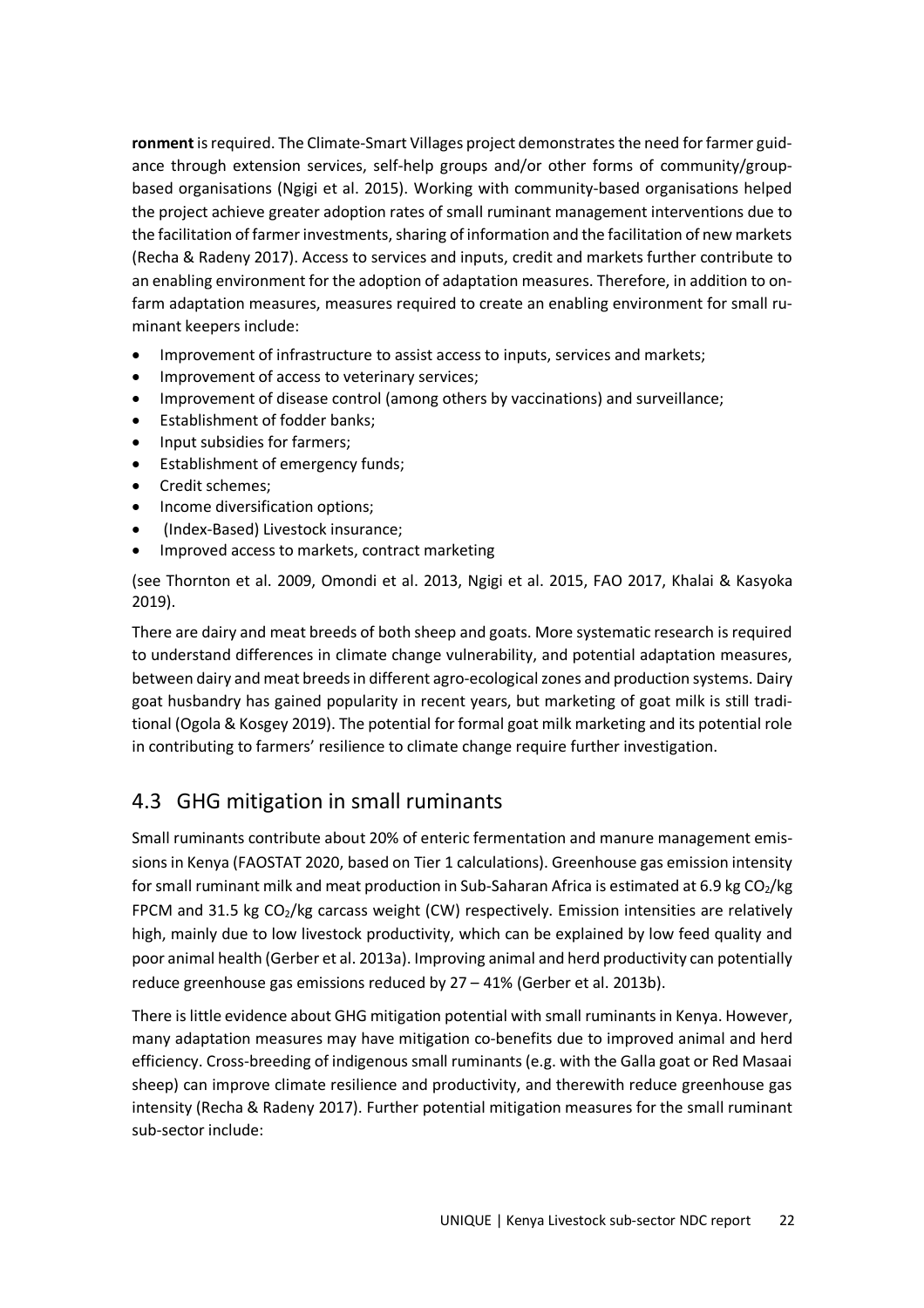**ronment** is required. The Climate-Smart Villages project demonstrates the need for farmer guidance through extension services, self-help groups and/or other forms of community/group-based organisations (Ngigi et al. 2015). Working with community-based organisations helped the project achieve greater adoption rates of small ruminant management interventions due to the facilitation of farmer investments, sharing of information and the facilitation of new markets (Recha & Radeny 2017). Access to services and inputs, credit and markets further contribute to an enabling environment for the adoption of adaptation measures. Therefore, in addition to on-farm adaptation measures, measures required to create an enabling environment for small ruminant keepers include:

- Improvement of infrastructure to assist access to inputs, services and markets;
- Improvement of access to veterinary services;
- Improvement of disease control (among others by vaccinations) and surveillance;
- Establishment of fodder banks;
- Input subsidies for farmers;
- Establishment of emergency funds;
- Credit schemes;
- Income diversification options;
- (Index-Based) Livestock insurance;
- Improved access to markets, contract marketing

(see Thornton et al. 2009, Omondi et al. 2013, Ngigi et al. 2015, FAO 2017, Khalai & Kasyoka 2019).

There are dairy and meat breeds of both sheep and goats. More systematic research is required to understand differences in climate change vulnerability, and potential adaptation measures, between dairy and meat breeds in different agro-ecological zones and production systems. Dairy goat husbandry has gained popularity in recent years, but marketing of goat milk is still traditional (Ogola & Kosgey 2019). The potential for formal goat milk marketing and its potential role in contributing to farmers' resilience to climate change require further investigation.

## 4.3 GHG mitigation in small ruminants

Small ruminants contribute about 20% of enteric fermentation and manure management emissions in Kenya (FAOSTAT 2020, based on Tier 1 calculations). Greenhouse gas emission intensity for small ruminant milk and meat production in Sub-Saharan Africa is estimated at 6.9 kg $CO_2$/kg FPCM and 31.5 kg $CO_2$/kg carcass weight (CW) respectively. Emission intensities are relatively high, mainly due to low livestock productivity, which can be explained by low feed quality and poor animal health (Gerber et al. 2013a). Improving animal and herd productivity can potentially reduce greenhouse gas emissions reduced by 27 – 41% (Gerber et al. 2013b).

There is little evidence about GHG mitigation potential with small ruminants in Kenya. However, many adaptation measures may have mitigation co-benefits due to improved animal and herd efficiency. Cross-breeding of indigenous small ruminants (e.g. with the Galla goat or Red Masaai sheep) can improve climate resilience and productivity, and therewith reduce greenhouse gas intensity (Recha & Radeny 2017). Further potential mitigation measures for the small ruminant sub-sector include: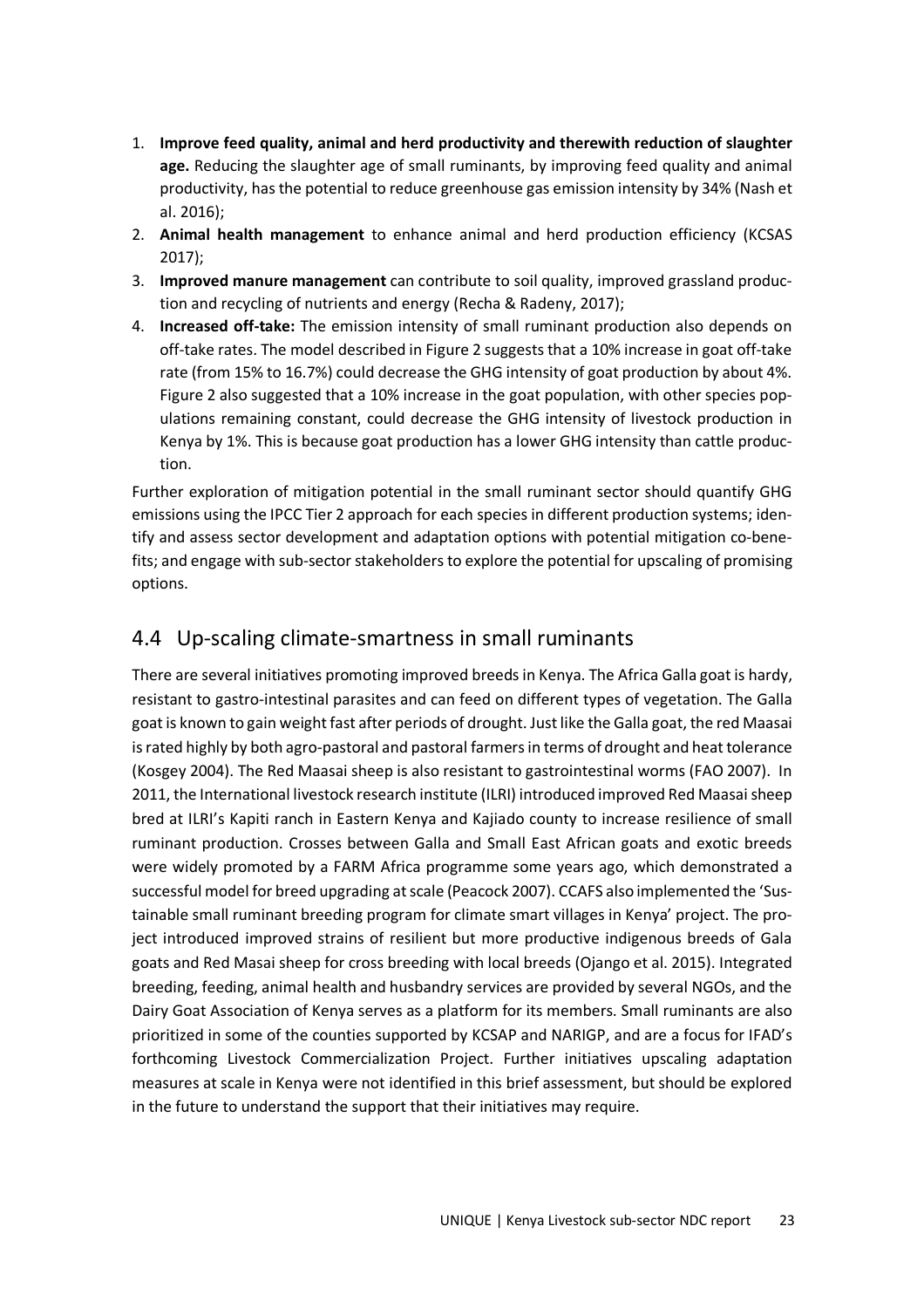1. **Improve feed quality, animal and herd productivity and therewith reduction of slaughter age.** Reducing the slaughter age of small ruminants, by improving feed quality and animal productivity, has the potential to reduce greenhouse gas emission intensity by 34% (Nash et al. 2016);
2. **Animal health management** to enhance animal and herd production efficiency (KCSAS 2017);
3. **Improved manure management** can contribute to soil quality, improved grassland production and recycling of nutrients and energy (Recha & Radeny, 2017);
4. **Increased off-take:** The emission intensity of small ruminant production also depends on off-take rates. The model described in Figure 2 suggests that a 10% increase in goat off-take rate (from 15% to 16.7%) could decrease the GHG intensity of goat production by about 4%. Figure 2 also suggested that a 10% increase in the goat population, with other species populations remaining constant, could decrease the GHG intensity of livestock production in Kenya by 1%. This is because goat production has a lower GHG intensity than cattle production.

Further exploration of mitigation potential in the small ruminant sector should quantify GHG emissions using the IPCC Tier 2 approach for each species in different production systems; identify and assess sector development and adaptation options with potential mitigation co-benefits; and engage with sub-sector stakeholders to explore the potential for upscaling of promising options.

## 4.4 Up-scaling climate-smartness in small ruminants

There are several initiatives promoting improved breeds in Kenya. The Africa Galla goat is hardy, resistant to gastro-intestinal parasites and can feed on different types of vegetation. The Galla goat is known to gain weight fast after periods of drought. Just like the Galla goat, the red Maasai is rated highly by both agro-pastoral and pastoral farmers in terms of drought and heat tolerance (Kosgey 2004). The Red Maasai sheep is also resistant to gastrointestinal worms (FAO 2007). In 2011, the International livestock research institute (ILRI) introduced improved Red Maasai sheep bred at ILRI's Kapiti ranch in Eastern Kenya and Kajiado county to increase resilience of small ruminant production. Crosses between Galla and Small East African goats and exotic breeds were widely promoted by a FARM Africa programme some years ago, which demonstrated a successful model for breed upgrading at scale (Peacock 2007). CCAFS also implemented the 'Sustainable small ruminant breeding program for climate smart villages in Kenya' project. The project introduced improved strains of resilient but more productive indigenous breeds of Gala goats and Red Masai sheep for cross breeding with local breeds (Ojango et al. 2015). Integrated breeding, feeding, animal health and husbandry services are provided by several NGOs, and the Dairy Goat Association of Kenya serves as a platform for its members. Small ruminants are also prioritized in some of the counties supported by KCSAP and NARIGP, and are a focus for IFAD's forthcoming Livestock Commercialization Project. Further initiatives upscaling adaptation measures at scale in Kenya were not identified in this brief assessment, but should be explored in the future to understand the support that their initiatives may require.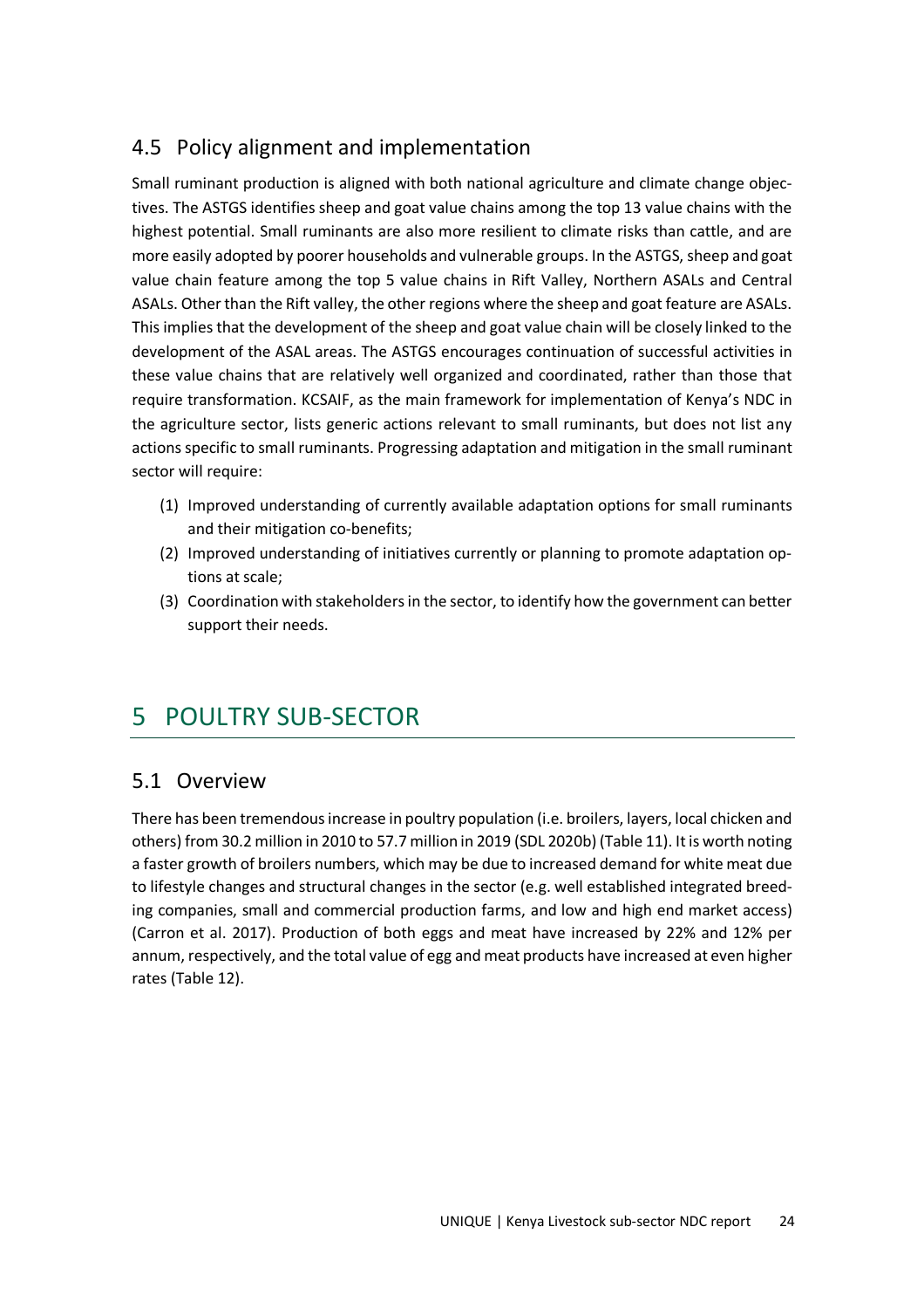## 4.5 Policy alignment and implementation

Small ruminant production is aligned with both national agriculture and climate change objectives. The ASTGS identifies sheep and goat value chains among the top 13 value chains with the highest potential. Small ruminants are also more resilient to climate risks than cattle, and are more easily adopted by poorer households and vulnerable groups. In the ASTGS, sheep and goat value chain feature among the top 5 value chains in Rift Valley, Northern ASALs and Central ASALs. Other than the Rift valley, the other regions where the sheep and goat feature are ASALs. This implies that the development of the sheep and goat value chain will be closely linked to the development of the ASAL areas. The ASTGS encourages continuation of successful activities in these value chains that are relatively well organized and coordinated, rather than those that require transformation. KCSAIF, as the main framework for implementation of Kenya's NDC in the agriculture sector, lists generic actions relevant to small ruminants, but does not list any actions specific to small ruminants. Progressing adaptation and mitigation in the small ruminant sector will require:

1. Improved understanding of currently available adaptation options for small ruminants and their mitigation co-benefits;
2. Improved understanding of initiatives currently or planning to promote adaptation options at scale;
3. Coordination with stakeholders in the sector, to identify how the government can better support their needs.

# 5 POULTRY SUB-SECTOR

## 5.1 Overview

There has been tremendous increase in poultry population (i.e. broilers, layers, local chicken and others) from 30.2 million in 2010 to 57.7 million in 2019 (SDL 2020b) (Table 11). It is worth noting a faster growth of broilers numbers, which may be due to increased demand for white meat due to lifestyle changes and structural changes in the sector (e.g. well established integrated breeding companies, small and commercial production farms, and low and high end market access) (Carron et al. 2017). Production of both eggs and meat have increased by 22% and 12% per annum, respectively, and the total value of egg and meat products have increased at even higher rates (Table 12).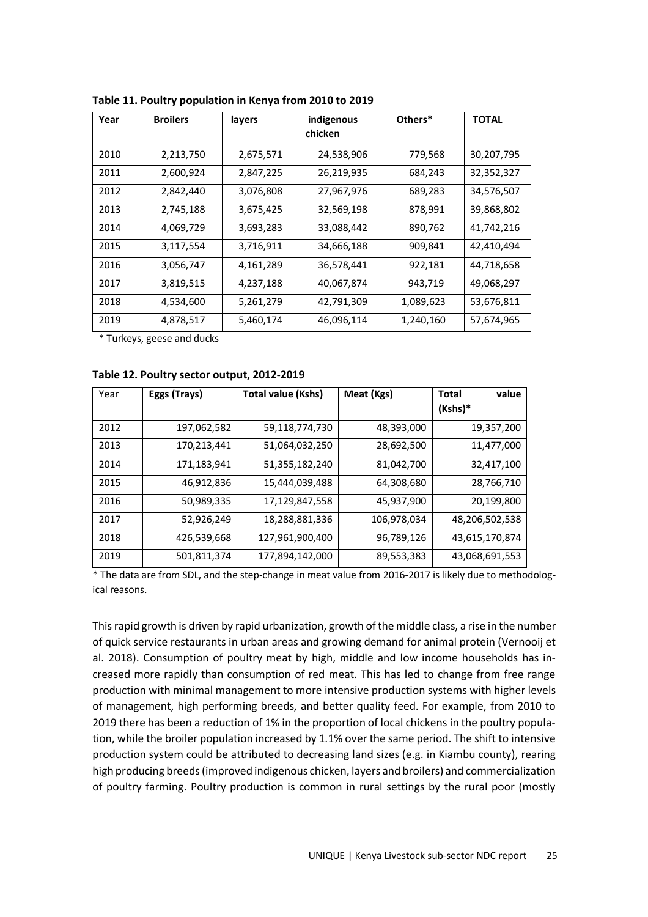**Table 11. Poultry population in Kenya from 2010 to 2019**

| Year | Broilers | layers | indigenous chicken | Others* | TOTAL |
|---|---|---|---|---|---|
| 2010 | 2,213,750 | 2,675,571 | 24,538,906 | 779,568 | 30,207,795 |
| 2011 | 2,600,924 | 2,847,225 | 26,219,935 | 684,243 | 32,352,327 |
| 2012 | 2,842,440 | 3,076,808 | 27,967,976 | 689,283 | 34,576,507 |
| 2013 | 2,745,188 | 3,675,425 | 32,569,198 | 878,991 | 39,868,802 |
| 2014 | 4,069,729 | 3,693,283 | 33,088,442 | 890,762 | 41,742,216 |
| 2015 | 3,117,554 | 3,716,911 | 34,666,188 | 909,841 | 42,410,494 |
| 2016 | 3,056,747 | 4,161,289 | 36,578,441 | 922,181 | 44,718,658 |
| 2017 | 3,819,515 | 4,237,188 | 40,067,874 | 943,719 | 49,068,297 |
| 2018 | 4,534,600 | 5,261,279 | 42,791,309 | 1,089,623 | 53,676,811 |
| 2019 | 4,878,517 | 5,460,174 | 46,096,114 | 1,240,160 | 57,674,965 |

* Turkeys, geese and ducks

**Table 12. Poultry sector output, 2012-2019**

| Year | Eggs (Trays) | Total value (Kshs) | Meat (Kgs) | Total value (Kshs)* |
|---|---|---|---|---|
| 2012 | 197,062,582 | 59,118,774,730 | 48,393,000 | 19,357,200 |
| 2013 | 170,213,441 | 51,064,032,250 | 28,692,500 | 11,477,000 |
| 2014 | 171,183,941 | 51,355,182,240 | 81,042,700 | 32,417,100 |
| 2015 | 46,912,836 | 15,444,039,488 | 64,308,680 | 28,766,710 |
| 2016 | 50,989,335 | 17,129,847,558 | 45,937,900 | 20,199,800 |
| 2017 | 52,926,249 | 18,288,881,336 | 106,978,034 | 48,206,502,538 |
| 2018 | 426,539,668 | 127,961,900,400 | 96,789,126 | 43,615,170,874 |
| 2019 | 501,811,374 | 177,894,142,000 | 89,553,383 | 43,068,691,553 |

* The data are from SDL, and the step-change in meat value from 2016-2017 is likely due to methodological reasons.

This rapid growth is driven by rapid urbanization, growth of the middle class, a rise in the number of quick service restaurants in urban areas and growing demand for animal protein (Vernooij et al. 2018). Consumption of poultry meat by high, middle and low income households has increased more rapidly than consumption of red meat. This has led to change from free range production with minimal management to more intensive production systems with higher levels of management, high performing breeds, and better quality feed. For example, from 2010 to 2019 there has been a reduction of 1% in the proportion of local chickens in the poultry population, while the broiler population increased by 1.1% over the same period. The shift to intensive production system could be attributed to decreasing land sizes (e.g. in Kiambu county), rearing high producing breeds (improved indigenous chicken, layers and broilers) and commercialization of poultry farming. Poultry production is common in rural settings by the rural poor (mostly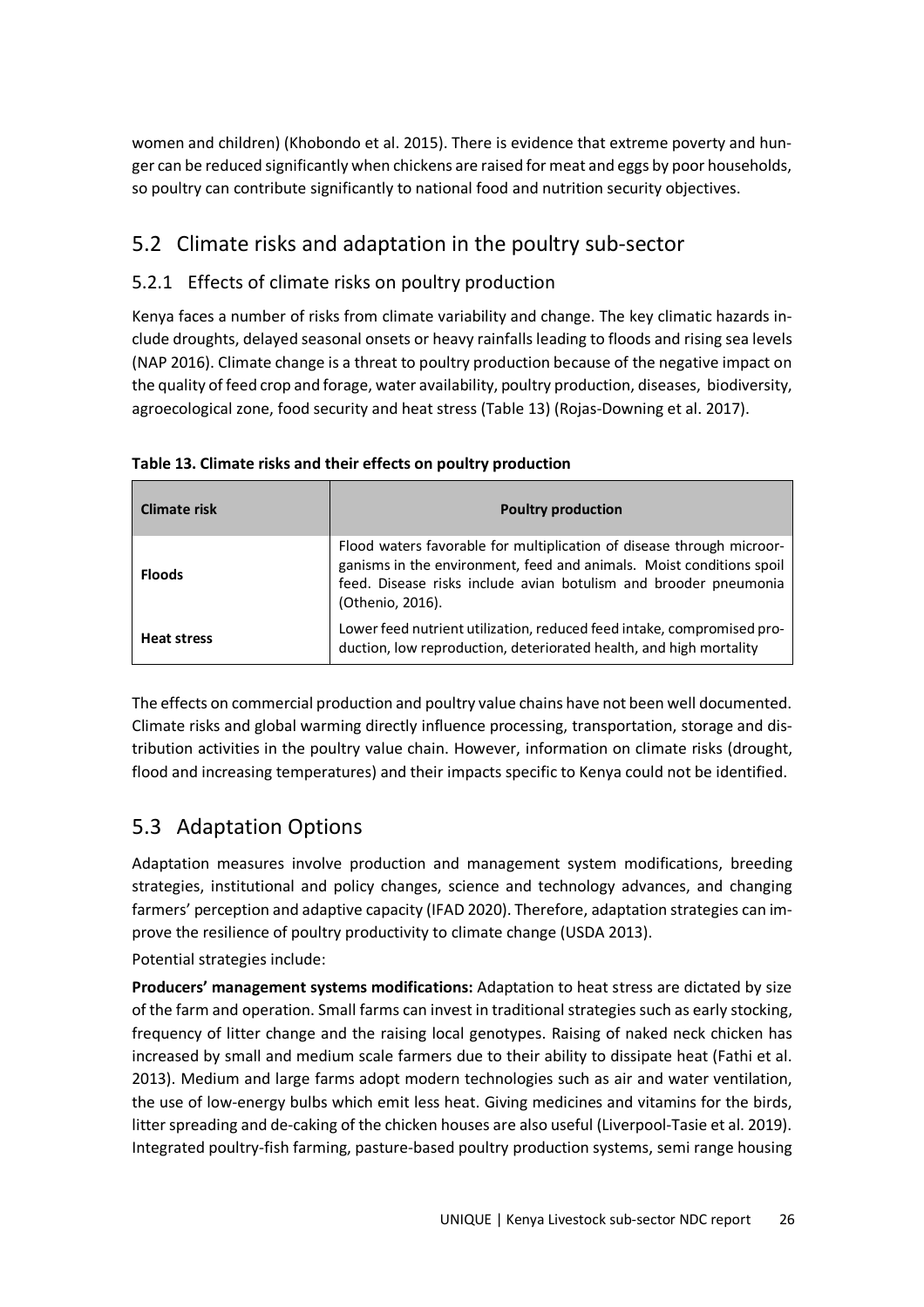women and children) (Khobondo et al. 2015). There is evidence that extreme poverty and hunger can be reduced significantly when chickens are raised for meat and eggs by poor households, so poultry can contribute significantly to national food and nutrition security objectives.

## 5.2 Climate risks and adaptation in the poultry sub-sector

### 5.2.1 Effects of climate risks on poultry production

Kenya faces a number of risks from climate variability and change. The key climatic hazards include droughts, delayed seasonal onsets or heavy rainfalls leading to floods and rising sea levels (NAP 2016). Climate change is a threat to poultry production because of the negative impact on the quality of feed crop and forage, water availability, poultry production, diseases, biodiversity, agroecological zone, food security and heat stress (Table 13) (Rojas-Downing et al. 2017).

**Table 13. Climate risks and their effects on poultry production**

| Climate risk | Poultry production |
|---|---|
| **Floods** | Flood waters favorable for multiplication of disease through microorganisms in the environment, feed and animals. Moist conditions spoil feed. Disease risks include avian botulism and brooder pneumonia (Othenio, 2016). |
| **Heat stress** | Lower feed nutrient utilization, reduced feed intake, compromised production, low reproduction, deteriorated health, and high mortality |

The effects on commercial production and poultry value chains have not been well documented. Climate risks and global warming directly influence processing, transportation, storage and distribution activities in the poultry value chain. However, information on climate risks (drought, flood and increasing temperatures) and their impacts specific to Kenya could not be identified.

## 5.3 Adaptation Options

Adaptation measures involve production and management system modifications, breeding strategies, institutional and policy changes, science and technology advances, and changing farmers' perception and adaptive capacity (IFAD 2020). Therefore, adaptation strategies can improve the resilience of poultry productivity to climate change (USDA 2013).

Potential strategies include:

**Producers' management systems modifications:** Adaptation to heat stress are dictated by size of the farm and operation. Small farms can invest in traditional strategies such as early stocking, frequency of litter change and the raising local genotypes. Raising of naked neck chicken has increased by small and medium scale farmers due to their ability to dissipate heat (Fathi et al. 2013). Medium and large farms adopt modern technologies such as air and water ventilation, the use of low-energy bulbs which emit less heat. Giving medicines and vitamins for the birds, litter spreading and de-caking of the chicken houses are also useful (Liverpool-Tasie et al. 2019). Integrated poultry-fish farming, pasture-based poultry production systems, semi range housing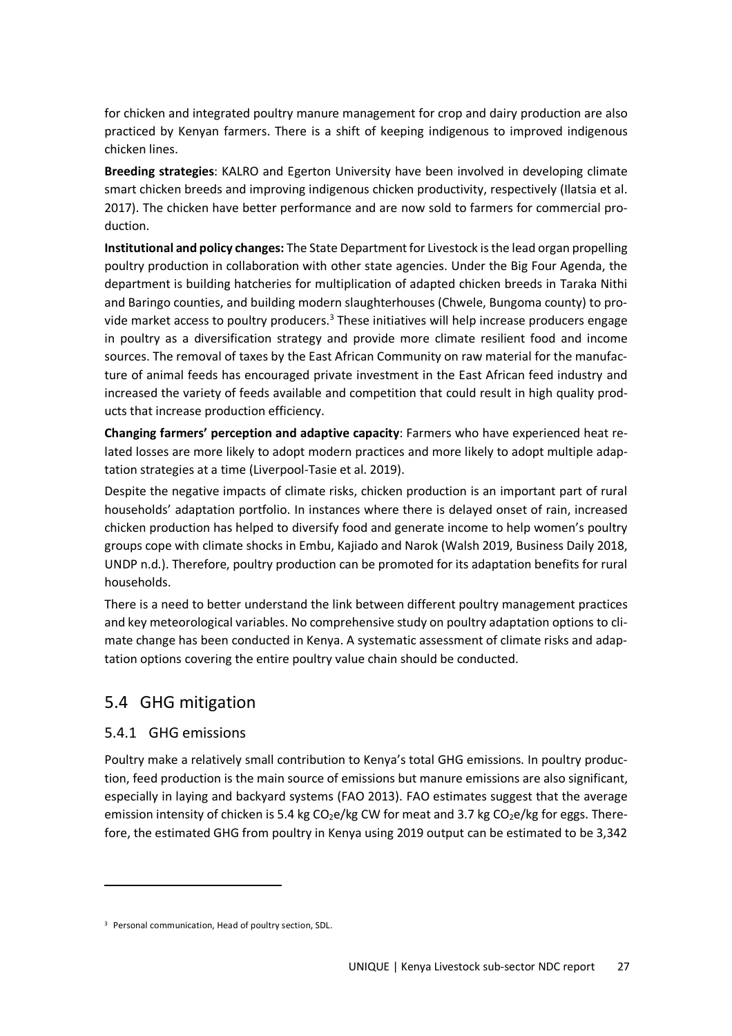for chicken and integrated poultry manure management for crop and dairy production are also practiced by Kenyan farmers. There is a shift of keeping indigenous to improved indigenous chicken lines.

**Breeding strategies**: KALRO and Egerton University have been involved in developing climate smart chicken breeds and improving indigenous chicken productivity, respectively (Ilatsia et al. 2017). The chicken have better performance and are now sold to farmers for commercial production.

**Institutional and policy changes:** The State Department for Livestock is the lead organ propelling poultry production in collaboration with other state agencies. Under the Big Four Agenda, the department is building hatcheries for multiplication of adapted chicken breeds in Taraka Nithi and Baringo counties, and building modern slaughterhouses (Chwele, Bungoma county) to provide market access to poultry producers.[3] These initiatives will help increase producers engage in poultry as a diversification strategy and provide more climate resilient food and income sources. The removal of taxes by the East African Community on raw material for the manufacture of animal feeds has encouraged private investment in the East African feed industry and increased the variety of feeds available and competition that could result in high quality products that increase production efficiency.

**Changing farmers' perception and adaptive capacity**: Farmers who have experienced heat related losses are more likely to adopt modern practices and more likely to adopt multiple adaptation strategies at a time (Liverpool-Tasie et al. 2019).

Despite the negative impacts of climate risks, chicken production is an important part of rural households' adaptation portfolio. In instances where there is delayed onset of rain, increased chicken production has helped to diversify food and generate income to help women's poultry groups cope with climate shocks in Embu, Kajiado and Narok (Walsh 2019, Business Daily 2018, UNDP n.d.). Therefore, poultry production can be promoted for its adaptation benefits for rural households.

There is a need to better understand the link between different poultry management practices and key meteorological variables. No comprehensive study on poultry adaptation options to climate change has been conducted in Kenya. A systematic assessment of climate risks and adaptation options covering the entire poultry value chain should be conducted.

## 5.4 GHG mitigation

### 5.4.1 GHG emissions

Poultry make a relatively small contribution to Kenya's total GHG emissions. In poultry production, feed production is the main source of emissions but manure emissions are also significant, especially in laying and backyard systems (FAO 2013). FAO estimates suggest that the average emission intensity of chicken is 5.4 kg $CO_2e$/kg CW for meat and 3.7 kg $CO_2e$/kg for eggs. Therefore, the estimated GHG from poultry in Kenya using 2019 output can be estimated to be 3,342

[3] Personal communication, Head of poultry section, SDL.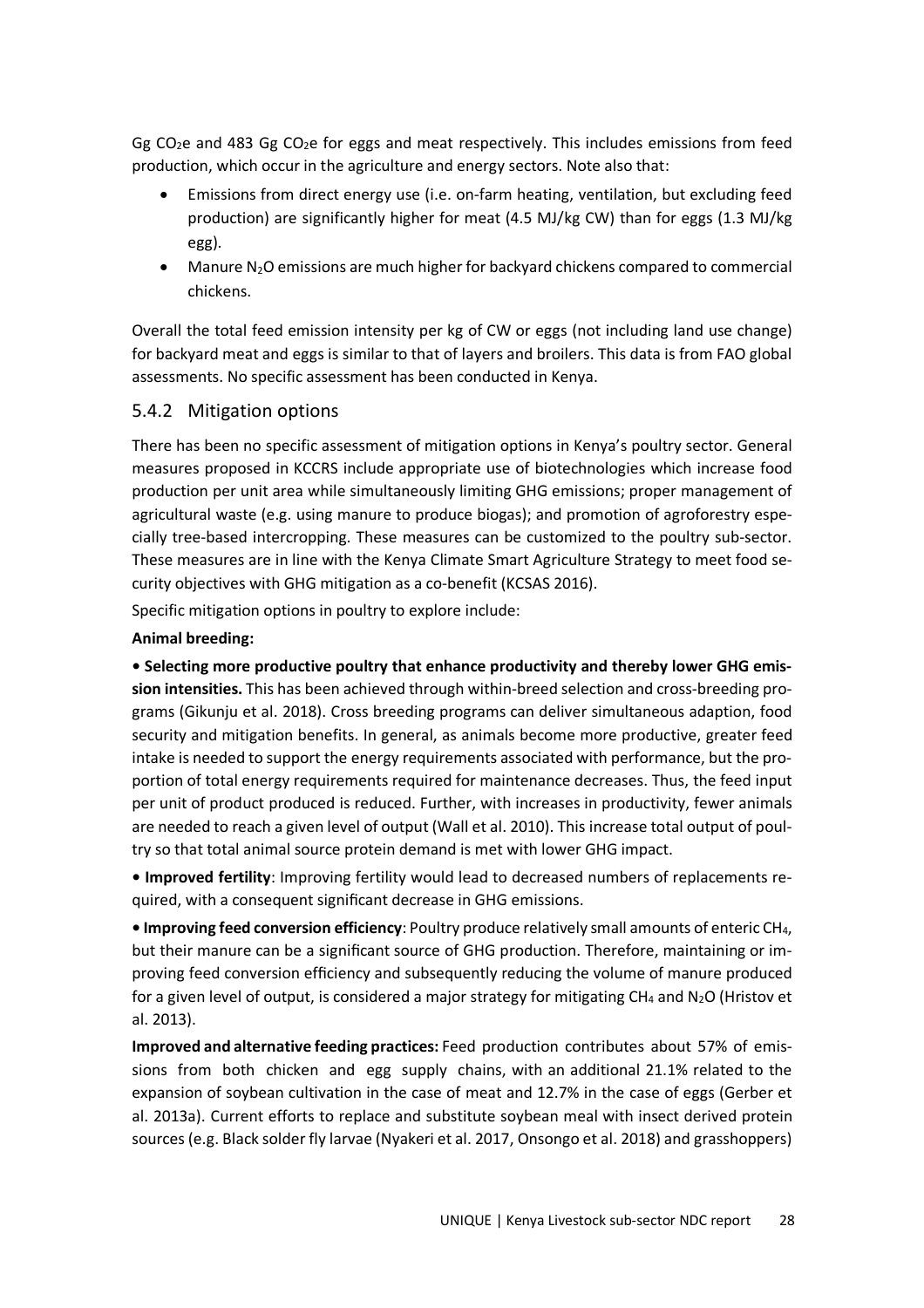Gg $CO_2e$ and 483 Gg $CO_2e$ for eggs and meat respectively. This includes emissions from feed production, which occur in the agriculture and energy sectors. Note also that:

- Emissions from direct energy use (i.e. on-farm heating, ventilation, but excluding feed production) are significantly higher for meat (4.5 MJ/kg CW) than for eggs (1.3 MJ/kg egg).
- Manure $N_2O$ emissions are much higher for backyard chickens compared to commercial chickens.

Overall the total feed emission intensity per kg of CW or eggs (not including land use change) for backyard meat and eggs is similar to that of layers and broilers. This data is from FAO global assessments. No specific assessment has been conducted in Kenya.

### 5.4.2 Mitigation options

There has been no specific assessment of mitigation options in Kenya's poultry sector. General measures proposed in KCCRS include appropriate use of biotechnologies which increase food production per unit area while simultaneously limiting GHG emissions; proper management of agricultural waste (e.g. using manure to produce biogas); and promotion of agroforestry especially tree-based intercropping. These measures can be customized to the poultry sub-sector. These measures are in line with the Kenya Climate Smart Agriculture Strategy to meet food security objectives with GHG mitigation as a co-benefit (KCSAS 2016).

Specific mitigation options in poultry to explore include:

**Animal breeding:**

• **Selecting more productive poultry that enhance productivity and thereby lower GHG emission intensities.** This has been achieved through within-breed selection and cross-breeding programs (Gikunju et al. 2018). Cross breeding programs can deliver simultaneous adaption, food security and mitigation benefits. In general, as animals become more productive, greater feed intake is needed to support the energy requirements associated with performance, but the proportion of total energy requirements required for maintenance decreases. Thus, the feed input per unit of product produced is reduced. Further, with increases in productivity, fewer animals are needed to reach a given level of output (Wall et al. 2010). This increase total output of poultry so that total animal source protein demand is met with lower GHG impact.

• **Improved fertility**: Improving fertility would lead to decreased numbers of replacements required, with a consequent significant decrease in GHG emissions.

• **Improving feed conversion efficiency**: Poultry produce relatively small amounts of enteric $CH_4$, but their manure can be a significant source of GHG production. Therefore, maintaining or improving feed conversion efficiency and subsequently reducing the volume of manure produced for a given level of output, is considered a major strategy for mitigating $CH_4$ and $N_2O$ (Hristov et al. 2013).

**Improved and alternative feeding practices:** Feed production contributes about 57% of emissions from both chicken and egg supply chains, with an additional 21.1% related to the expansion of soybean cultivation in the case of meat and 12.7% in the case of eggs (Gerber et al. 2013a). Current efforts to replace and substitute soybean meal with insect derived protein sources (e.g. Black solder fly larvae (Nyakeri et al. 2017, Onsongo et al. 2018) and grasshoppers)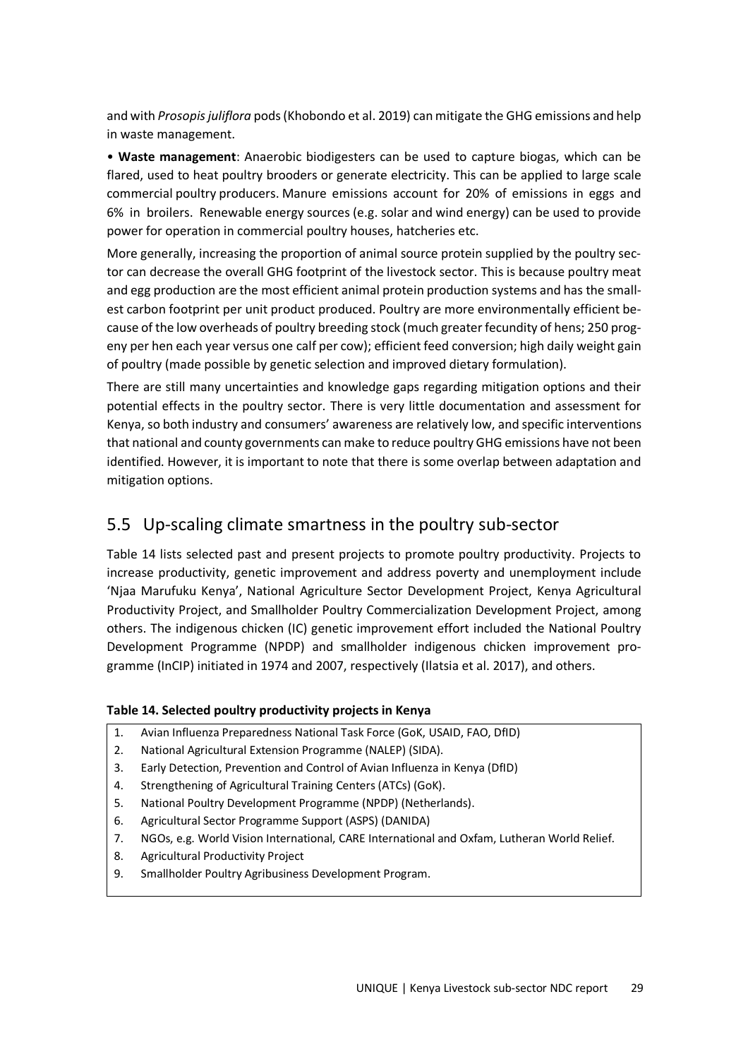and with *Prosopis juliflora* pods (Khobondo et al. 2019) can mitigate the GHG emissions and help in waste management.

• **Waste management**: Anaerobic biodigesters can be used to capture biogas, which can be flared, used to heat poultry brooders or generate electricity. This can be applied to large scale commercial poultry producers. Manure emissions account for 20% of emissions in eggs and 6% in broilers. Renewable energy sources (e.g. solar and wind energy) can be used to provide power for operation in commercial poultry houses, hatcheries etc.

More generally, increasing the proportion of animal source protein supplied by the poultry sector can decrease the overall GHG footprint of the livestock sector. This is because poultry meat and egg production are the most efficient animal protein production systems and has the smallest carbon footprint per unit product produced. Poultry are more environmentally efficient because of the low overheads of poultry breeding stock (much greater fecundity of hens; 250 progeny per hen each year versus one calf per cow); efficient feed conversion; high daily weight gain of poultry (made possible by genetic selection and improved dietary formulation).

There are still many uncertainties and knowledge gaps regarding mitigation options and their potential effects in the poultry sector. There is very little documentation and assessment for Kenya, so both industry and consumers' awareness are relatively low, and specific interventions that national and county governments can make to reduce poultry GHG emissions have not been identified. However, it is important to note that there is some overlap between adaptation and mitigation options.

## 5.5 Up-scaling climate smartness in the poultry sub-sector

Table 14 lists selected past and present projects to promote poultry productivity. Projects to increase productivity, genetic improvement and address poverty and unemployment include 'Njaa Marufuku Kenya', National Agriculture Sector Development Project, Kenya Agricultural Productivity Project, and Smallholder Poultry Commercialization Development Project, among others. The indigenous chicken (IC) genetic improvement effort included the National Poultry Development Programme (NPDP) and smallholder indigenous chicken improvement programme (InCIP) initiated in 1974 and 2007, respectively (Ilatsia et al. 2017), and others.

**Table 14. Selected poultry productivity projects in Kenya**

1. Avian Influenza Preparedness National Task Force (GoK, USAID, FAO, DfID)
2. National Agricultural Extension Programme (NALEP) (SIDA).
3. Early Detection, Prevention and Control of Avian Influenza in Kenya (DfID)
4. Strengthening of Agricultural Training Centers (ATCs) (GoK).
5. National Poultry Development Programme (NPDP) (Netherlands).
6. Agricultural Sector Programme Support (ASPS) (DANIDA)
7. NGOs, e.g. World Vision International, CARE International and Oxfam, Lutheran World Relief.
8. Agricultural Productivity Project
9. Smallholder Poultry Agribusiness Development Program.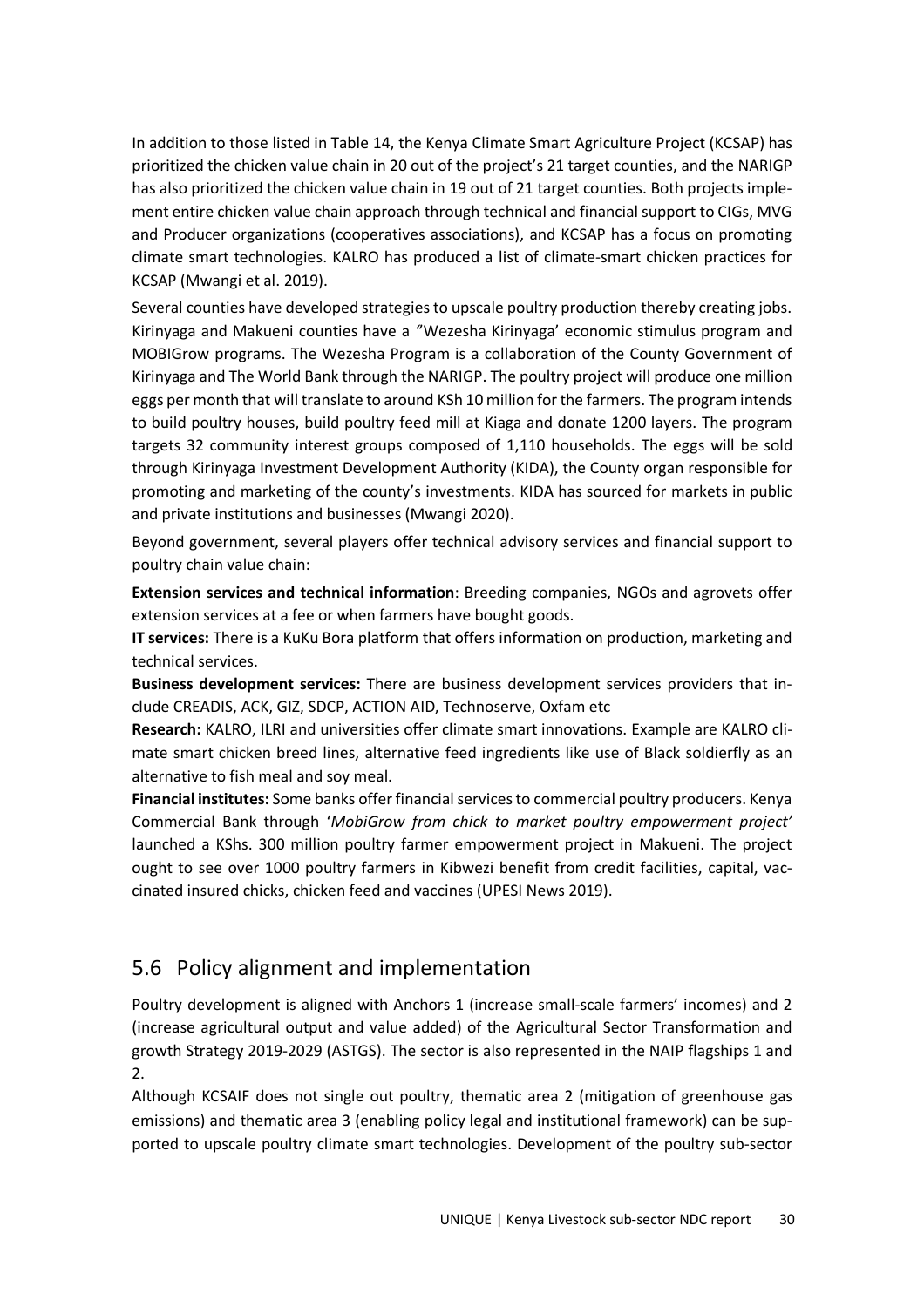In addition to those listed in Table 14, the Kenya Climate Smart Agriculture Project (KCSAP) has prioritized the chicken value chain in 20 out of the project's 21 target counties, and the NARIGP has also prioritized the chicken value chain in 19 out of 21 target counties. Both projects implement entire chicken value chain approach through technical and financial support to CIGs, MVG and Producer organizations (cooperatives associations), and KCSAP has a focus on promoting climate smart technologies. KALRO has produced a list of climate-smart chicken practices for KCSAP (Mwangi et al. 2019).

Several counties have developed strategies to upscale poultry production thereby creating jobs. Kirinyaga and Makueni counties have a "Wezesha Kirinyaga' economic stimulus program and MOBIGrow programs. The Wezesha Program is a collaboration of the County Government of Kirinyaga and The World Bank through the NARIGP. The poultry project will produce one million eggs per month that will translate to around KSh 10 million for the farmers. The program intends to build poultry houses, build poultry feed mill at Kiaga and donate 1200 layers. The program targets 32 community interest groups composed of 1,110 households. The eggs will be sold through Kirinyaga Investment Development Authority (KIDA), the County organ responsible for promoting and marketing of the county's investments. KIDA has sourced for markets in public and private institutions and businesses (Mwangi 2020).

Beyond government, several players offer technical advisory services and financial support to poultry chain value chain:

**Extension services and technical information**: Breeding companies, NGOs and agrovets offer extension services at a fee or when farmers have bought goods.

**IT services:** There is a KuKu Bora platform that offers information on production, marketing and technical services.

**Business development services:** There are business development services providers that include CREADIS, ACK, GIZ, SDCP, ACTION AID, Technoserve, Oxfam etc

**Research:** KALRO, ILRI and universities offer climate smart innovations. Example are KALRO climate smart chicken breed lines, alternative feed ingredients like use of Black soldierfly as an alternative to fish meal and soy meal.

**Financial institutes:** Some banks offer financial services to commercial poultry producers. Kenya Commercial Bank through '*MobiGrow from chick to market poultry empowerment project'* launched a KShs. 300 million poultry farmer empowerment project in Makueni. The project ought to see over 1000 poultry farmers in Kibwezi benefit from credit facilities, capital, vaccinated insured chicks, chicken feed and vaccines (UPESI News 2019).

## 5.6 Policy alignment and implementation

Poultry development is aligned with Anchors 1 (increase small-scale farmers' incomes) and 2 (increase agricultural output and value added) of the Agricultural Sector Transformation and growth Strategy 2019-2029 (ASTGS). The sector is also represented in the NAIP flagships 1 and 2.

Although KCSAIF does not single out poultry, thematic area 2 (mitigation of greenhouse gas emissions) and thematic area 3 (enabling policy legal and institutional framework) can be supported to upscale poultry climate smart technologies. Development of the poultry sub-sector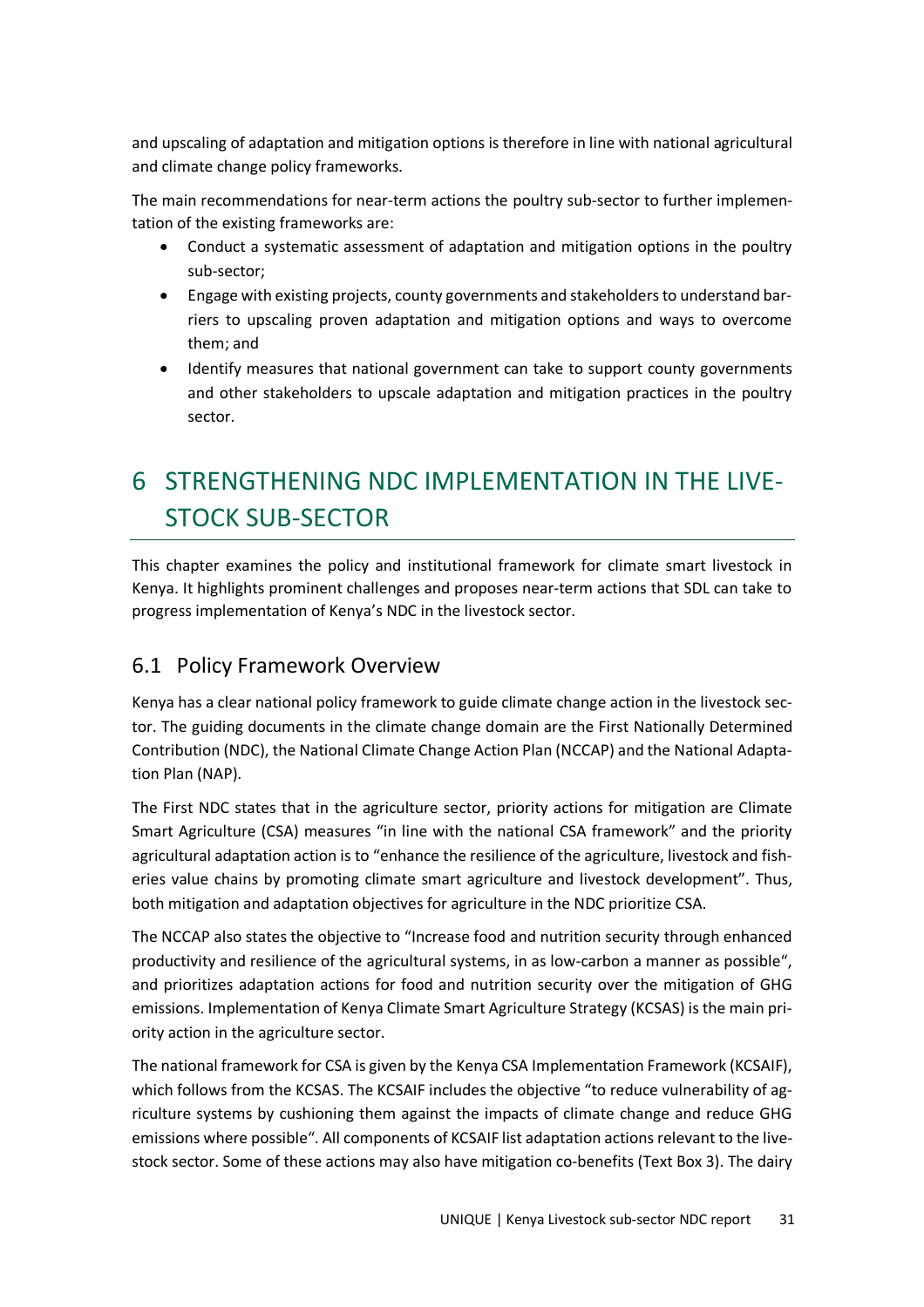and upscaling of adaptation and mitigation options is therefore in line with national agricultural and climate change policy frameworks.

The main recommendations for near-term actions the poultry sub-sector to further implementation of the existing frameworks are:

- Conduct a systematic assessment of adaptation and mitigation options in the poultry sub-sector;
- Engage with existing projects, county governments and stakeholders to understand barriers to upscaling proven adaptation and mitigation options and ways to overcome them; and
- Identify measures that national government can take to support county governments and other stakeholders to upscale adaptation and mitigation practices in the poultry sector.

# 6 STRENGTHENING NDC IMPLEMENTATION IN THE LIVESTOCK SUB-SECTOR

This chapter examines the policy and institutional framework for climate smart livestock in Kenya. It highlights prominent challenges and proposes near-term actions that SDL can take to progress implementation of Kenya's NDC in the livestock sector.

## 6.1 Policy Framework Overview

Kenya has a clear national policy framework to guide climate change action in the livestock sector. The guiding documents in the climate change domain are the First Nationally Determined Contribution (NDC), the National Climate Change Action Plan (NCCAP) and the National Adaptation Plan (NAP).

The First NDC states that in the agriculture sector, priority actions for mitigation are Climate Smart Agriculture (CSA) measures "in line with the national CSA framework" and the priority agricultural adaptation action is to "enhance the resilience of the agriculture, livestock and fisheries value chains by promoting climate smart agriculture and livestock development". Thus, both mitigation and adaptation objectives for agriculture in the NDC prioritize CSA.

The NCCAP also states the objective to "Increase food and nutrition security through enhanced productivity and resilience of the agricultural systems, in as low-carbon a manner as possible", and prioritizes adaptation actions for food and nutrition security over the mitigation of GHG emissions. Implementation of Kenya Climate Smart Agriculture Strategy (KCSAS) is the main priority action in the agriculture sector.

The national framework for CSA is given by the Kenya CSA Implementation Framework (KCSAIF), which follows from the KCSAS. The KCSAIF includes the objective "to reduce vulnerability of agriculture systems by cushioning them against the impacts of climate change and reduce GHG emissions where possible". All components of KCSAIF list adaptation actions relevant to the livestock sector. Some of these actions may also have mitigation co-benefits (Text Box 3). The dairy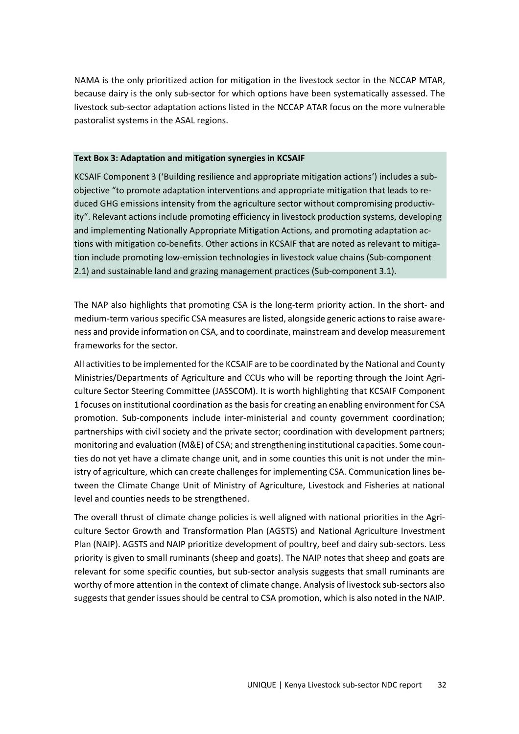NAMA is the only prioritized action for mitigation in the livestock sector in the NCCAP MTAR, because dairy is the only sub-sector for which options have been systematically assessed. The livestock sub-sector adaptation actions listed in the NCCAP ATAR focus on the more vulnerable pastoralist systems in the ASAL regions.

**Text Box 3: Adaptation and mitigation synergies in KCSAIF**

KCSAIF Component 3 ('Building resilience and appropriate mitigation actions') includes a sub-objective "to promote adaptation interventions and appropriate mitigation that leads to reduced GHG emissions intensity from the agriculture sector without compromising productivity". Relevant actions include promoting efficiency in livestock production systems, developing and implementing Nationally Appropriate Mitigation Actions, and promoting adaptation actions with mitigation co-benefits. Other actions in KCSAIF that are noted as relevant to mitigation include promoting low-emission technologies in livestock value chains (Sub-component 2.1) and sustainable land and grazing management practices (Sub-component 3.1).

The NAP also highlights that promoting CSA is the long-term priority action. In the short- and medium-term various specific CSA measures are listed, alongside generic actions to raise awareness and provide information on CSA, and to coordinate, mainstream and develop measurement frameworks for the sector.

All activities to be implemented for the KCSAIF are to be coordinated by the National and County Ministries/Departments of Agriculture and CCUs who will be reporting through the Joint Agriculture Sector Steering Committee (JASSCOM). It is worth highlighting that KCSAIF Component 1 focuses on institutional coordination as the basis for creating an enabling environment for CSA promotion. Sub-components include inter-ministerial and county government coordination; partnerships with civil society and the private sector; coordination with development partners; monitoring and evaluation (M&E) of CSA; and strengthening institutional capacities. Some counties do not yet have a climate change unit, and in some counties this unit is not under the ministry of agriculture, which can create challenges for implementing CSA. Communication lines between the Climate Change Unit of Ministry of Agriculture, Livestock and Fisheries at national level and counties needs to be strengthened.

The overall thrust of climate change policies is well aligned with national priorities in the Agriculture Sector Growth and Transformation Plan (AGSTS) and National Agriculture Investment Plan (NAIP). AGSTS and NAIP prioritize development of poultry, beef and dairy sub-sectors. Less priority is given to small ruminants (sheep and goats). The NAIP notes that sheep and goats are relevant for some specific counties, but sub-sector analysis suggests that small ruminants are worthy of more attention in the context of climate change. Analysis of livestock sub-sectors also suggests that gender issues should be central to CSA promotion, which is also noted in the NAIP.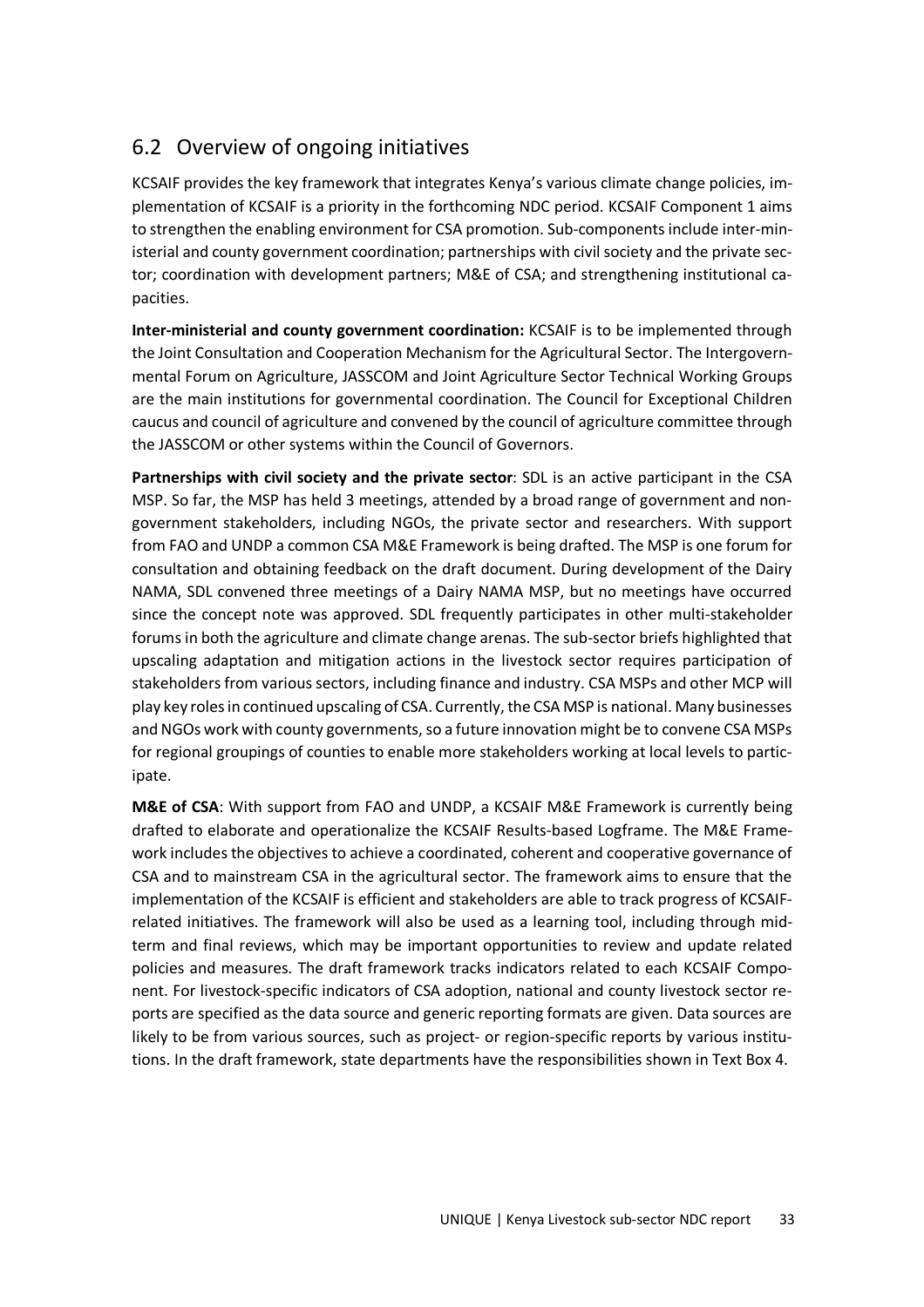## 6.2 Overview of ongoing initiatives

KCSAIF provides the key framework that integrates Kenya's various climate change policies, implementation of KCSAIF is a priority in the forthcoming NDC period. KCSAIF Component 1 aims to strengthen the enabling environment for CSA promotion. Sub-components include inter-ministerial and county government coordination; partnerships with civil society and the private sector; coordination with development partners; M&E of CSA; and strengthening institutional capacities.

**Inter-ministerial and county government coordination:** KCSAIF is to be implemented through the Joint Consultation and Cooperation Mechanism for the Agricultural Sector. The Intergovernmental Forum on Agriculture, JASSCOM and Joint Agriculture Sector Technical Working Groups are the main institutions for governmental coordination. The Council for Exceptional Children caucus and council of agriculture and convened by the council of agriculture committee through the JASSCOM or other systems within the Council of Governors.

**Partnerships with civil society and the private sector**: SDL is an active participant in the CSA MSP. So far, the MSP has held 3 meetings, attended by a broad range of government and non-government stakeholders, including NGOs, the private sector and researchers. With support from FAO and UNDP a common CSA M&E Framework is being drafted. The MSP is one forum for consultation and obtaining feedback on the draft document. During development of the Dairy NAMA, SDL convened three meetings of a Dairy NAMA MSP, but no meetings have occurred since the concept note was approved. SDL frequently participates in other multi-stakeholder forums in both the agriculture and climate change arenas. The sub-sector briefs highlighted that upscaling adaptation and mitigation actions in the livestock sector requires participation of stakeholders from various sectors, including finance and industry. CSA MSPs and other MCP will play key roles in continued upscaling of CSA. Currently, the CSA MSP is national. Many businesses and NGOs work with county governments, so a future innovation might be to convene CSA MSPs for regional groupings of counties to enable more stakeholders working at local levels to participate.

**M&E of CSA**: With support from FAO and UNDP, a KCSAIF M&E Framework is currently being drafted to elaborate and operationalize the KCSAIF Results-based Logframe. The M&E Framework includes the objectives to achieve a coordinated, coherent and cooperative governance of CSA and to mainstream CSA in the agricultural sector. The framework aims to ensure that the implementation of the KCSAIF is efficient and stakeholders are able to track progress of KCSAIF-related initiatives. The framework will also be used as a learning tool, including through mid-term and final reviews, which may be important opportunities to review and update related policies and measures. The draft framework tracks indicators related to each KCSAIF Component. For livestock-specific indicators of CSA adoption, national and county livestock sector reports are specified as the data source and generic reporting formats are given. Data sources are likely to be from various sources, such as project- or region-specific reports by various institutions. In the draft framework, state departments have the responsibilities shown in Text Box 4.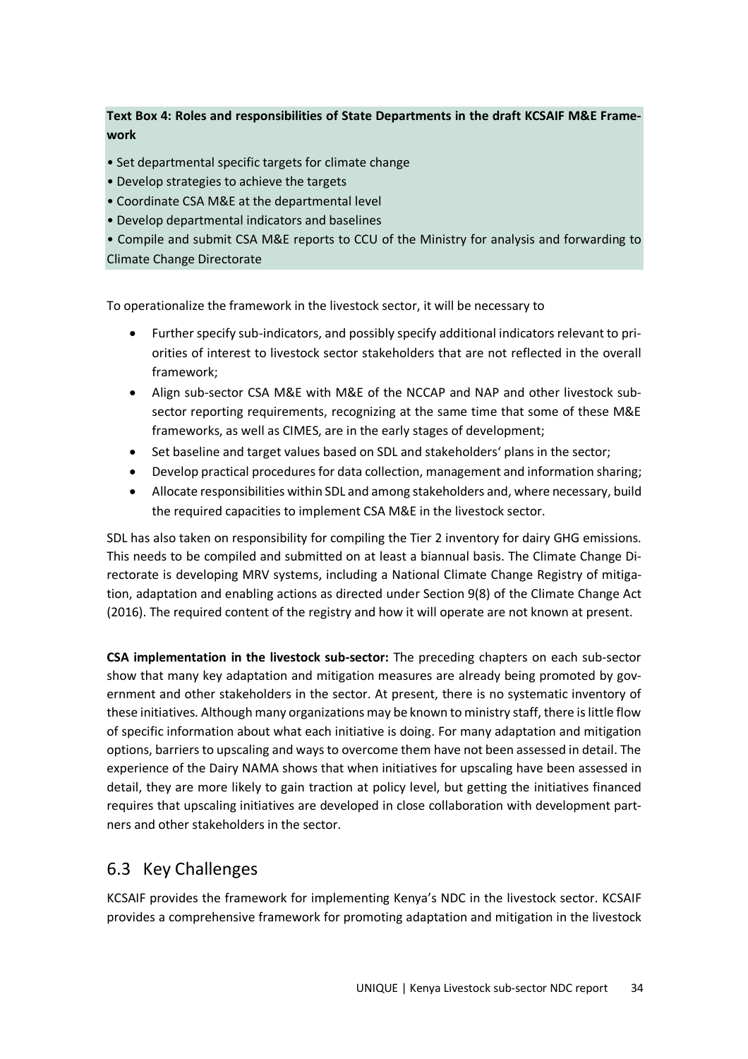**Text Box 4: Roles and responsibilities of State Departments in the draft KCSAIF M&E Framework**

- Set departmental specific targets for climate change
- Develop strategies to achieve the targets
- Coordinate CSA M&E at the departmental level
- Develop departmental indicators and baselines
- Compile and submit CSA M&E reports to CCU of the Ministry for analysis and forwarding to Climate Change Directorate

To operationalize the framework in the livestock sector, it will be necessary to

- Further specify sub-indicators, and possibly specify additional indicators relevant to priorities of interest to livestock sector stakeholders that are not reflected in the overall framework;
- Align sub-sector CSA M&E with M&E of the NCCAP and NAP and other livestock sub-sector reporting requirements, recognizing at the same time that some of these M&E frameworks, as well as CIMES, are in the early stages of development;
- Set baseline and target values based on SDL and stakeholders' plans in the sector;
- Develop practical procedures for data collection, management and information sharing;
- Allocate responsibilities within SDL and among stakeholders and, where necessary, build the required capacities to implement CSA M&E in the livestock sector.

SDL has also taken on responsibility for compiling the Tier 2 inventory for dairy GHG emissions. This needs to be compiled and submitted on at least a biannual basis. The Climate Change Directorate is developing MRV systems, including a National Climate Change Registry of mitigation, adaptation and enabling actions as directed under Section 9(8) of the Climate Change Act (2016). The required content of the registry and how it will operate are not known at present.

**CSA implementation in the livestock sub-sector:** The preceding chapters on each sub-sector show that many key adaptation and mitigation measures are already being promoted by government and other stakeholders in the sector. At present, there is no systematic inventory of these initiatives. Although many organizations may be known to ministry staff, there is little flow of specific information about what each initiative is doing. For many adaptation and mitigation options, barriers to upscaling and ways to overcome them have not been assessed in detail. The experience of the Dairy NAMA shows that when initiatives for upscaling have been assessed in detail, they are more likely to gain traction at policy level, but getting the initiatives financed requires that upscaling initiatives are developed in close collaboration with development partners and other stakeholders in the sector.

## 6.3 Key Challenges

KCSAIF provides the framework for implementing Kenya's NDC in the livestock sector. KCSAIF provides a comprehensive framework for promoting adaptation and mitigation in the livestock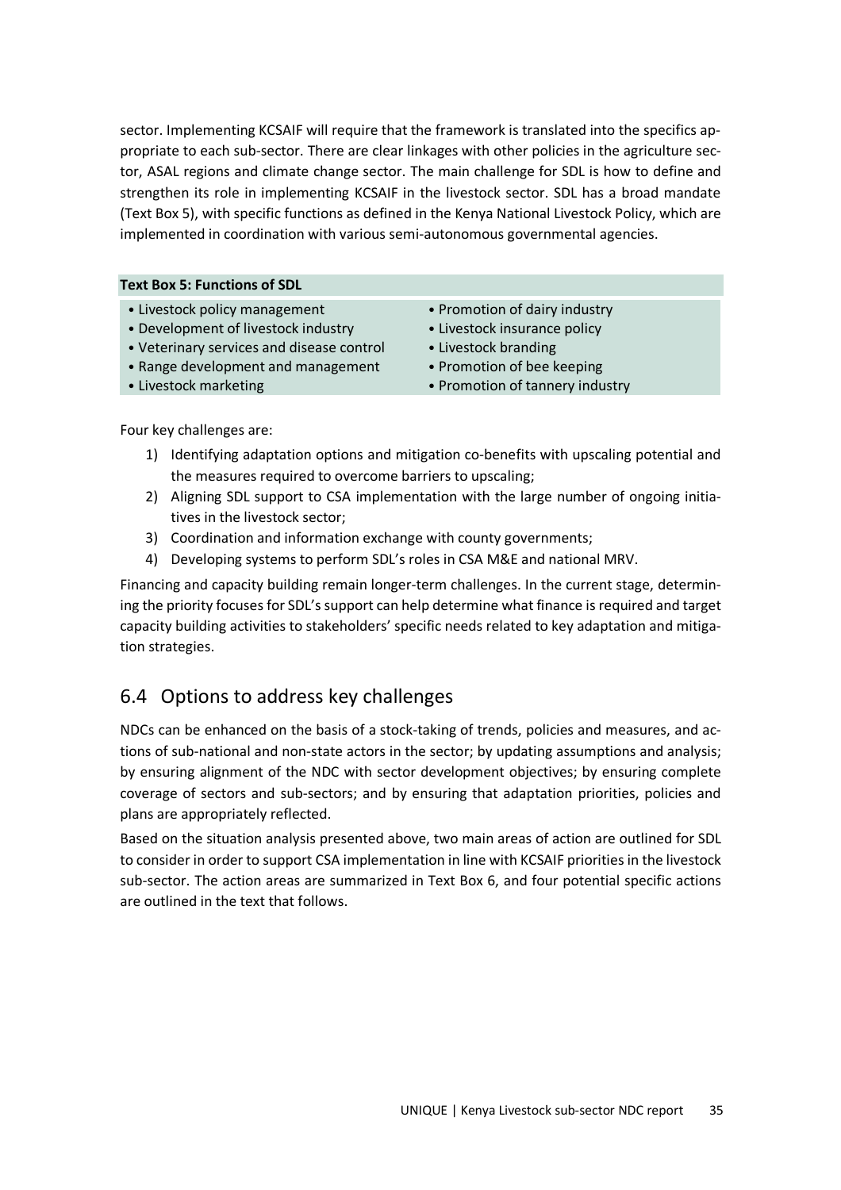sector. Implementing KCSAIF will require that the framework is translated into the specifics appropriate to each sub-sector. There are clear linkages with other policies in the agriculture sector, ASAL regions and climate change sector. The main challenge for SDL is how to define and strengthen its role in implementing KCSAIF in the livestock sector. SDL has a broad mandate (Text Box 5), with specific functions as defined in the Kenya National Livestock Policy, which are implemented in coordination with various semi-autonomous governmental agencies.

**Text Box 5: Functions of SDL**

- Livestock policy management
- Development of livestock industry
- Veterinary services and disease control
- Range development and management
- Livestock marketing
- Promotion of dairy industry
- Livestock insurance policy
- Livestock branding
- Promotion of bee keeping
- Promotion of tannery industry

Four key challenges are:

1) Identifying adaptation options and mitigation co-benefits with upscaling potential and the measures required to overcome barriers to upscaling;
2) Aligning SDL support to CSA implementation with the large number of ongoing initiatives in the livestock sector;
3) Coordination and information exchange with county governments;
4) Developing systems to perform SDL's roles in CSA M&E and national MRV.

Financing and capacity building remain longer-term challenges. In the current stage, determining the priority focuses for SDL's support can help determine what finance is required and target capacity building activities to stakeholders' specific needs related to key adaptation and mitigation strategies.

## 6.4 Options to address key challenges

NDCs can be enhanced on the basis of a stock-taking of trends, policies and measures, and actions of sub-national and non-state actors in the sector; by updating assumptions and analysis; by ensuring alignment of the NDC with sector development objectives; by ensuring complete coverage of sectors and sub-sectors; and by ensuring that adaptation priorities, policies and plans are appropriately reflected.

Based on the situation analysis presented above, two main areas of action are outlined for SDL to consider in order to support CSA implementation in line with KCSAIF priorities in the livestock sub-sector. The action areas are summarized in Text Box 6, and four potential specific actions are outlined in the text that follows.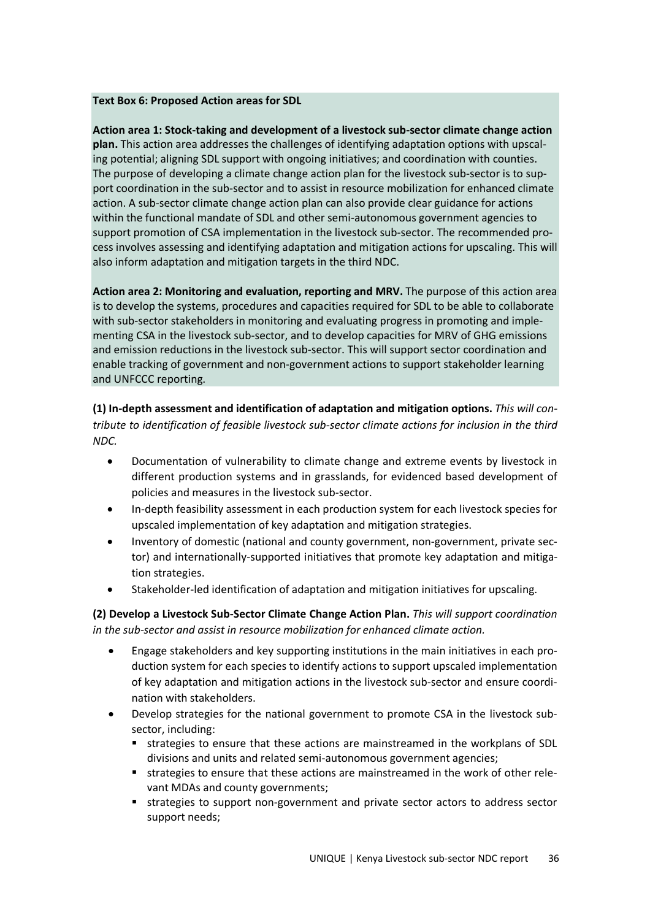**Text Box 6: Proposed Action areas for SDL**

**Action area 1: Stock-taking and development of a livestock sub-sector climate change action plan.** This action area addresses the challenges of identifying adaptation options with upscaling potential; aligning SDL support with ongoing initiatives; and coordination with counties. The purpose of developing a climate change action plan for the livestock sub-sector is to support coordination in the sub-sector and to assist in resource mobilization for enhanced climate action. A sub-sector climate change action plan can also provide clear guidance for actions within the functional mandate of SDL and other semi-autonomous government agencies to support promotion of CSA implementation in the livestock sub-sector. The recommended process involves assessing and identifying adaptation and mitigation actions for upscaling. This will also inform adaptation and mitigation targets in the third NDC.

**Action area 2: Monitoring and evaluation, reporting and MRV.** The purpose of this action area is to develop the systems, procedures and capacities required for SDL to be able to collaborate with sub-sector stakeholders in monitoring and evaluating progress in promoting and implementing CSA in the livestock sub-sector, and to develop capacities for MRV of GHG emissions and emission reductions in the livestock sub-sector. This will support sector coordination and enable tracking of government and non-government actions to support stakeholder learning and UNFCCC reporting.

**(1) In-depth assessment and identification of adaptation and mitigation options.** *This will contribute to identification of feasible livestock sub-sector climate actions for inclusion in the third NDC.*

- Documentation of vulnerability to climate change and extreme events by livestock in different production systems and in grasslands, for evidenced based development of policies and measures in the livestock sub-sector.
- In-depth feasibility assessment in each production system for each livestock species for upscaled implementation of key adaptation and mitigation strategies.
- Inventory of domestic (national and county government, non-government, private sector) and internationally-supported initiatives that promote key adaptation and mitigation strategies.
- Stakeholder-led identification of adaptation and mitigation initiatives for upscaling.

**(2) Develop a Livestock Sub-Sector Climate Change Action Plan.** *This will support coordination in the sub-sector and assist in resource mobilization for enhanced climate action.*

- Engage stakeholders and key supporting institutions in the main initiatives in each production system for each species to identify actions to support upscaled implementation of key adaptation and mitigation actions in the livestock sub-sector and ensure coordination with stakeholders.
- Develop strategies for the national government to promote CSA in the livestock sub-sector, including:
    - strategies to ensure that these actions are mainstreamed in the workplans of SDL divisions and units and related semi-autonomous government agencies;
    - strategies to ensure that these actions are mainstreamed in the work of other relevant MDAs and county governments;
    - strategies to support non-government and private sector actors to address sector support needs;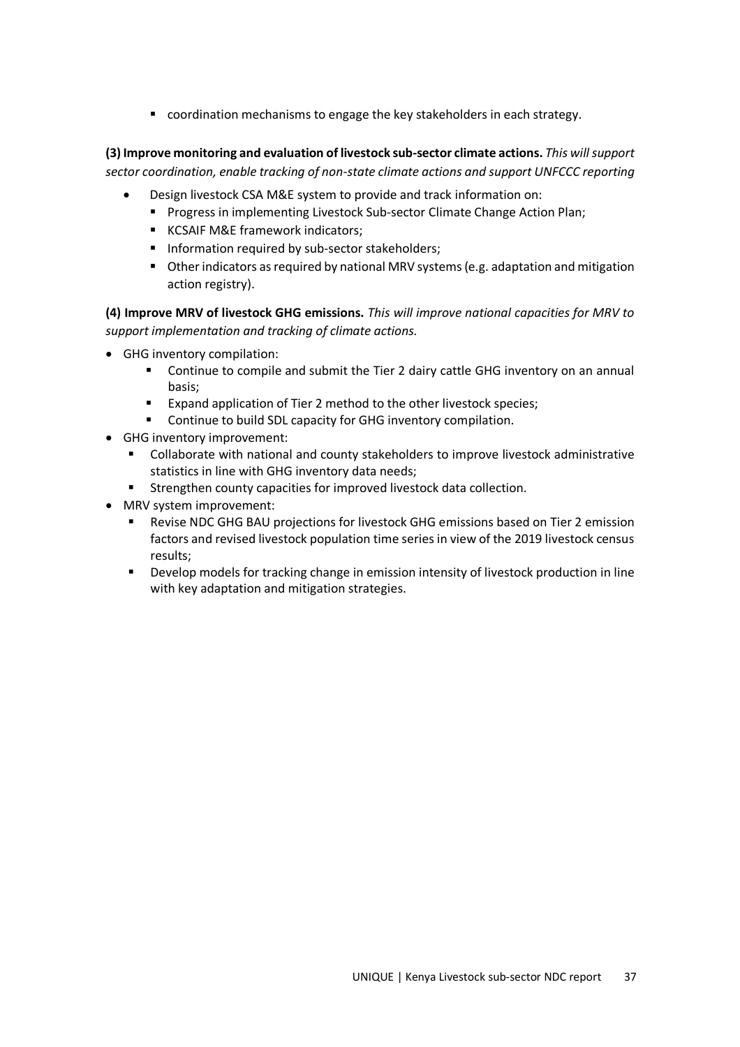- coordination mechanisms to engage the key stakeholders in each strategy.

**(3) Improve monitoring and evaluation of livestock sub-sector climate actions.** *This will support sector coordination, enable tracking of non-state climate actions and support UNFCCC reporting*

- Design livestock CSA M&E system to provide and track information on:
  - Progress in implementing Livestock Sub-sector Climate Change Action Plan;
  - KCSAIF M&E framework indicators;
  - Information required by sub-sector stakeholders;
  - Other indicators as required by national MRV systems (e.g. adaptation and mitigation action registry).

**(4) Improve MRV of livestock GHG emissions.** *This will improve national capacities for MRV to support implementation and tracking of climate actions.*

- GHG inventory compilation:
  - Continue to compile and submit the Tier 2 dairy cattle GHG inventory on an annual basis;
  - Expand application of Tier 2 method to the other livestock species;
  - Continue to build SDL capacity for GHG inventory compilation.
- GHG inventory improvement:
  - Collaborate with national and county stakeholders to improve livestock administrative statistics in line with GHG inventory data needs;
  - Strengthen county capacities for improved livestock data collection.
- MRV system improvement:
  - Revise NDC GHG BAU projections for livestock GHG emissions based on Tier 2 emission factors and revised livestock population time series in view of the 2019 livestock census results;
  - Develop models for tracking change in emission intensity of livestock production in line with key adaptation and mitigation strategies.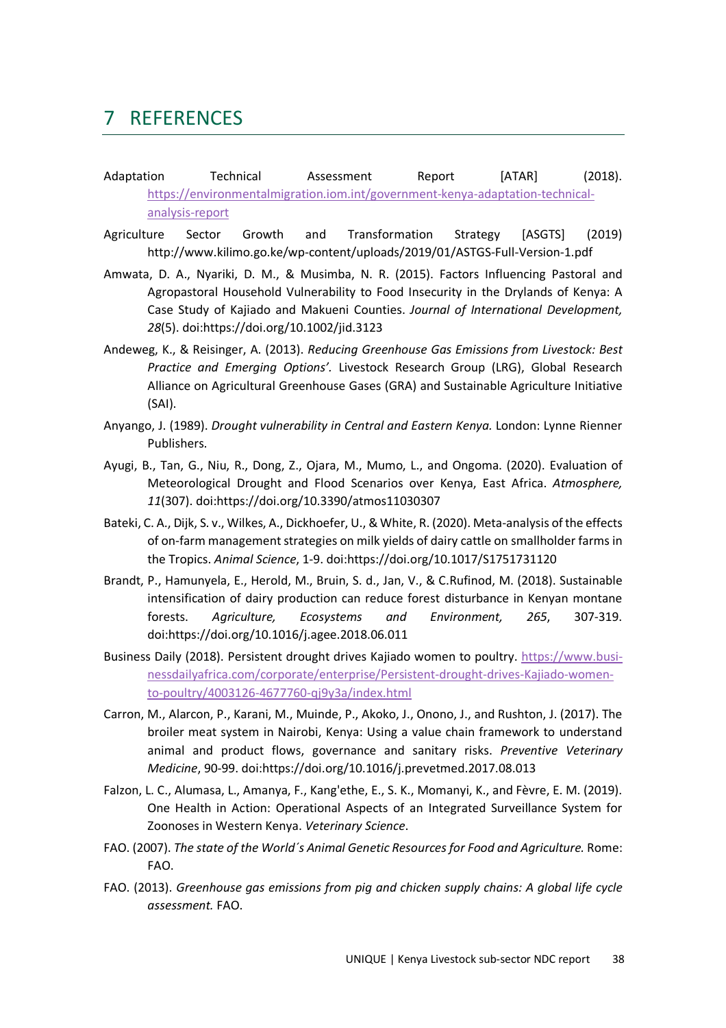# 7 REFERENCES

Adaptation Technical Assessment Report [ATAR] (2018). https://environmentalmigration.iom.int/government-kenya-adaptation-technical-analysis-report

Agriculture Sector Growth and Transformation Strategy [ASGTS] (2019) http://www.kilimo.go.ke/wp-content/uploads/2019/01/ASTGS-Full-Version-1.pdf

Amwata, D. A., Nyariki, D. M., & Musimba, N. R. (2015). Factors Influencing Pastoral and Agropastoral Household Vulnerability to Food Insecurity in the Drylands of Kenya: A Case Study of Kajiado and Makueni Counties. *Journal of International Development, 28*(5). doi:https://doi.org/10.1002/jid.3123

Andeweg, K., & Reisinger, A. (2013). *Reducing Greenhouse Gas Emissions from Livestock: Best Practice and Emerging Options'.* Livestock Research Group (LRG), Global Research Alliance on Agricultural Greenhouse Gases (GRA) and Sustainable Agriculture Initiative (SAI).

Anyango, J. (1989). *Drought vulnerability in Central and Eastern Kenya.* London: Lynne Rienner Publishers.

Ayugi, B., Tan, G., Niu, R., Dong, Z., Ojara, M., Mumo, L., and Ongoma. (2020). Evaluation of Meteorological Drought and Flood Scenarios over Kenya, East Africa. *Atmosphere, 11*(307). doi:https://doi.org/10.3390/atmos11030307

Bateki, C. A., Dijk, S. v., Wilkes, A., Dickhoefer, U., & White, R. (2020). Meta-analysis of the effects of on-farm management strategies on milk yields of dairy cattle on smallholder farms in the Tropics. *Animal Science*, 1-9. doi:https://doi.org/10.1017/S1751731120

Brandt, P., Hamunyela, E., Herold, M., Bruin, S. d., Jan, V., & C.Rufinod, M. (2018). Sustainable intensification of dairy production can reduce forest disturbance in Kenyan montane forests. *Agriculture, Ecosystems and Environment, 265*, 307-319. doi:https://doi.org/10.1016/j.agee.2018.06.011

Business Daily (2018). Persistent drought drives Kajiado women to poultry. https://www.businessdailyafrica.com/corporate/enterprise/Persistent-drought-drives-Kajiado-women-to-poultry/4003126-4677760-qj9y3a/index.html

Carron, M., Alarcon, P., Karani, M., Muinde, P., Akoko, J., Onono, J., and Rushton, J. (2017). The broiler meat system in Nairobi, Kenya: Using a value chain framework to understand animal and product flows, governance and sanitary risks. *Preventive Veterinary Medicine*, 90-99. doi:https://doi.org/10.1016/j.prevetmed.2017.08.013

Falzon, L. C., Alumasa, L., Amanya, F., Kang'ethe, E., S. K., Momanyi, K., and Fèvre, E. M. (2019). One Health in Action: Operational Aspects of an Integrated Surveillance System for Zoonoses in Western Kenya. *Veterinary Science*.

FAO. (2007). *The state of the World´s Animal Genetic Resources for Food and Agriculture.* Rome: FAO.

FAO. (2013). *Greenhouse gas emissions from pig and chicken supply chains: A global life cycle assessment.* FAO.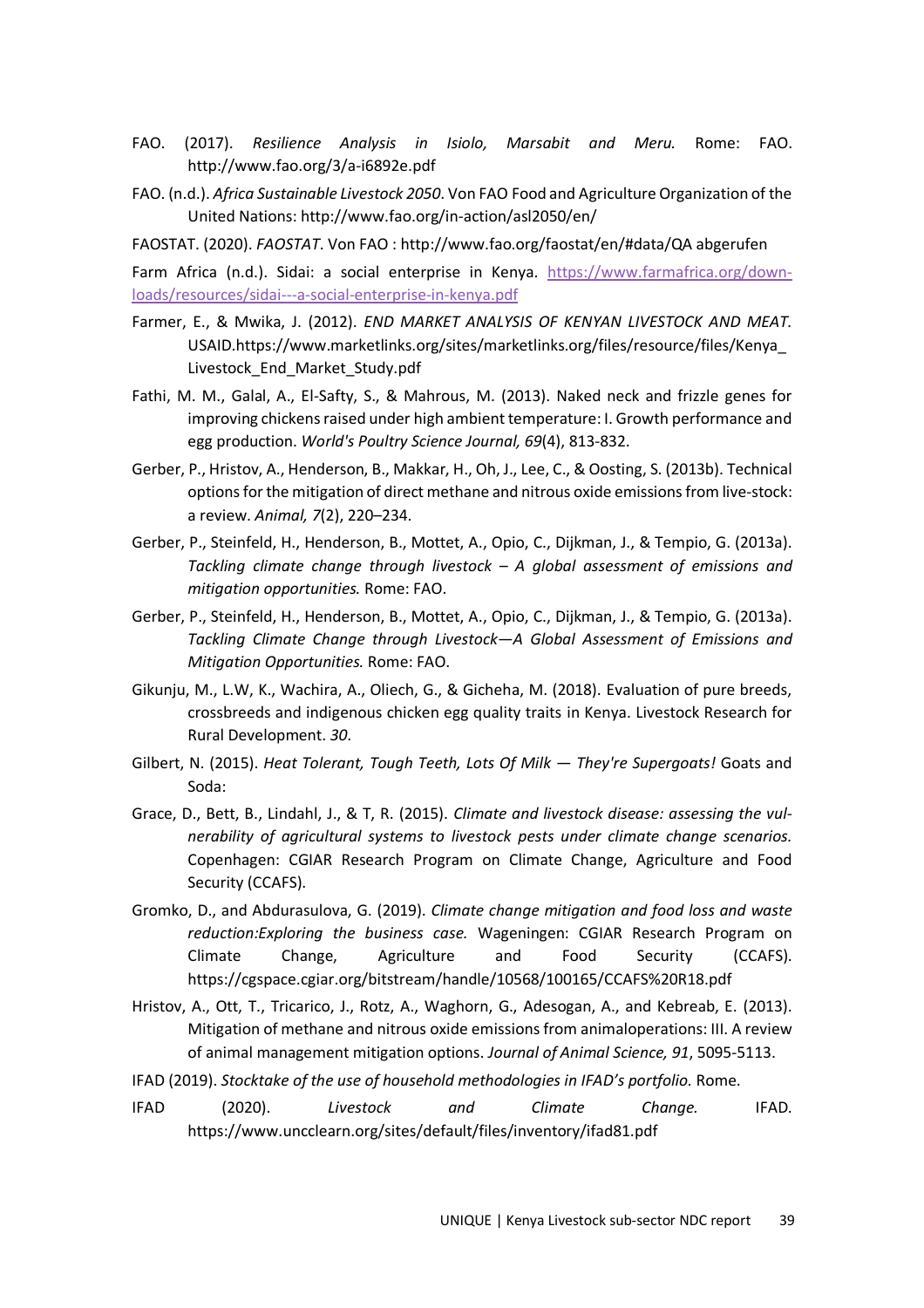FAO. (2017). *Resilience Analysis in Isiolo, Marsabit and Meru.* Rome: FAO. http://www.fao.org/3/a-i6892e.pdf

FAO. (n.d.). *Africa Sustainable Livestock 2050*. Von FAO Food and Agriculture Organization of the United Nations: http://www.fao.org/in-action/asl2050/en/

FAOSTAT. (2020). *FAOSTAT*. Von FAO : http://www.fao.org/faostat/en/#data/QA abgerufen

Farm Africa (n.d.). Sidai: a social enterprise in Kenya. https://www.farmafrica.org/downloads/resources/sidai---a-social-enterprise-in-kenya.pdf

Farmer, E., & Mwika, J. (2012). *END MARKET ANALYSIS OF KENYAN LIVESTOCK AND MEAT.* USAID.https://www.marketlinks.org/sites/marketlinks.org/files/resource/files/Kenya_Livestock_End_Market_Study.pdf

Fathi, M. M., Galal, A., El-Safty, S., & Mahrous, M. (2013). Naked neck and frizzle genes for improving chickens raised under high ambient temperature: I. Growth performance and egg production. *World's Poultry Science Journal, 69*(4), 813-832.

Gerber, P., Hristov, A., Henderson, B., Makkar, H., Oh, J., Lee, C., & Oosting, S. (2013b). Technical options for the mitigation of direct methane and nitrous oxide emissions from live-stock: a review. *Animal, 7*(2), 220–234.

Gerber, P., Steinfeld, H., Henderson, B., Mottet, A., Opio, C., Dijkman, J., & Tempio, G. (2013a). *Tackling climate change through livestock – A global assessment of emissions and mitigation opportunities.* Rome: FAO.

Gerber, P., Steinfeld, H., Henderson, B., Mottet, A., Opio, C., Dijkman, J., & Tempio, G. (2013a). *Tackling Climate Change through Livestock—A Global Assessment of Emissions and Mitigation Opportunities.* Rome: FAO.

Gikunju, M., L.W, K., Wachira, A., Oliech, G., & Gicheha, M. (2018). Evaluation of pure breeds, crossbreeds and indigenous chicken egg quality traits in Kenya. Livestock Research for Rural Development. *30*.

Gilbert, N. (2015). *Heat Tolerant, Tough Teeth, Lots Of Milk — They're Supergoats!* Goats and Soda:

Grace, D., Bett, B., Lindahl, J., & T, R. (2015). *Climate and livestock disease: assessing the vulnerability of agricultural systems to livestock pests under climate change scenarios.* Copenhagen: CGIAR Research Program on Climate Change, Agriculture and Food Security (CCAFS).

Gromko, D., and Abdurasulova, G. (2019). *Climate change mitigation and food loss and waste reduction:Exploring the business case.* Wageningen: CGIAR Research Program on Climate Change, Agriculture and Food Security (CCAFS). https://cgspace.cgiar.org/bitstream/handle/10568/100165/CCAFS%20R18.pdf

Hristov, A., Ott, T., Tricarico, J., Rotz, A., Waghorn, G., Adesogan, A., and Kebreab, E. (2013). Mitigation of methane and nitrous oxide emissions from animaloperations: III. A review of animal management mitigation options. *Journal of Animal Science, 91*, 5095-5113.

IFAD (2019). *Stocktake of the use of household methodologies in IFAD's portfolio.* Rome.

IFAD (2020). *Livestock and Climate Change.* IFAD. https://www.uncclearn.org/sites/default/files/inventory/ifad81.pdf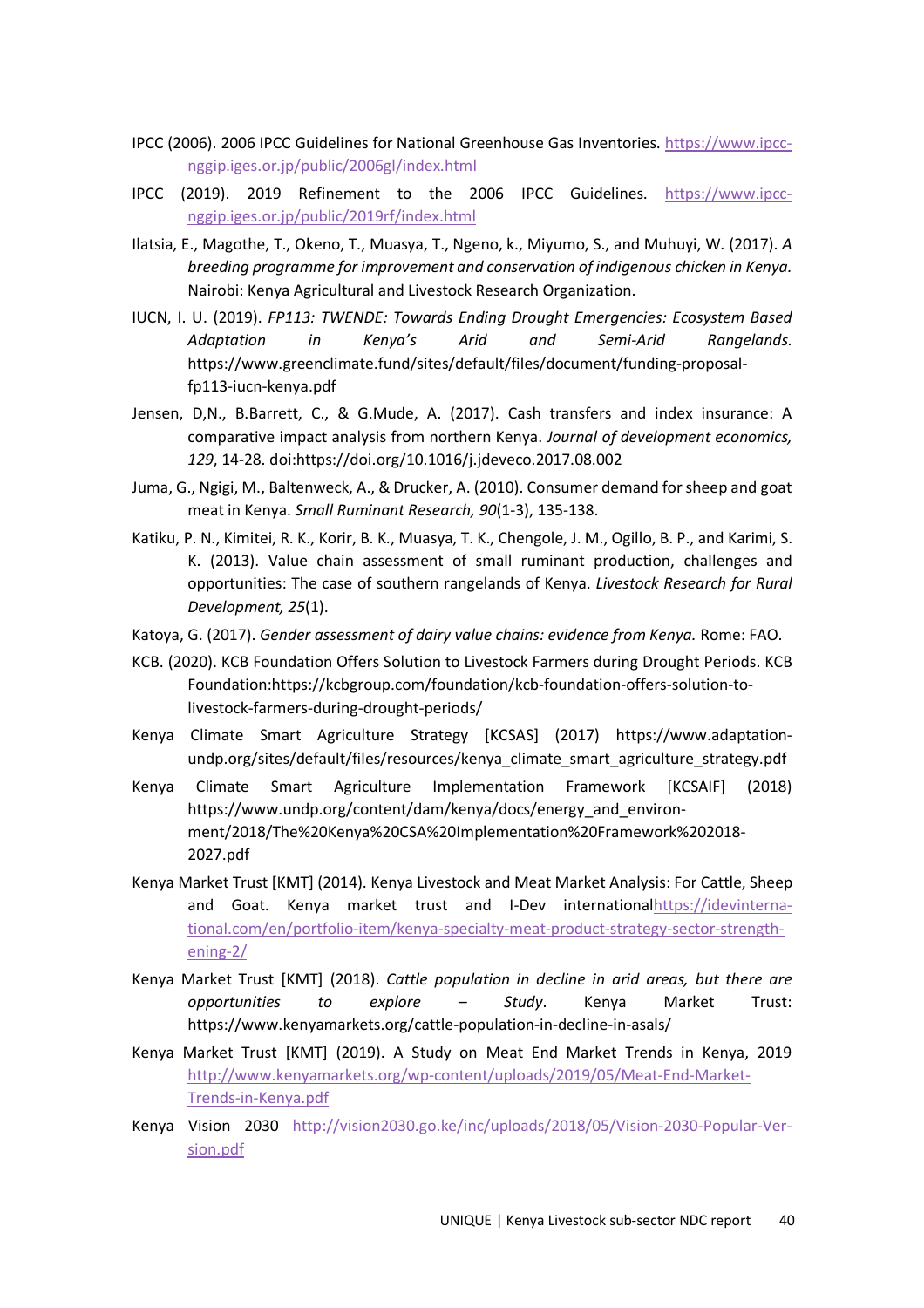IPCC (2006). 2006 IPCC Guidelines for National Greenhouse Gas Inventories. https://www.ipcc-nggip.iges.or.jp/public/2006gl/index.html

IPCC (2019). 2019 Refinement to the 2006 IPCC Guidelines. https://www.ipcc-nggip.iges.or.jp/public/2019rf/index.html

Ilatsia, E., Magothe, T., Okeno, T., Muasya, T., Ngeno, k., Miyumo, S., and Muhuyi, W. (2017). *A breeding programme for improvement and conservation of indigenous chicken in Kenya.* Nairobi: Kenya Agricultural and Livestock Research Organization.

IUCN, I. U. (2019). *FP113: TWENDE: Towards Ending Drought Emergencies: Ecosystem Based Adaptation in Kenya's Arid and Semi-Arid Rangelands.* https://www.greenclimate.fund/sites/default/files/document/funding-proposal-fp113-iucn-kenya.pdf

Jensen, D,N., B.Barrett, C., & G.Mude, A. (2017). Cash transfers and index insurance: A comparative impact analysis from northern Kenya. *Journal of development economics, 129*, 14-28. doi:https://doi.org/10.1016/j.jdeveco.2017.08.002

Juma, G., Ngigi, M., Baltenweck, A., & Drucker, A. (2010). Consumer demand for sheep and goat meat in Kenya. *Small Ruminant Research, 90*(1-3), 135-138.

Katiku, P. N., Kimitei, R. K., Korir, B. K., Muasya, T. K., Chengole, J. M., Ogillo, B. P., and Karimi, S. K. (2013). Value chain assessment of small ruminant production, challenges and opportunities: The case of southern rangelands of Kenya. *Livestock Research for Rural Development, 25*(1).

Katoya, G. (2017). *Gender assessment of dairy value chains: evidence from Kenya.* Rome: FAO.

KCB. (2020). KCB Foundation Offers Solution to Livestock Farmers during Drought Periods. KCB Foundation:https://kcbgroup.com/foundation/kcb-foundation-offers-solution-to-livestock-farmers-during-drought-periods/

Kenya Climate Smart Agriculture Strategy [KCSAS] (2017) https://www.adaptation-undp.org/sites/default/files/resources/kenya_climate_smart_agriculture_strategy.pdf

Kenya Climate Smart Agriculture Implementation Framework [KCSAIF] (2018) https://www.undp.org/content/dam/kenya/docs/energy_and_environment/2018/The%20Kenya%20CSA%20Implementation%20Framework%202018-2027.pdf

Kenya Market Trust [KMT] (2014). Kenya Livestock and Meat Market Analysis: For Cattle, Sheep and Goat. Kenya market trust and I-Dev international https://idevinternational.com/en/portfolio-item/kenya-specialty-meat-product-strategy-sector-strengthening-2/

Kenya Market Trust [KMT] (2018). *Cattle population in decline in arid areas, but there are opportunities to explore – Study*. Kenya Market Trust: https://www.kenyamarkets.org/cattle-population-in-decline-in-asals/

Kenya Market Trust [KMT] (2019). A Study on Meat End Market Trends in Kenya, 2019 http://www.kenyamarkets.org/wp-content/uploads/2019/05/Meat-End-Market-Trends-in-Kenya.pdf

Kenya Vision 2030 http://vision2030.go.ke/inc/uploads/2018/05/Vision-2030-Popular-Version.pdf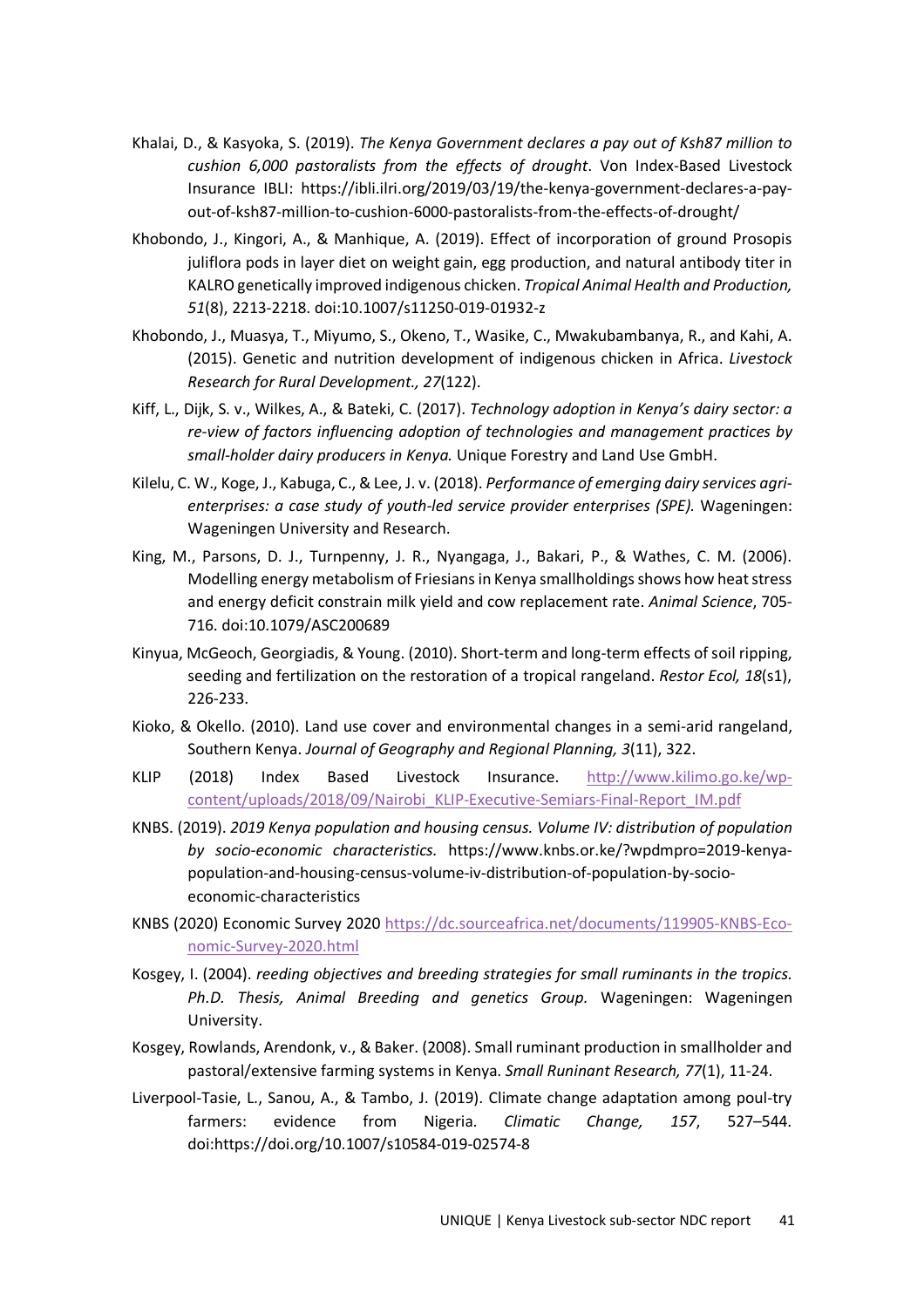Khalai, D., & Kasyoka, S. (2019). *The Kenya Government declares a pay out of Ksh87 million to cushion 6,000 pastoralists from the effects of drought*. Von Index-Based Livestock Insurance IBLI: https://ibli.ilri.org/2019/03/19/the-kenya-government-declares-a-pay-out-of-ksh87-million-to-cushion-6000-pastoralists-from-the-effects-of-drought/

Khobondo, J., Kingori, A., & Manhique, A. (2019). Effect of incorporation of ground Prosopis juliflora pods in layer diet on weight gain, egg production, and natural antibody titer in KALRO genetically improved indigenous chicken. *Tropical Animal Health and Production, 51*(8), 2213-2218. doi:10.1007/s11250-019-01932-z

Khobondo, J., Muasya, T., Miyumo, S., Okeno, T., Wasike, C., Mwakubambanya, R., and Kahi, A. (2015). Genetic and nutrition development of indigenous chicken in Africa. *Livestock Research for Rural Development., 27*(122).

Kiff, L., Dijk, S. v., Wilkes, A., & Bateki, C. (2017). *Technology adoption in Kenya's dairy sector: a re-view of factors influencing adoption of technologies and management practices by small-holder dairy producers in Kenya.* Unique Forestry and Land Use GmbH.

Kilelu, C. W., Koge, J., Kabuga, C., & Lee, J. v. (2018). *Performance of emerging dairy services agri-enterprises: a case study of youth-led service provider enterprises (SPE).* Wageningen: Wageningen University and Research.

King, M., Parsons, D. J., Turnpenny, J. R., Nyangaga, J., Bakari, P., & Wathes, C. M. (2006). Modelling energy metabolism of Friesians in Kenya smallholdings shows how heat stress and energy deficit constrain milk yield and cow replacement rate. *Animal Science*, 705-716. doi:10.1079/ASC200689

Kinyua, McGeoch, Georgiadis, & Young. (2010). Short-term and long-term effects of soil ripping, seeding and fertilization on the restoration of a tropical rangeland. *Restor Ecol, 18*(s1), 226-233.

Kioko, & Okello. (2010). Land use cover and environmental changes in a semi-arid rangeland, Southern Kenya. *Journal of Geography and Regional Planning, 3*(11), 322.

KLIP (2018) Index Based Livestock Insurance. http://www.kilimo.go.ke/wp-content/uploads/2018/09/Nairobi_KLIP-Executive-Semiars-Final-Report_IM.pdf

KNBS. (2019). *2019 Kenya population and housing census. Volume IV: distribution of population by socio-economic characteristics.* https://www.knbs.or.ke/?wpdmpro=2019-kenya-population-and-housing-census-volume-iv-distribution-of-population-by-socio-economic-characteristics

KNBS (2020) Economic Survey 2020 https://dc.sourceafrica.net/documents/119905-KNBS-Economic-Survey-2020.html

Kosgey, I. (2004). *reeding objectives and breeding strategies for small ruminants in the tropics. Ph.D. Thesis, Animal Breeding and genetics Group.* Wageningen: Wageningen University.

Kosgey, Rowlands, Arendonk, v., & Baker. (2008). Small ruminant production in smallholder and pastoral/extensive farming systems in Kenya. *Small Runinant Research, 77*(1), 11-24.

Liverpool-Tasie, L., Sanou, A., & Tambo, J. (2019). Climate change adaptation among poul-try farmers: evidence from Nigeria. *Climatic Change, 157*, 527–544. doi:https://doi.org/10.1007/s10584-019-02574-8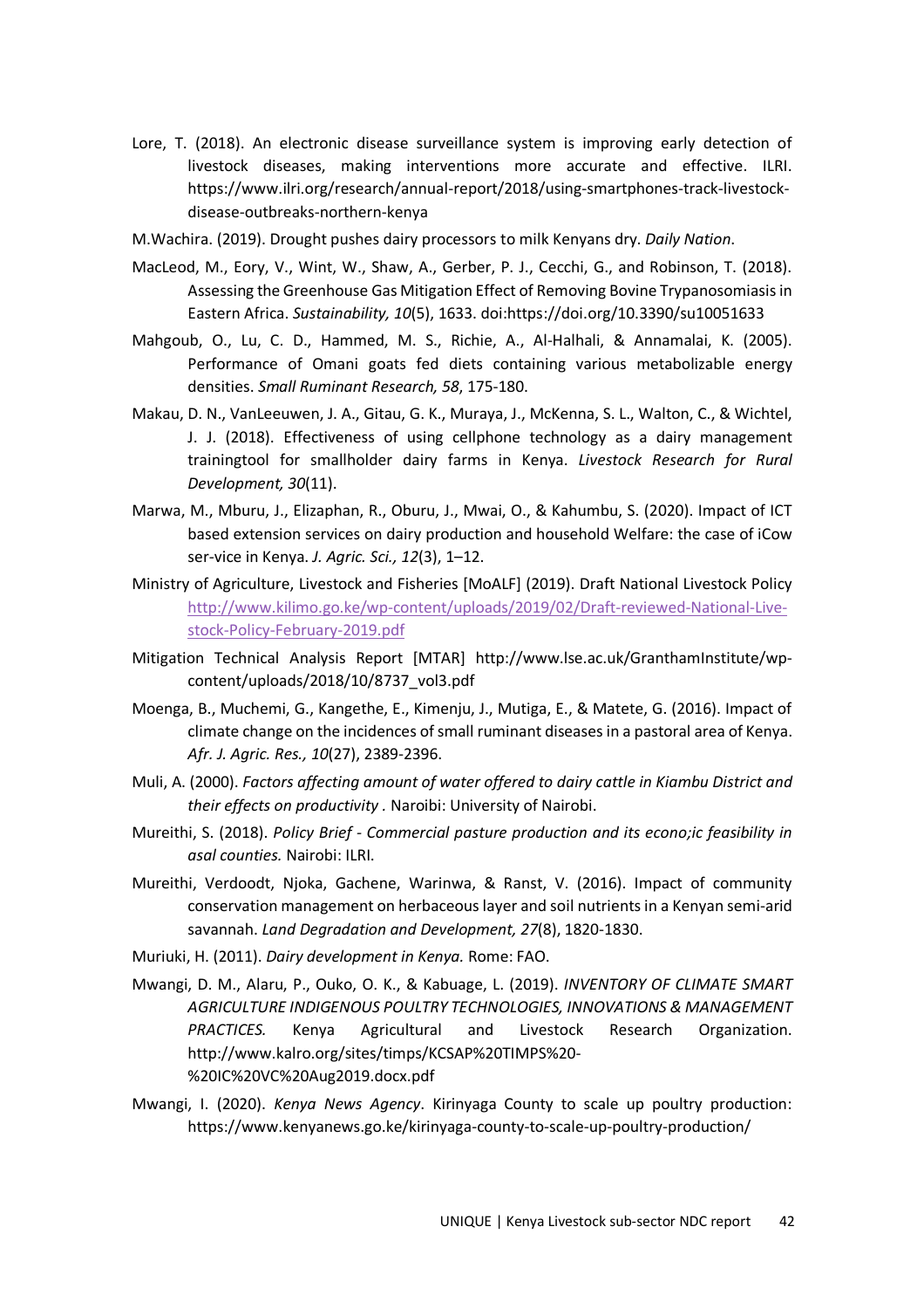Lore, T. (2018). An electronic disease surveillance system is improving early detection of livestock diseases, making interventions more accurate and effective. ILRI. https://www.ilri.org/research/annual-report/2018/using-smartphones-track-livestock-disease-outbreaks-northern-kenya

M.Wachira. (2019). Drought pushes dairy processors to milk Kenyans dry. *Daily Nation*.

MacLeod, M., Eory, V., Wint, W., Shaw, A., Gerber, P. J., Cecchi, G., and Robinson, T. (2018). Assessing the Greenhouse Gas Mitigation Effect of Removing Bovine Trypanosomiasis in Eastern Africa. *Sustainability, 10*(5), 1633. doi:https://doi.org/10.3390/su10051633

Mahgoub, O., Lu, C. D., Hammed, M. S., Richie, A., Al-Halhali, & Annamalai, K. (2005). Performance of Omani goats fed diets containing various metabolizable energy densities. *Small Ruminant Research, 58*, 175-180.

Makau, D. N., VanLeeuwen, J. A., Gitau, G. K., Muraya, J., McKenna, S. L., Walton, C., & Wichtel, J. J. (2018). Effectiveness of using cellphone technology as a dairy management trainingtool for smallholder dairy farms in Kenya. *Livestock Research for Rural Development, 30*(11).

Marwa, M., Mburu, J., Elizaphan, R., Oburu, J., Mwai, O., & Kahumbu, S. (2020). Impact of ICT based extension services on dairy production and household Welfare: the case of iCow ser-vice in Kenya. *J. Agric. Sci., 12*(3), 1–12.

Ministry of Agriculture, Livestock and Fisheries [MoALF] (2019). Draft National Livestock Policy http://www.kilimo.go.ke/wp-content/uploads/2019/02/Draft-reviewed-National-Live-stock-Policy-February-2019.pdf

Mitigation Technical Analysis Report [MTAR] http://www.lse.ac.uk/GranthamInstitute/wp-content/uploads/2018/10/8737_vol3.pdf

Moenga, B., Muchemi, G., Kangethe, E., Kimenju, J., Mutiga, E., & Matete, G. (2016). Impact of climate change on the incidences of small ruminant diseases in a pastoral area of Kenya. *Afr. J. Agric. Res., 10*(27), 2389-2396.

Muli, A. (2000). *Factors affecting amount of water offered to dairy cattle in Kiambu District and their effects on productivity .* Naroibi: University of Nairobi.

Mureithi, S. (2018). *Policy Brief - Commercial pasture production and its econo;ic feasibility in asal counties.* Nairobi: ILRI.

Mureithi, Verdoodt, Njoka, Gachene, Warinwa, & Ranst, V. (2016). Impact of community conservation management on herbaceous layer and soil nutrients in a Kenyan semi-arid savannah. *Land Degradation and Development, 27*(8), 1820-1830.

Muriuki, H. (2011). *Dairy development in Kenya.* Rome: FAO.

Mwangi, D. M., Alaru, P., Ouko, O. K., & Kabuage, L. (2019). *INVENTORY OF CLIMATE SMART AGRICULTURE INDIGENOUS POULTRY TECHNOLOGIES, INNOVATIONS & MANAGEMENT PRACTICES.* Kenya Agricultural and Livestock Research Organization. http://www.kalro.org/sites/timps/KCSAP%20TIMPS%20-%20IC%20VC%20Aug2019.docx.pdf

Mwangi, I. (2020). *Kenya News Agency*. Kirinyaga County to scale up poultry production: https://www.kenyanews.go.ke/kirinyaga-county-to-scale-up-poultry-production/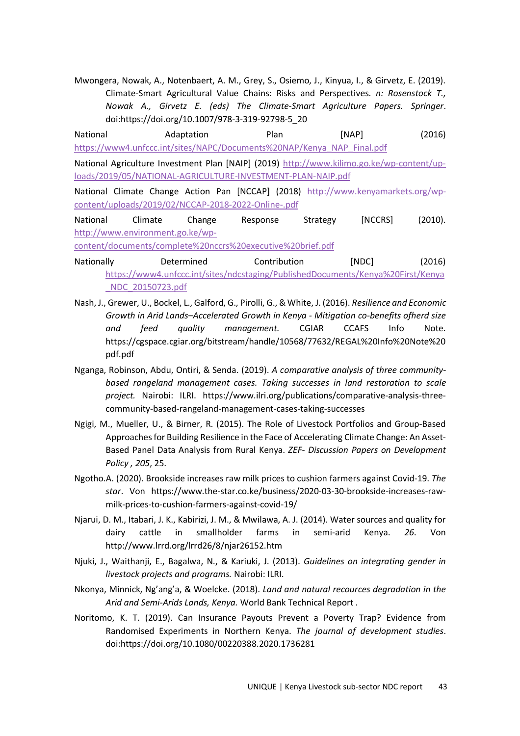Mwongera, Nowak, A., Notenbaert, A. M., Grey, S., Osiemo, J., Kinyua, I., & Girvetz, E. (2019). Climate-Smart Agricultural Value Chains: Risks and Perspectives. *n: Rosenstock T., Nowak A., Girvetz E. (eds) The Climate-Smart Agriculture Papers. Springer*. doi:https://doi.org/10.1007/978-3-319-92798-5_20

National Adaptation Plan [NAP] (2016) https://www4.unfccc.int/sites/NAPC/Documents%20NAP/Kenya_NAP_Final.pdf

National Agriculture Investment Plan [NAIP] (2019) http://www.kilimo.go.ke/wp-content/uploads/2019/05/NATIONAL-AGRICULTURE-INVESTMENT-PLAN-NAIP.pdf

National Climate Change Action Pan [NCCAP] (2018) http://www.kenyamarkets.org/wp-content/uploads/2019/02/NCCAP-2018-2022-Online-.pdf

National Climate Change Response Strategy [NCCRS] (2010). http://www.environment.go.ke/wp-content/documents/complete%20nccrs%20executive%20brief.pdf

Nationally Determined Contribution [NDC] (2016) https://www4.unfccc.int/sites/ndcstaging/PublishedDocuments/Kenya%20First/Kenya_NDC_20150723.pdf

Nash, J., Grewer, U., Bockel, L., Galford, G., Pirolli, G., & White, J. (2016). *Resilience and Economic Growth in Arid Lands–Accelerated Growth in Kenya - Mitigation co-benefits ofherd size and feed quality management.* CGIAR CCAFS Info Note. https://cgspace.cgiar.org/bitstream/handle/10568/77632/REGAL%20Info%20Note%20pdf.pdf

Nganga, Robinson, Abdu, Ontiri, & Senda. (2019). *A comparative analysis of three community-based rangeland management cases. Taking successes in land restoration to scale project.* Nairobi: ILRI. https://www.ilri.org/publications/comparative-analysis-three-community-based-rangeland-management-cases-taking-successes

Ngigi, M., Mueller, U., & Birner, R. (2015). The Role of Livestock Portfolios and Group-Based Approaches for Building Resilience in the Face of Accelerating Climate Change: An Asset-Based Panel Data Analysis from Rural Kenya. *ZEF- Discussion Papers on Development Policy , 205*, 25.

Ngotho.A. (2020). Brookside increases raw milk prices to cushion farmers against Covid-19. *The star*. Von https://www.the-star.co.ke/business/2020-03-30-brookside-increases-raw-milk-prices-to-cushion-farmers-against-covid-19/

Njarui, D. M., Itabari, J. K., Kabirizi, J. M., & Mwilawa, A. J. (2014). Water sources and quality for dairy cattle in smallholder farms in semi-arid Kenya. *26*. Von http://www.lrrd.org/lrrd26/8/njar26152.htm

Njuki, J., Waithanji, E., Bagalwa, N., & Kariuki, J. (2013). *Guidelines on integrating gender in livestock projects and programs.* Nairobi: ILRI.

Nkonya, Minnick, Ng'ang'a, & Woelcke. (2018). *Land and natural recources degradation in the Arid and Semi-Arids Lands, Kenya.* World Bank Technical Report .

Noritomo, K. T. (2019). Can Insurance Payouts Prevent a Poverty Trap? Evidence from Randomised Experiments in Northern Kenya. *The journal of development studies*. doi:https://doi.org/10.1080/00220388.2020.1736281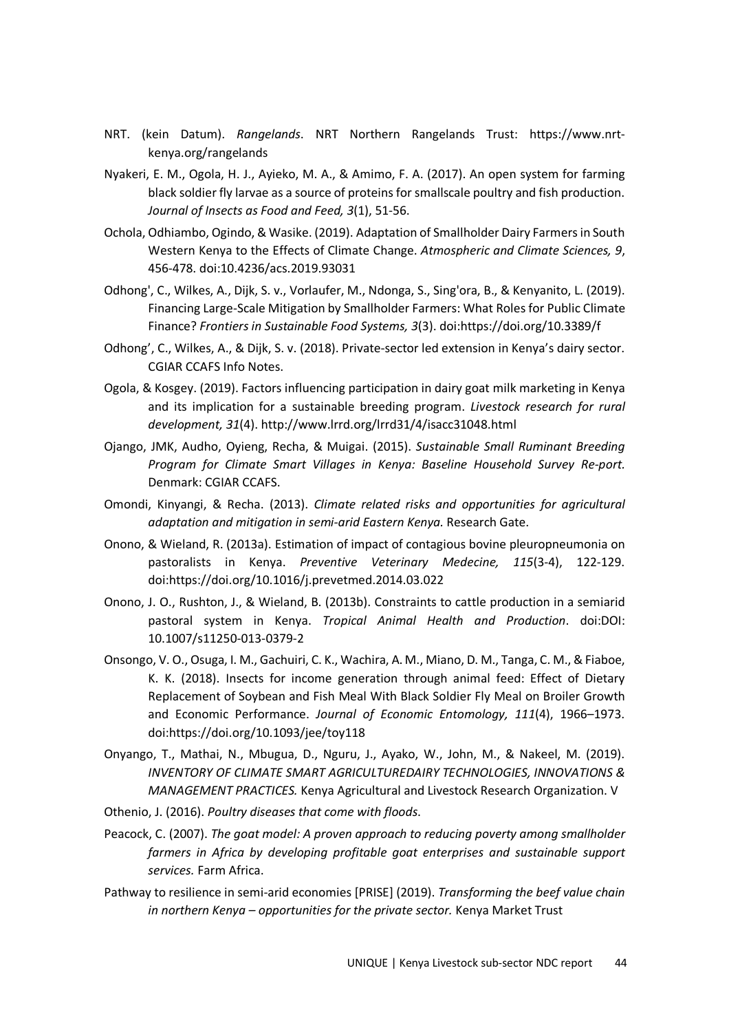NRT. (kein Datum). *Rangelands*. NRT Northern Rangelands Trust: https://www.nrt-kenya.org/rangelands

Nyakeri, E. M., Ogola, H. J., Ayieko, M. A., & Amimo, F. A. (2017). An open system for farming black soldier fly larvae as a source of proteins for smallscale poultry and fish production. *Journal of Insects as Food and Feed, 3*(1), 51-56.

Ochola, Odhiambo, Ogindo, & Wasike. (2019). Adaptation of Smallholder Dairy Farmers in South Western Kenya to the Effects of Climate Change. *Atmospheric and Climate Sciences, 9*, 456-478. doi:10.4236/acs.2019.93031

Odhong', C., Wilkes, A., Dijk, S. v., Vorlaufer, M., Ndonga, S., Sing'ora, B., & Kenyanito, L. (2019). Financing Large-Scale Mitigation by Smallholder Farmers: What Roles for Public Climate Finance? *Frontiers in Sustainable Food Systems, 3*(3). doi:https://doi.org/10.3389/f

Odhong', C., Wilkes, A., & Dijk, S. v. (2018). Private-sector led extension in Kenya's dairy sector. CGIAR CCAFS Info Notes.

Ogola, & Kosgey. (2019). Factors influencing participation in dairy goat milk marketing in Kenya and its implication for a sustainable breeding program. *Livestock research for rural development, 31*(4). http://www.lrrd.org/lrrd31/4/isacc31048.html

Ojango, JMK, Audho, Oyieng, Recha, & Muigai. (2015). *Sustainable Small Ruminant Breeding Program for Climate Smart Villages in Kenya: Baseline Household Survey Re-port.* Denmark: CGIAR CCAFS.

Omondi, Kinyangi, & Recha. (2013). *Climate related risks and opportunities for agricultural adaptation and mitigation in semi-arid Eastern Kenya.* Research Gate.

Onono, & Wieland, R. (2013a). Estimation of impact of contagious bovine pleuropneumonia on pastoralists in Kenya. *Preventive Veterinary Medecine, 115*(3-4), 122-129. doi:https://doi.org/10.1016/j.prevetmed.2014.03.022

Onono, J. O., Rushton, J., & Wieland, B. (2013b). Constraints to cattle production in a semiarid pastoral system in Kenya. *Tropical Animal Health and Production*. doi:DOI: 10.1007/s11250-013-0379-2

Onsongo, V. O., Osuga, I. M., Gachuiri, C. K., Wachira, A. M., Miano, D. M., Tanga, C. M., & Fiaboe, K. K. (2018). Insects for income generation through animal feed: Effect of Dietary Replacement of Soybean and Fish Meal With Black Soldier Fly Meal on Broiler Growth and Economic Performance. *Journal of Economic Entomology, 111*(4), 1966–1973. doi:https://doi.org/10.1093/jee/toy118

Onyango, T., Mathai, N., Mbugua, D., Nguru, J., Ayako, W., John, M., & Nakeel, M. (2019). *INVENTORY OF CLIMATE SMART AGRICULTUREDAIRY TECHNOLOGIES, INNOVATIONS & MANAGEMENT PRACTICES.* Kenya Agricultural and Livestock Research Organization. V

Othenio, J. (2016). *Poultry diseases that come with floods.*

Peacock, C. (2007). *The goat model: A proven approach to reducing poverty among smallholder farmers in Africa by developing profitable goat enterprises and sustainable support services.* Farm Africa.

Pathway to resilience in semi-arid economies [PRISE] (2019). *Transforming the beef value chain in northern Kenya – opportunities for the private sector.* Kenya Market Trust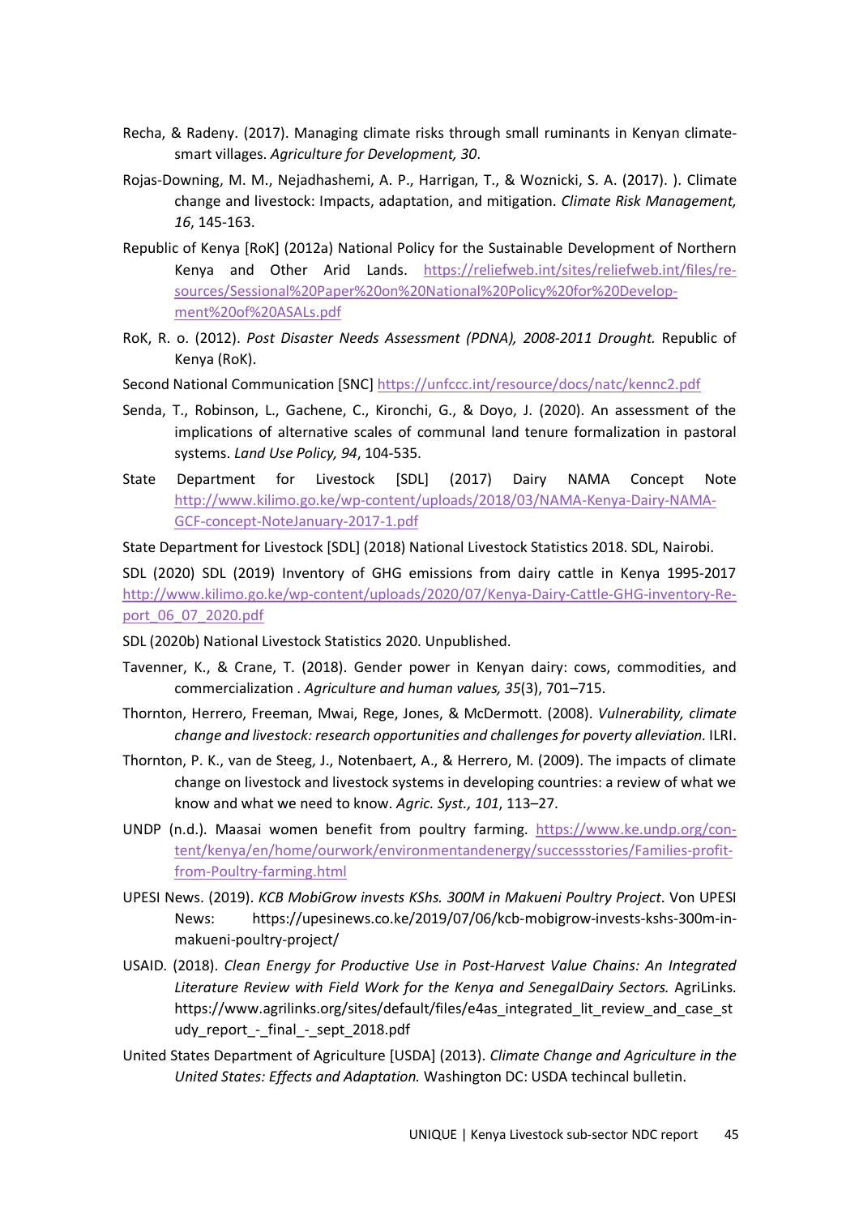Recha, & Radeny. (2017). Managing climate risks through small ruminants in Kenyan climate-smart villages. *Agriculture for Development, 30*.

Rojas-Downing, M. M., Nejadhashemi, A. P., Harrigan, T., & Woznicki, S. A. (2017). ). Climate change and livestock: Impacts, adaptation, and mitigation. *Climate Risk Management, 16*, 145-163.

Republic of Kenya [RoK] (2012a) National Policy for the Sustainable Development of Northern Kenya and Other Arid Lands. https://reliefweb.int/sites/reliefweb.int/files/resources/Sessional%20Paper%20on%20National%20Policy%20for%20Development%20of%20ASALs.pdf

RoK, R. o. (2012). *Post Disaster Needs Assessment (PDNA), 2008-2011 Drought.* Republic of Kenya (RoK).

Second National Communication [SNC] https://unfccc.int/resource/docs/natc/kennc2.pdf

Senda, T., Robinson, L., Gachene, C., Kironchi, G., & Doyo, J. (2020). An assessment of the implications of alternative scales of communal land tenure formalization in pastoral systems. *Land Use Policy, 94*, 104-535.

State Department for Livestock [SDL] (2017) Dairy NAMA Concept Note http://www.kilimo.go.ke/wp-content/uploads/2018/03/NAMA-Kenya-Dairy-NAMA-GCF-concept-NoteJanuary-2017-1.pdf

State Department for Livestock [SDL] (2018) National Livestock Statistics 2018. SDL, Nairobi.

SDL (2020) SDL (2019) Inventory of GHG emissions from dairy cattle in Kenya 1995-2017 http://www.kilimo.go.ke/wp-content/uploads/2020/07/Kenya-Dairy-Cattle-GHG-inventory-Report_06_07_2020.pdf

SDL (2020b) National Livestock Statistics 2020. Unpublished.

Tavenner, K., & Crane, T. (2018). Gender power in Kenyan dairy: cows, commodities, and commercialization . *Agriculture and human values, 35*(3), 701–715.

Thornton, Herrero, Freeman, Mwai, Rege, Jones, & McDermott. (2008). *Vulnerability, climate change and livestock: research opportunities and challenges for poverty alleviation.* ILRI.

Thornton, P. K., van de Steeg, J., Notenbaert, A., & Herrero, M. (2009). The impacts of climate change on livestock and livestock systems in developing countries: a review of what we know and what we need to know. *Agric. Syst., 101*, 113–27.

UNDP (n.d.). Maasai women benefit from poultry farming. https://www.ke.undp.org/content/kenya/en/home/ourwork/environmentandenergy/successstories/Families-profit-from-Poultry-farming.html

UPESI News. (2019). *KCB MobiGrow invests KShs. 300M in Makueni Poultry Project*. Von UPESI News: https://upesinews.co.ke/2019/07/06/kcb-mobigrow-invests-kshs-300m-in-makueni-poultry-project/

USAID. (2018). *Clean Energy for Productive Use in Post-Harvest Value Chains: An Integrated Literature Review with Field Work for the Kenya and SenegalDairy Sectors.* AgriLinks. https://www.agrilinks.org/sites/default/files/e4as_integrated_lit_review_and_case_study_report_-_final_-_sept_2018.pdf

United States Department of Agriculture [USDA] (2013). *Climate Change and Agriculture in the United States: Effects and Adaptation.* Washington DC: USDA techincal bulletin.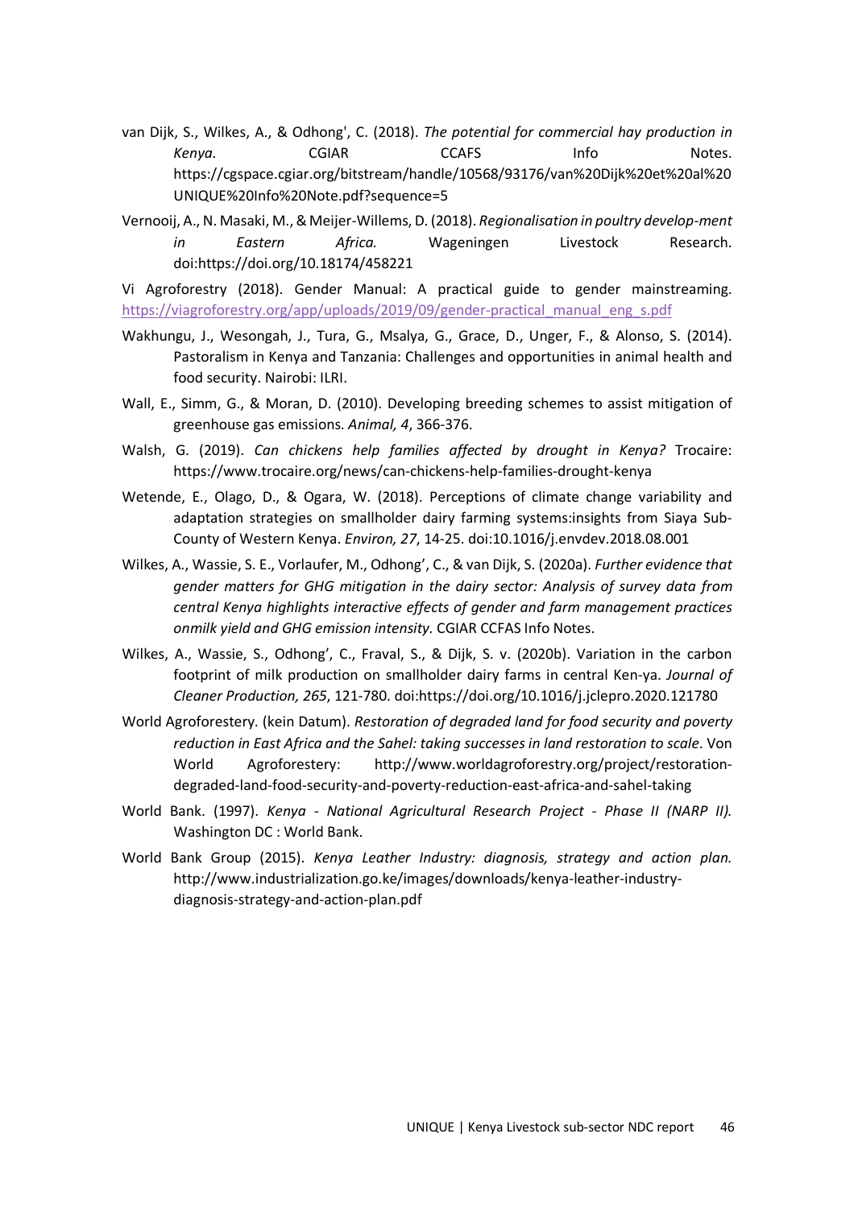van Dijk, S., Wilkes, A., & Odhong', C. (2018). *The potential for commercial hay production in Kenya.* CGIAR CCAFS Info Notes. https://cgspace.cgiar.org/bitstream/handle/10568/93176/van%20Dijk%20et%20al%20UNIQUE%20Info%20Note.pdf?sequence=5

Vernooij, A., N. Masaki, M., & Meijer-Willems, D. (2018). *Regionalisation in poultry develop-ment in Eastern Africa.* Wageningen Livestock Research. doi:https://doi.org/10.18174/458221

Vi Agroforestry (2018). Gender Manual: A practical guide to gender mainstreaming. https://viagroforestry.org/app/uploads/2019/09/gender-practical_manual_eng_s.pdf

Wakhungu, J., Wesongah, J., Tura, G., Msalya, G., Grace, D., Unger, F., & Alonso, S. (2014). Pastoralism in Kenya and Tanzania: Challenges and opportunities in animal health and food security. Nairobi: ILRI.

Wall, E., Simm, G., & Moran, D. (2010). Developing breeding schemes to assist mitigation of greenhouse gas emissions. *Animal, 4*, 366-376.

Walsh, G. (2019). *Can chickens help families affected by drought in Kenya?* Trocaire: https://www.trocaire.org/news/can-chickens-help-families-drought-kenya

Wetende, E., Olago, D., & Ogara, W. (2018). Perceptions of climate change variability and adaptation strategies on smallholder dairy farming systems:insights from Siaya Sub-County of Western Kenya. *Environ, 27*, 14-25. doi:10.1016/j.envdev.2018.08.001

Wilkes, A., Wassie, S. E., Vorlaufer, M., Odhong', C., & van Dijk, S. (2020a). *Further evidence that gender matters for GHG mitigation in the dairy sector: Analysis of survey data from central Kenya highlights interactive effects of gender and farm management practices onmilk yield and GHG emission intensity.* CGIAR CCFAS Info Notes.

Wilkes, A., Wassie, S., Odhong', C., Fraval, S., & Dijk, S. v. (2020b). Variation in the carbon footprint of milk production on smallholder dairy farms in central Ken-ya. *Journal of Cleaner Production, 265*, 121-780. doi:https://doi.org/10.1016/j.jclepro.2020.121780

World Agroforestery. (kein Datum). *Restoration of degraded land for food security and poverty reduction in East Africa and the Sahel: taking successes in land restoration to scale*. Von World Agroforestery: http://www.worldagroforestry.org/project/restoration-degraded-land-food-security-and-poverty-reduction-east-africa-and-sahel-taking

World Bank. (1997). *Kenya - National Agricultural Research Project - Phase II (NARP II).* Washington DC : World Bank.

World Bank Group (2015). *Kenya Leather Industry: diagnosis, strategy and action plan.* http://www.industrialization.go.ke/images/downloads/kenya-leather-industry-diagnosis-strategy-and-action-plan.pdf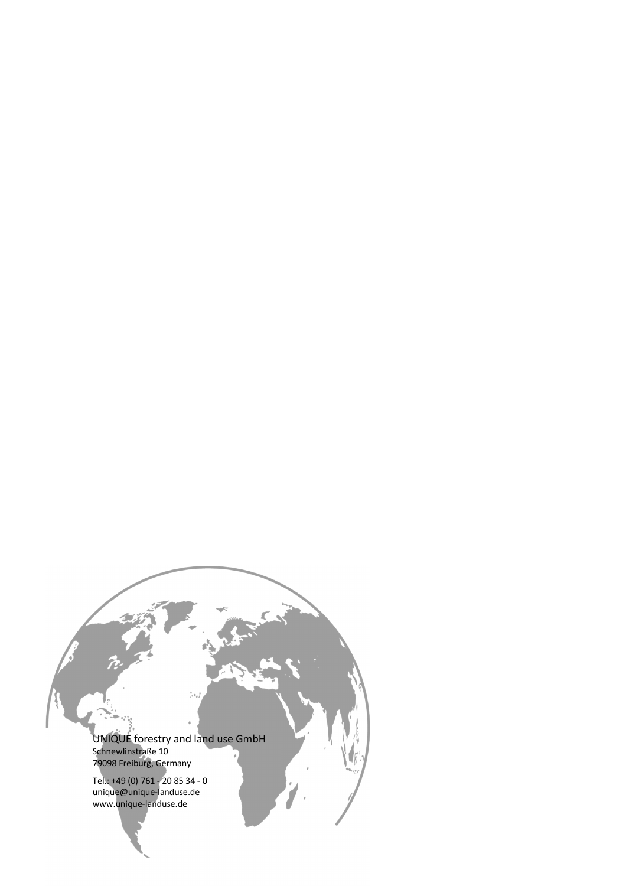UNIQUE forestry and land use GmbH
Schnewlinstraße 10
79098 Freiburg, Germany

Tel.: +49 (0) 761 - 20 85 34 - 0
unique@unique-landuse.de
www.unique-landuse.de